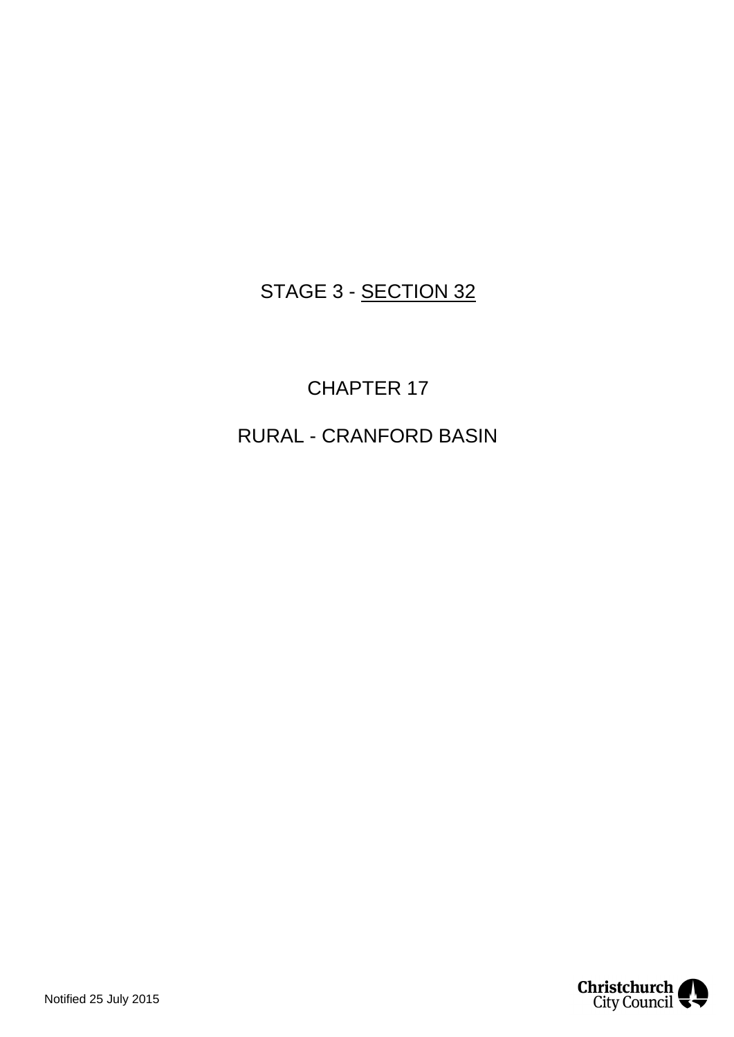STAGE 3 - <u>SECTION 32</u>

# CHAPTER 17

# RURAL - CRANFORD BASIN

Notified 25 July 2015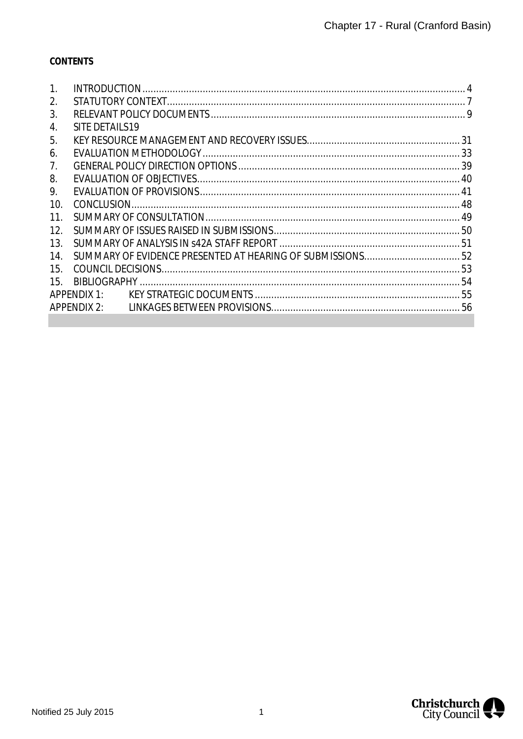**CONTENTS**

1. INTRODUCTION .......... 4
2. STATUTORY CONTEXT .......... 7
3. RELEVANT POLICY DOCUMENTS .......... 9
4. SITE DETAILS19
5. KEY RESOURCE MANAGEMENT AND RECOVERY ISSUES .......... 31
6. EVALUATION METHODOLOGY .......... 33
7. GENERAL POLICY DIRECTION OPTIONS .......... 39
8. EVALUATION OF OBJECTIVES .......... 40
9. EVALUATION OF PROVISIONS .......... 41
10. CONCLUSION .......... 48
11. SUMMARY OF CONSULTATION .......... 49
12. SUMMARY OF ISSUES RAISED IN SUBMISSIONS .......... 50
13. SUMMARY OF ANALYSIS IN s42A STAFF REPORT .......... 51
14. SUMMARY OF EVIDENCE PRESENTED AT HEARING OF SUBMISSIONS .......... 52
15. COUNCIL DECISIONS .......... 53
15. BIBLIOGRAPHY .......... 54

APPENDIX 1: KEY STRATEGIC DOCUMENTS .......... 55

APPENDIX 2: LINKAGES BETWEEN PROVISIONS .......... 56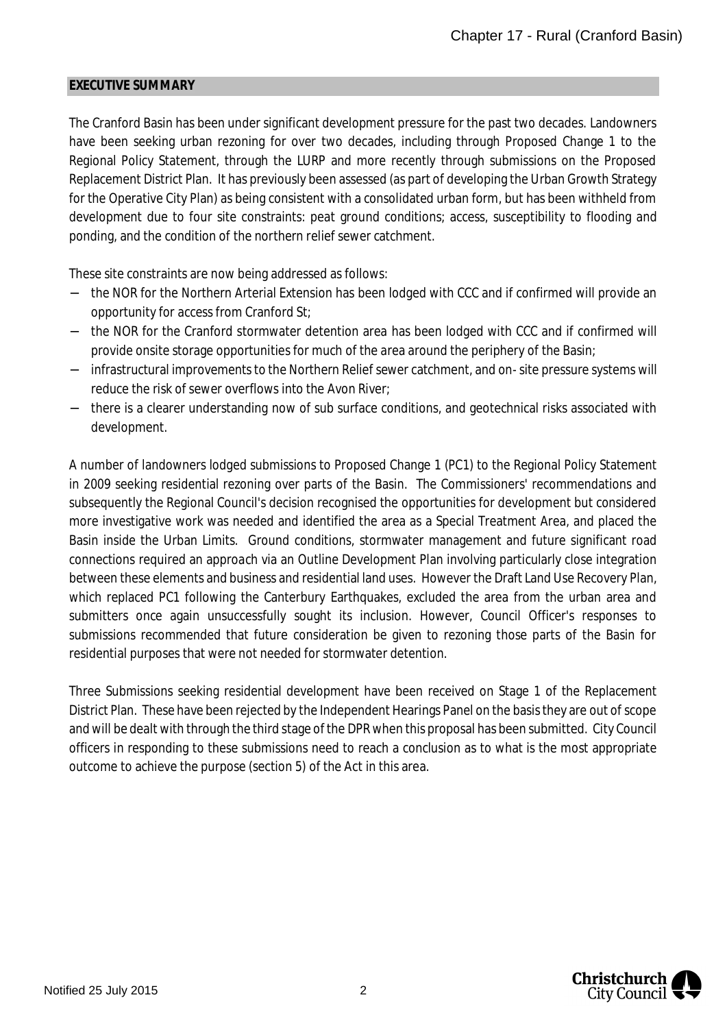## EXECUTIVE SUMMARY

The Cranford Basin has been under significant development pressure for the past two decades. Landowners have been seeking urban rezoning for over two decades, including through Proposed Change 1 to the Regional Policy Statement, through the LURP and more recently through submissions on the Proposed Replacement District Plan. It has previously been assessed (as part of developing the Urban Growth Strategy for the Operative City Plan) as being consistent with a consolidated urban form, but has been withheld from development due to four site constraints: peat ground conditions; access, susceptibility to flooding and ponding, and the condition of the northern relief sewer catchment.

These site constraints are now being addressed as follows:

- the NOR for the Northern Arterial Extension has been lodged with CCC and if confirmed will provide an opportunity for access from Cranford St;
- the NOR for the Cranford stormwater detention area has been lodged with CCC and if confirmed will provide onsite storage opportunities for much of the area around the periphery of the Basin;
- infrastructural improvements to the Northern Relief sewer catchment, and on- site pressure systems will reduce the risk of sewer overflows into the Avon River;
- there is a clearer understanding now of sub surface conditions, and geotechnical risks associated with development.

A number of landowners lodged submissions to Proposed Change 1 (PC1) to the Regional Policy Statement in 2009 seeking residential rezoning over parts of the Basin. The Commissioners' recommendations and subsequently the Regional Council's decision recognised the opportunities for development but considered more investigative work was needed and identified the area as a Special Treatment Area, and placed the Basin inside the Urban Limits. Ground conditions, stormwater management and future significant road connections required an approach via an Outline Development Plan involving particularly close integration between these elements and business and residential land uses. However the Draft Land Use Recovery Plan, which replaced PC1 following the Canterbury Earthquakes, excluded the area from the urban area and submitters once again unsuccessfully sought its inclusion. However, Council Officer's responses to submissions recommended that future consideration be given to rezoning those parts of the Basin for residential purposes that were not needed for stormwater detention.

Three Submissions seeking residential development have been received on Stage 1 of the Replacement District Plan. These have been rejected by the Independent Hearings Panel on the basis they are out of scope and will be dealt with through the third stage of the DPR when this proposal has been submitted. City Council officers in responding to these submissions need to reach a conclusion as to what is the most appropriate outcome to achieve the purpose (section 5) of the Act in this area.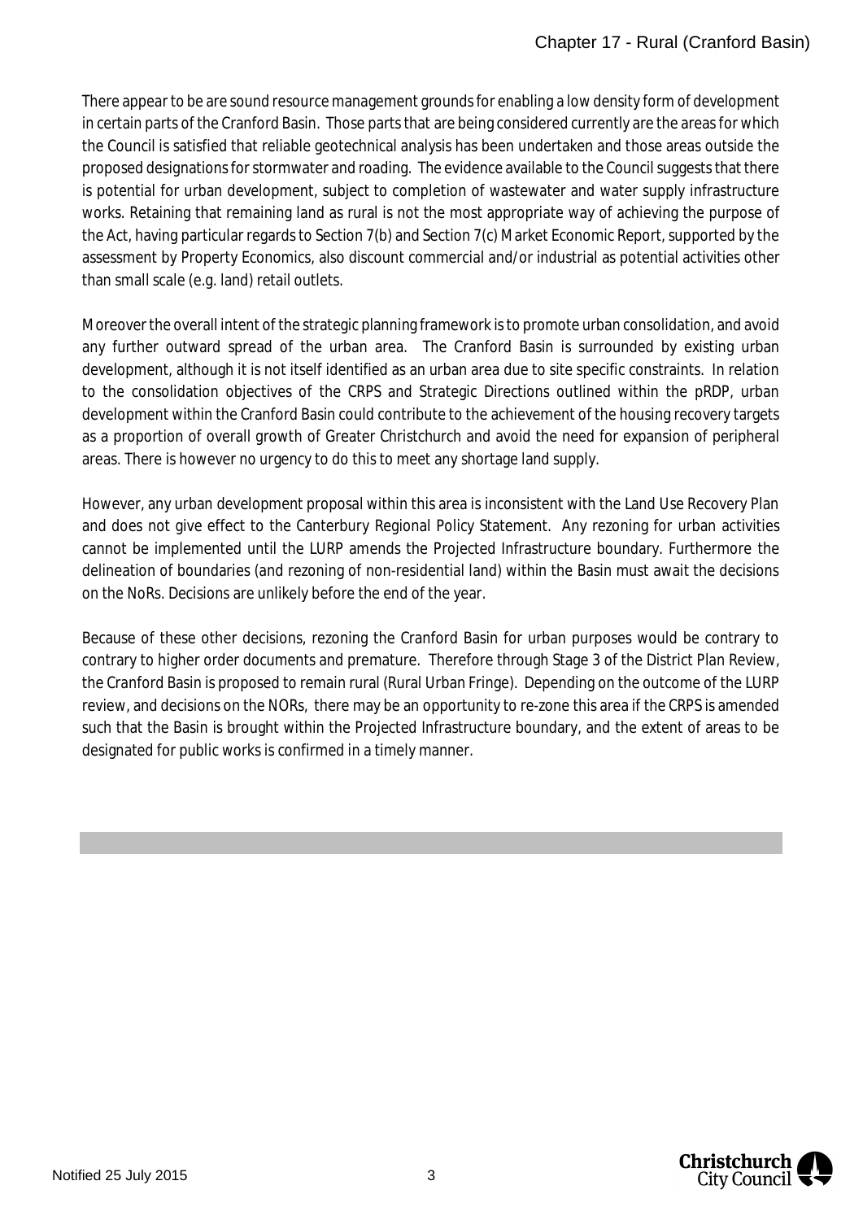There appear to be are sound resource management grounds for enabling a low density form of development in certain parts of the Cranford Basin. Those parts that are being considered currently are the areas for which the Council is satisfied that reliable geotechnical analysis has been undertaken and those areas outside the proposed designations for stormwater and roading. The evidence available to the Council suggests that there is potential for urban development, subject to completion of wastewater and water supply infrastructure works. Retaining that remaining land as rural is not the most appropriate way of achieving the purpose of the Act, having particular regards to Section 7(b) and Section 7(c) Market Economic Report, supported by the assessment by Property Economics, also discount commercial and/or industrial as potential activities other than small scale (e.g. land) retail outlets.

Moreover the overall intent of the strategic planning framework is to promote urban consolidation, and avoid any further outward spread of the urban area. The Cranford Basin is surrounded by existing urban development, although it is not itself identified as an urban area due to site specific constraints. In relation to the consolidation objectives of the CRPS and Strategic Directions outlined within the pRDP, urban development within the Cranford Basin could contribute to the achievement of the housing recovery targets as a proportion of overall growth of Greater Christchurch and avoid the need for expansion of peripheral areas. There is however no urgency to do this to meet any shortage land supply.

However, any urban development proposal within this area is inconsistent with the Land Use Recovery Plan and does not give effect to the Canterbury Regional Policy Statement. Any rezoning for urban activities cannot be implemented until the LURP amends the Projected Infrastructure boundary. Furthermore the delineation of boundaries (and rezoning of non-residential land) within the Basin must await the decisions on the NoRs. Decisions are unlikely before the end of the year.

Because of these other decisions, rezoning the Cranford Basin for urban purposes would be contrary to contrary to higher order documents and premature. Therefore through Stage 3 of the District Plan Review, the Cranford Basin is proposed to remain rural (Rural Urban Fringe). Depending on the outcome of the LURP review, and decisions on the NORs, there may be an opportunity to re-zone this area if the CRPS is amended such that the Basin is brought within the Projected Infrastructure boundary, and the extent of areas to be designated for public works is confirmed in a timely manner.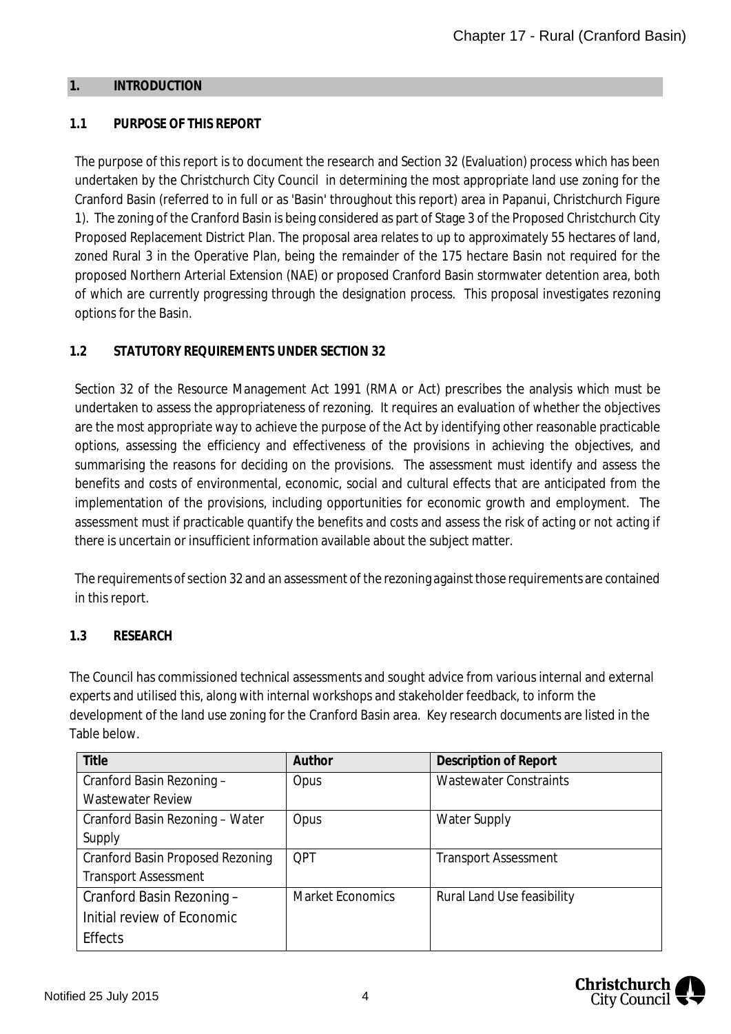## 1. INTRODUCTION

### 1.1 PURPOSE OF THIS REPORT

The purpose of this report is to document the research and Section 32 (Evaluation) process which has been undertaken by the Christchurch City Council in determining the most appropriate land use zoning for the Cranford Basin (referred to in full or as 'Basin' throughout this report) area in Papanui, Christchurch Figure 1). The zoning of the Cranford Basin is being considered as part of Stage 3 of the Proposed Christchurch City Proposed Replacement District Plan. The proposal area relates to up to approximately 55 hectares of land, zoned Rural 3 in the Operative Plan, being the remainder of the 175 hectare Basin not required for the proposed Northern Arterial Extension (NAE) or proposed Cranford Basin stormwater detention area, both of which are currently progressing through the designation process. This proposal investigates rezoning options for the Basin.

### 1.2 STATUTORY REQUIREMENTS UNDER SECTION 32

Section 32 of the Resource Management Act 1991 (RMA or Act) prescribes the analysis which must be undertaken to assess the appropriateness of rezoning. It requires an evaluation of whether the objectives are the most appropriate way to achieve the purpose of the Act by identifying other reasonable practicable options, assessing the efficiency and effectiveness of the provisions in achieving the objectives, and summarising the reasons for deciding on the provisions. The assessment must identify and assess the benefits and costs of environmental, economic, social and cultural effects that are anticipated from the implementation of the provisions, including opportunities for economic growth and employment. The assessment must if practicable quantify the benefits and costs and assess the risk of acting or not acting if there is uncertain or insufficient information available about the subject matter.

The requirements of section 32 and an assessment of the rezoning against those requirements are contained in this report.

### 1.3 RESEARCH

The Council has commissioned technical assessments and sought advice from various internal and external experts and utilised this, along with internal workshops and stakeholder feedback, to inform the development of the land use zoning for the Cranford Basin area. Key research documents are listed in the Table below.

| Title | Author | Description of Report |
| --- | --- | --- |
| Cranford Basin Rezoning – Wastewater Review | Opus | Wastewater Constraints |
| Cranford Basin Rezoning – Water Supply | Opus | Water Supply |
| Cranford Basin Proposed Rezoning Transport Assessment | QPT | Transport Assessment |
| Cranford Basin Rezoning – Initial review of Economic Effects | Market Economics | Rural Land Use feasibility |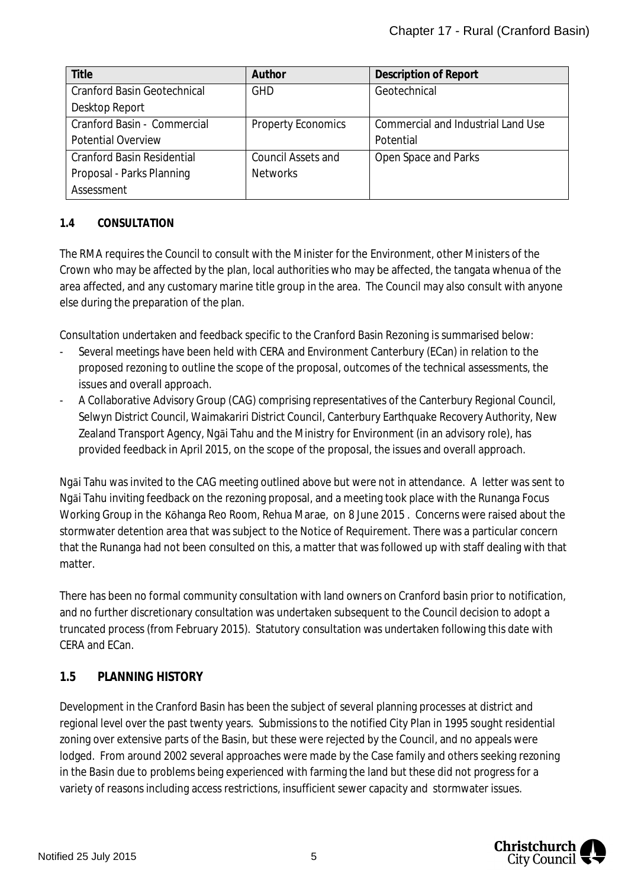| Title | Author | Description of Report |
|---|---|---|
| Cranford Basin Geotechnical Desktop Report | GHD | Geotechnical |
| Cranford Basin - Commercial Potential Overview | Property Economics | Commercial and Industrial Land Use Potential |
| Cranford Basin Residential Proposal - Parks Planning Assessment | Council Assets and Networks | Open Space and Parks |

### 1.4 CONSULTATION

The RMA requires the Council to consult with the Minister for the Environment, other Ministers of the Crown who may be affected by the plan, local authorities who may be affected, the tangata whenua of the area affected, and any customary marine title group in the area. The Council may also consult with anyone else during the preparation of the plan.

Consultation undertaken and feedback specific to the Cranford Basin Rezoning is summarised below:

- Several meetings have been held with CERA and Environment Canterbury (ECan) in relation to the proposed rezoning to outline the scope of the proposal, outcomes of the technical assessments, the issues and overall approach.
- A Collaborative Advisory Group (CAG) comprising representatives of the Canterbury Regional Council, Selwyn District Council, Waimakariri District Council, Canterbury Earthquake Recovery Authority, New Zealand Transport Agency, Ngāi Tahu and the Ministry for Environment (in an advisory role), has provided feedback in April 2015, on the scope of the proposal, the issues and overall approach.

Ngāi Tahu was invited to the CAG meeting outlined above but were not in attendance. A letter was sent to Ngāi Tahu inviting feedback on the rezoning proposal, and a meeting took place with the Runanga Focus Working Group in the Kōhanga Reo Room, Rehua Marae, on 8 June 2015 . Concerns were raised about the stormwater detention area that was subject to the Notice of Requirement. There was a particular concern that the Runanga had not been consulted on this, a matter that was followed up with staff dealing with that matter.

There has been no formal community consultation with land owners on Cranford basin prior to notification, and no further discretionary consultation was undertaken subsequent to the Council decision to adopt a truncated process (from February 2015). Statutory consultation was undertaken following this date with CERA and ECan.

### 1.5 PLANNING HISTORY

Development in the Cranford Basin has been the subject of several planning processes at district and regional level over the past twenty years. Submissions to the notified City Plan in 1995 sought residential zoning over extensive parts of the Basin, but these were rejected by the Council, and no appeals were lodged. From around 2002 several approaches were made by the Case family and others seeking rezoning in the Basin due to problems being experienced with farming the land but these did not progress for a variety of reasons including access restrictions, insufficient sewer capacity and stormwater issues.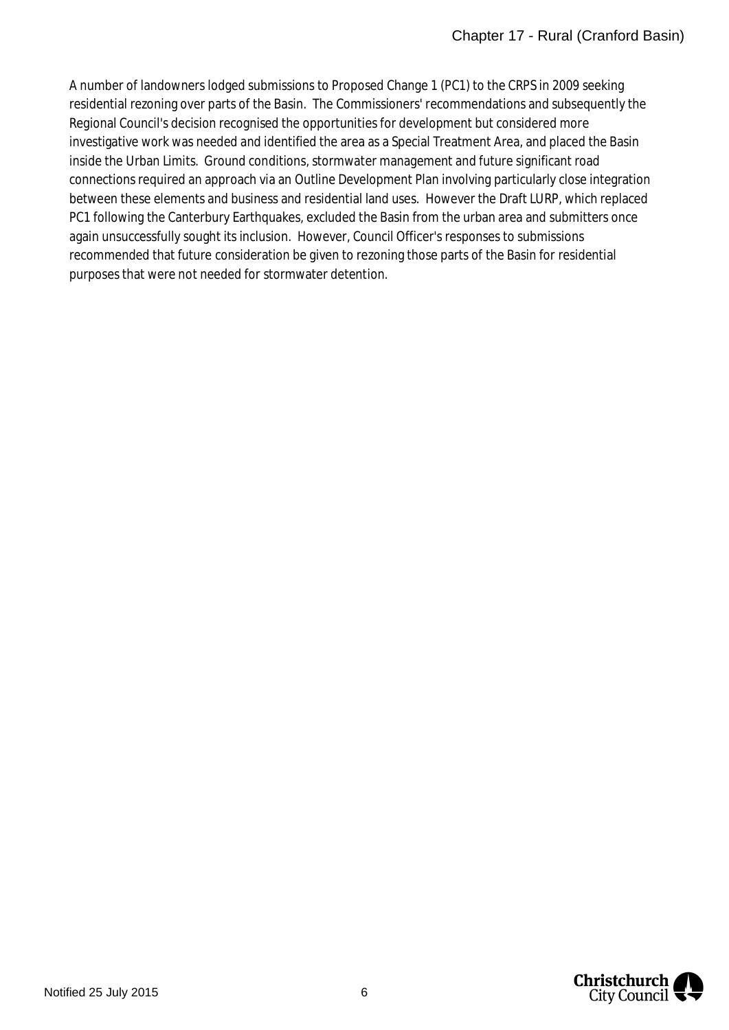A number of landowners lodged submissions to Proposed Change 1 (PC1) to the CRPS in 2009 seeking residential rezoning over parts of the Basin. The Commissioners' recommendations and subsequently the Regional Council's decision recognised the opportunities for development but considered more investigative work was needed and identified the area as a Special Treatment Area, and placed the Basin inside the Urban Limits. Ground conditions, stormwater management and future significant road connections required an approach via an Outline Development Plan involving particularly close integration between these elements and business and residential land uses. However the Draft LURP, which replaced PC1 following the Canterbury Earthquakes, excluded the Basin from the urban area and submitters once again unsuccessfully sought its inclusion. However, Council Officer's responses to submissions recommended that future consideration be given to rezoning those parts of the Basin for residential purposes that were not needed for stormwater detention.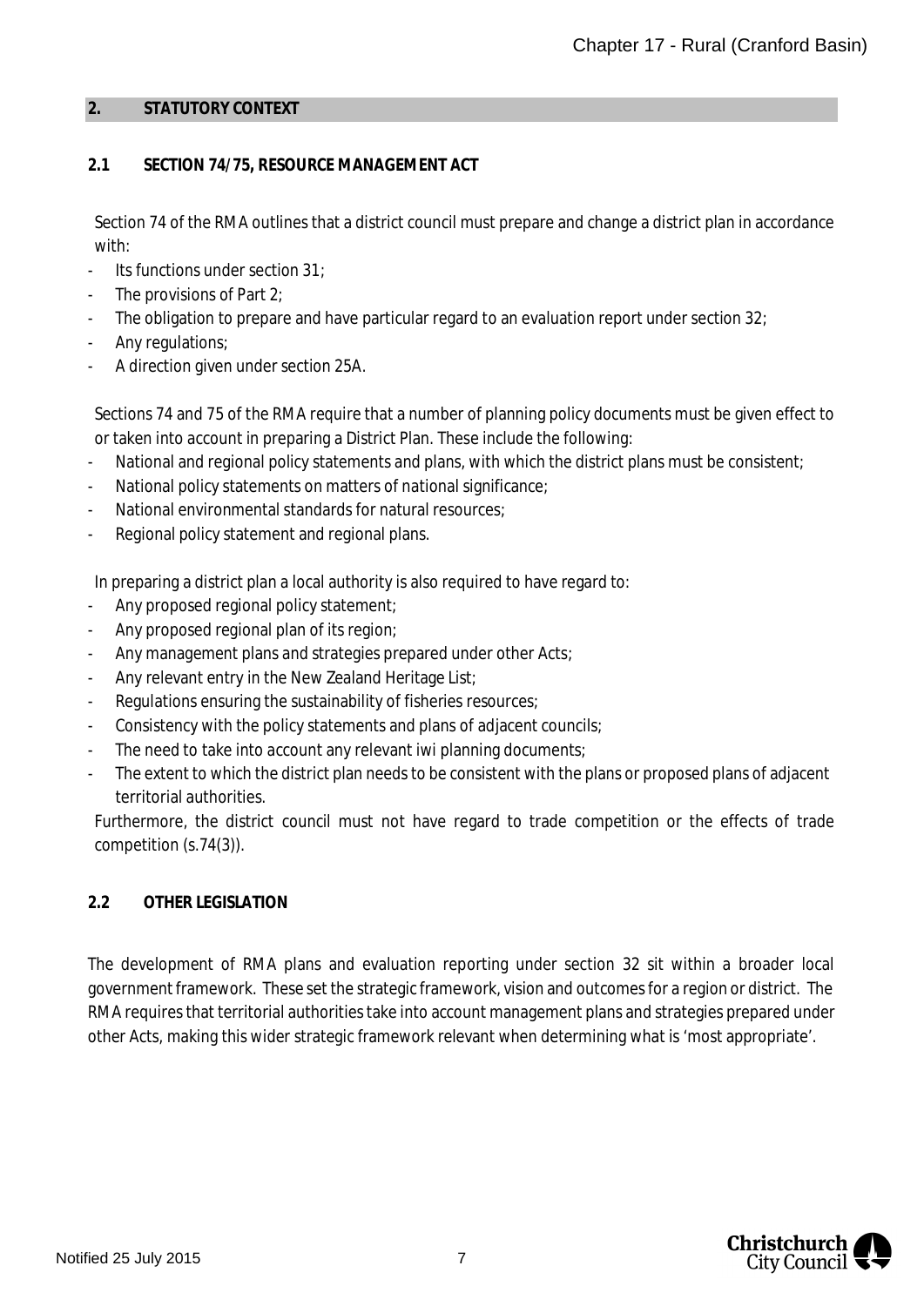## 2. STATUTORY CONTEXT

### 2.1 SECTION 74/75, RESOURCE MANAGEMENT ACT

Section 74 of the RMA outlines that a district council must prepare and change a district plan in accordance with:

- Its functions under section 31;
- The provisions of Part 2;
- The obligation to prepare and have particular regard to an evaluation report under section 32;
- Any regulations;
- A direction given under section 25A.

Sections 74 and 75 of the RMA require that a number of planning policy documents must be given effect to or taken into account in preparing a District Plan. These include the following:

- National and regional policy statements and plans, with which the district plans must be consistent;
- National policy statements on matters of national significance;
- National environmental standards for natural resources;
- Regional policy statement and regional plans.

In preparing a district plan a local authority is also required to have regard to:

- Any proposed regional policy statement;
- Any proposed regional plan of its region;
- Any management plans and strategies prepared under other Acts;
- Any relevant entry in the New Zealand Heritage List;
- Regulations ensuring the sustainability of fisheries resources;
- Consistency with the policy statements and plans of adjacent councils;
- The need to take into account any relevant iwi planning documents;
- The extent to which the district plan needs to be consistent with the plans or proposed plans of adjacent territorial authorities.

Furthermore, the district council must not have regard to trade competition or the effects of trade competition (s.74(3)).

### 2.2 OTHER LEGISLATION

The development of RMA plans and evaluation reporting under section 32 sit within a broader local government framework. These set the strategic framework, vision and outcomes for a region or district. The RMA requires that territorial authorities take into account management plans and strategies prepared under other Acts, making this wider strategic framework relevant when determining what is 'most appropriate'.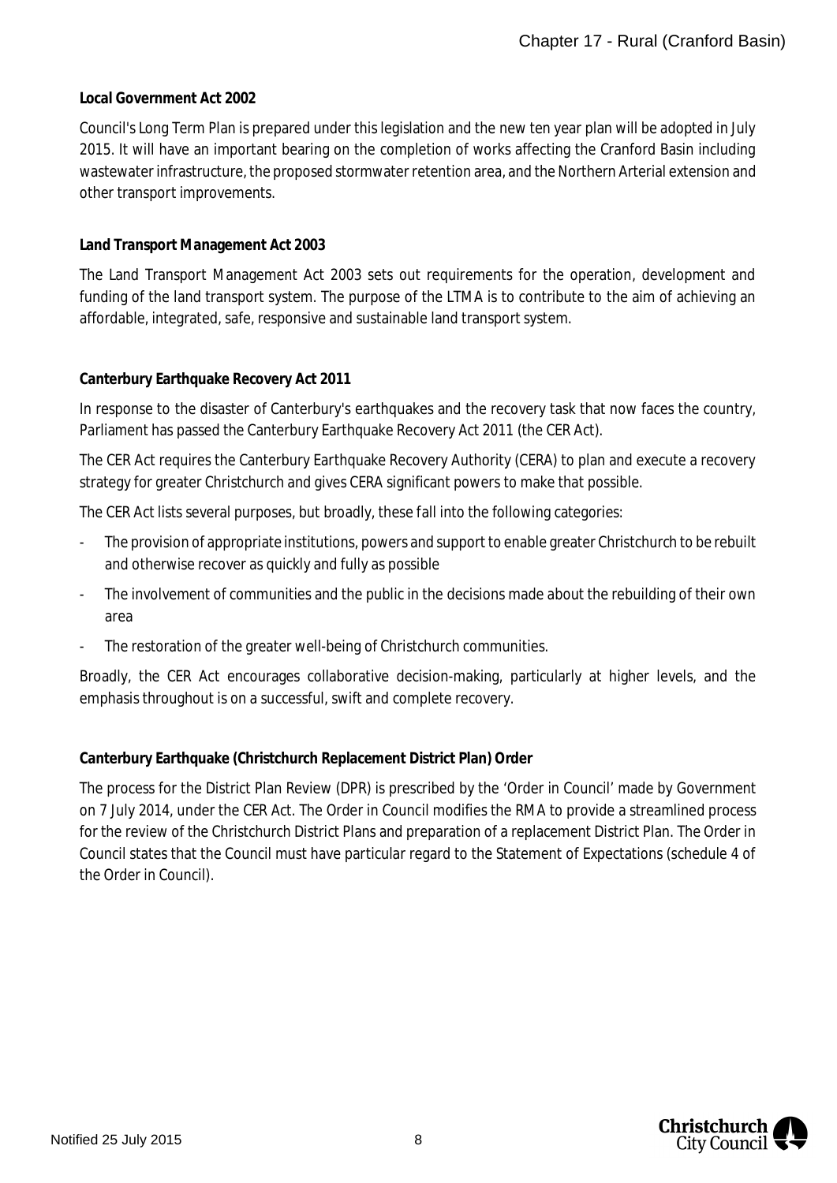**Local Government Act 2002**

Council's Long Term Plan is prepared under this legislation and the new ten year plan will be adopted in July 2015. It will have an important bearing on the completion of works affecting the Cranford Basin including wastewater infrastructure, the proposed stormwater retention area, and the Northern Arterial extension and other transport improvements.

**Land Transport Management Act 2003**

The Land Transport Management Act 2003 sets out requirements for the operation, development and funding of the land transport system. The purpose of the LTMA is to contribute to the aim of achieving an affordable, integrated, safe, responsive and sustainable land transport system.

**Canterbury Earthquake Recovery Act 2011**

In response to the disaster of Canterbury's earthquakes and the recovery task that now faces the country, Parliament has passed the Canterbury Earthquake Recovery Act 2011 (the CER Act).

The CER Act requires the Canterbury Earthquake Recovery Authority (CERA) to plan and execute a recovery strategy for greater Christchurch and gives CERA significant powers to make that possible.

The CER Act lists several purposes, but broadly, these fall into the following categories:

- The provision of appropriate institutions, powers and support to enable greater Christchurch to be rebuilt and otherwise recover as quickly and fully as possible
- The involvement of communities and the public in the decisions made about the rebuilding of their own area
- The restoration of the greater well-being of Christchurch communities.

Broadly, the CER Act encourages collaborative decision-making, particularly at higher levels, and the emphasis throughout is on a successful, swift and complete recovery.

**Canterbury Earthquake (Christchurch Replacement District Plan) Order**

The process for the District Plan Review (DPR) is prescribed by the 'Order in Council' made by Government on 7 July 2014, under the CER Act. The Order in Council modifies the RMA to provide a streamlined process for the review of the Christchurch District Plans and preparation of a replacement District Plan. The Order in Council states that the Council must have particular regard to the Statement of Expectations (schedule 4 of the Order in Council).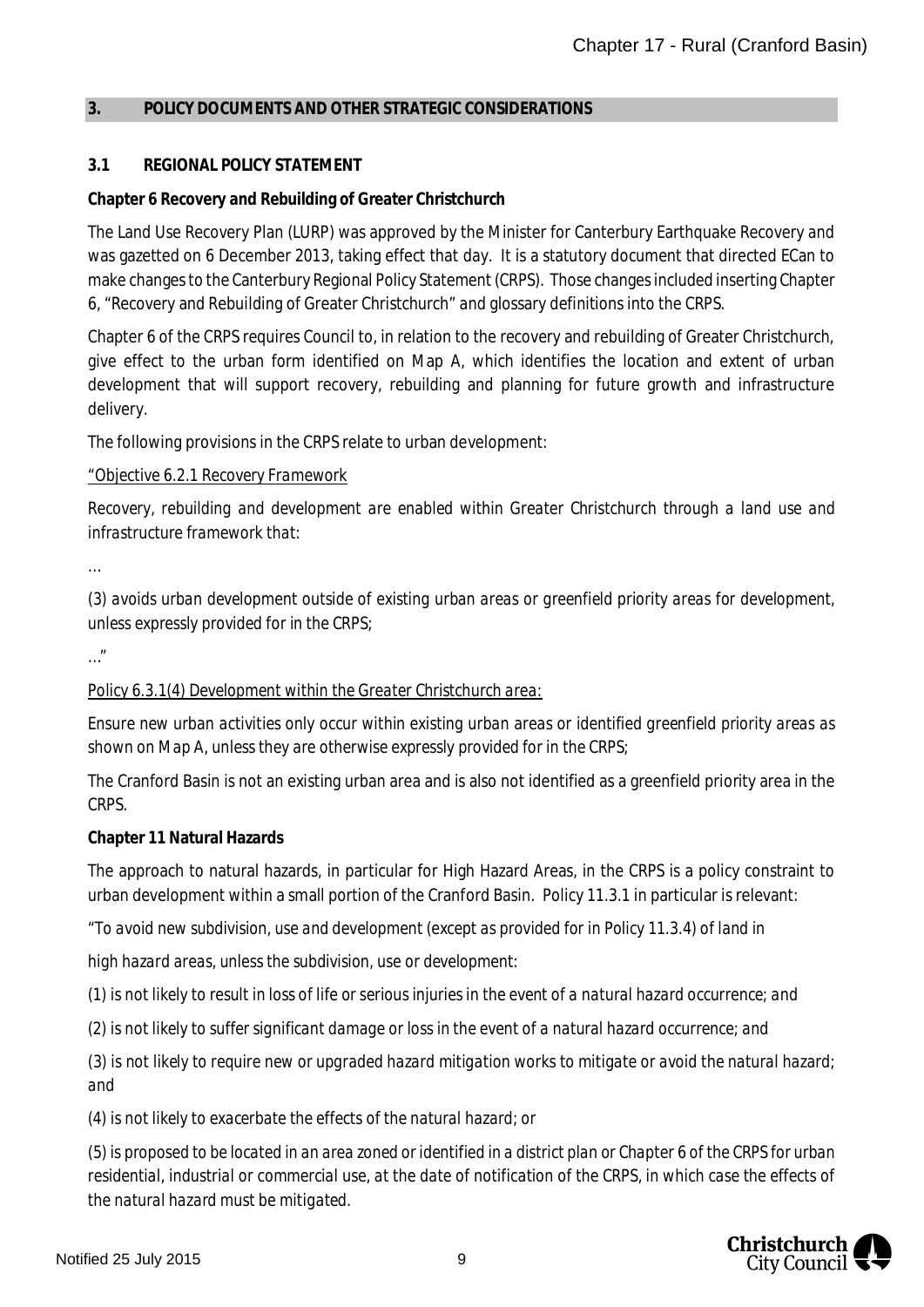## 3. POLICY DOCUMENTS AND OTHER STRATEGIC CONSIDERATIONS

### 3.1 REGIONAL POLICY STATEMENT

**Chapter 6 Recovery and Rebuilding of Greater Christchurch**

The Land Use Recovery Plan (LURP) was approved by the Minister for Canterbury Earthquake Recovery and was gazetted on 6 December 2013, taking effect that day. It is a statutory document that directed ECan to make changes to the Canterbury Regional Policy Statement (CRPS). Those changes included inserting Chapter 6, "Recovery and Rebuilding of Greater Christchurch" and glossary definitions into the CRPS.

Chapter 6 of the CRPS requires Council to, in relation to the recovery and rebuilding of Greater Christchurch, give effect to the urban form identified on Map A, which identifies the location and extent of urban development that will support recovery, rebuilding and planning for future growth and infrastructure delivery.

The following provisions in the CRPS relate to urban development:

*"Objective 6.2.1 Recovery Framework*

*Recovery, rebuilding and development are enabled within Greater Christchurch through a land use and infrastructure framework that:*

*…*

*(3) avoids urban development outside of existing urban areas or greenfield priority areas for development, unless expressly provided for in the CRPS;*

*…"*

*Policy 6.3.1(4) Development within the Greater Christchurch area:*

*Ensure new urban activities only occur within existing urban areas or identified greenfield priority areas as shown on Map A, unless they are otherwise expressly provided for in the CRPS;*

The Cranford Basin is not an existing urban area and is also not identified as a greenfield priority area in the CRPS.

**Chapter 11 Natural Hazards**

The approach to natural hazards, in particular for High Hazard Areas, in the CRPS is a policy constraint to urban development within a small portion of the Cranford Basin. Policy 11.3.1 in particular is relevant:

*"To avoid new subdivision, use and development (except as provided for in Policy 11.3.4) of land in*

*high hazard areas, unless the subdivision, use or development:*

*(1) is not likely to result in loss of life or serious injuries in the event of a natural hazard occurrence; and*

*(2) is not likely to suffer significant damage or loss in the event of a natural hazard occurrence; and*

*(3) is not likely to require new or upgraded hazard mitigation works to mitigate or avoid the natural hazard; and*

*(4) is not likely to exacerbate the effects of the natural hazard; or*

*(5) is proposed to be located in an area zoned or identified in a district plan or Chapter 6 of the CRPS for urban residential, industrial or commercial use, at the date of notification of the CRPS, in which case the effects of the natural hazard must be mitigated.*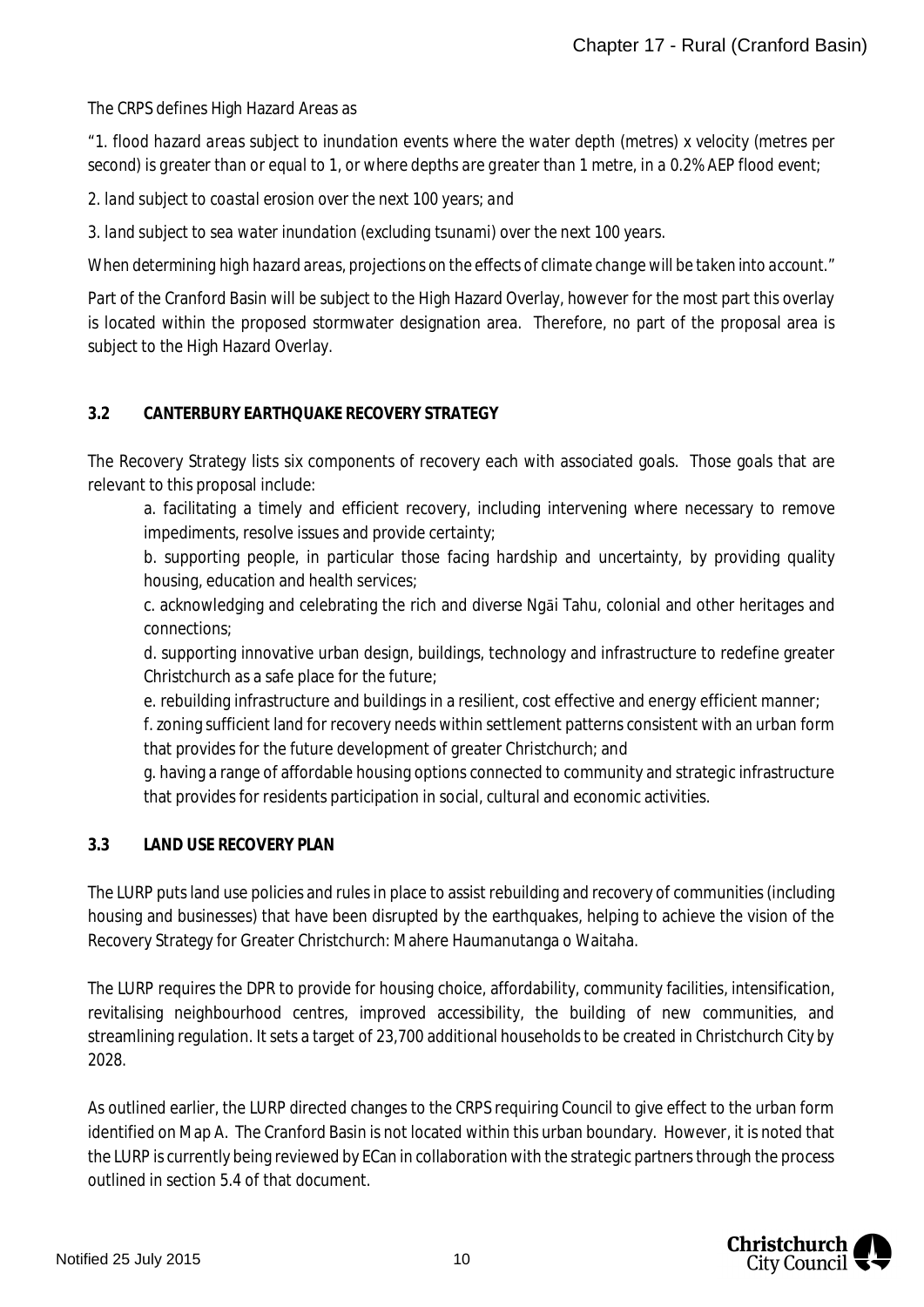The CRPS defines High Hazard Areas as

*"1. flood hazard areas subject to inundation events where the water depth (metres) x velocity (metres per second) is greater than or equal to 1, or where depths are greater than 1 metre, in a 0.2% AEP flood event;*

*2. land subject to coastal erosion over the next 100 years; and*

*3. land subject to sea water inundation (excluding tsunami) over the next 100 years.*

*When determining high hazard areas, projections on the effects of climate change will be taken into account."*

Part of the Cranford Basin will be subject to the High Hazard Overlay, however for the most part this overlay is located within the proposed stormwater designation area. Therefore, no part of the proposal area is subject to the High Hazard Overlay.

### 3.2 CANTERBURY EARTHQUAKE RECOVERY STRATEGY

The Recovery Strategy lists six components of recovery each with associated goals. Those goals that are relevant to this proposal include:

a. facilitating a timely and efficient recovery, including intervening where necessary to remove impediments, resolve issues and provide certainty;

b. supporting people, in particular those facing hardship and uncertainty, by providing quality housing, education and health services;

c. acknowledging and celebrating the rich and diverse Ngāi Tahu, colonial and other heritages and connections;

d. supporting innovative urban design, buildings, technology and infrastructure to redefine greater Christchurch as a safe place for the future;

e. rebuilding infrastructure and buildings in a resilient, cost effective and energy efficient manner;

f. zoning sufficient land for recovery needs within settlement patterns consistent with an urban form that provides for the future development of greater Christchurch; and

g. having a range of affordable housing options connected to community and strategic infrastructure that provides for residents participation in social, cultural and economic activities.

### 3.3 LAND USE RECOVERY PLAN

The LURP puts land use policies and rules in place to assist rebuilding and recovery of communities (including housing and businesses) that have been disrupted by the earthquakes, helping to achieve the vision of the Recovery Strategy for Greater Christchurch: Mahere Haumanutanga o Waitaha.

The LURP requires the DPR to provide for housing choice, affordability, community facilities, intensification, revitalising neighbourhood centres, improved accessibility, the building of new communities, and streamlining regulation. It sets a target of 23,700 additional households to be created in Christchurch City by 2028.

As outlined earlier, the LURP directed changes to the CRPS requiring Council to give effect to the urban form identified on Map A. The Cranford Basin is not located within this urban boundary. However, it is noted that the LURP is currently being reviewed by ECan in collaboration with the strategic partners through the process outlined in section 5.4 of that document.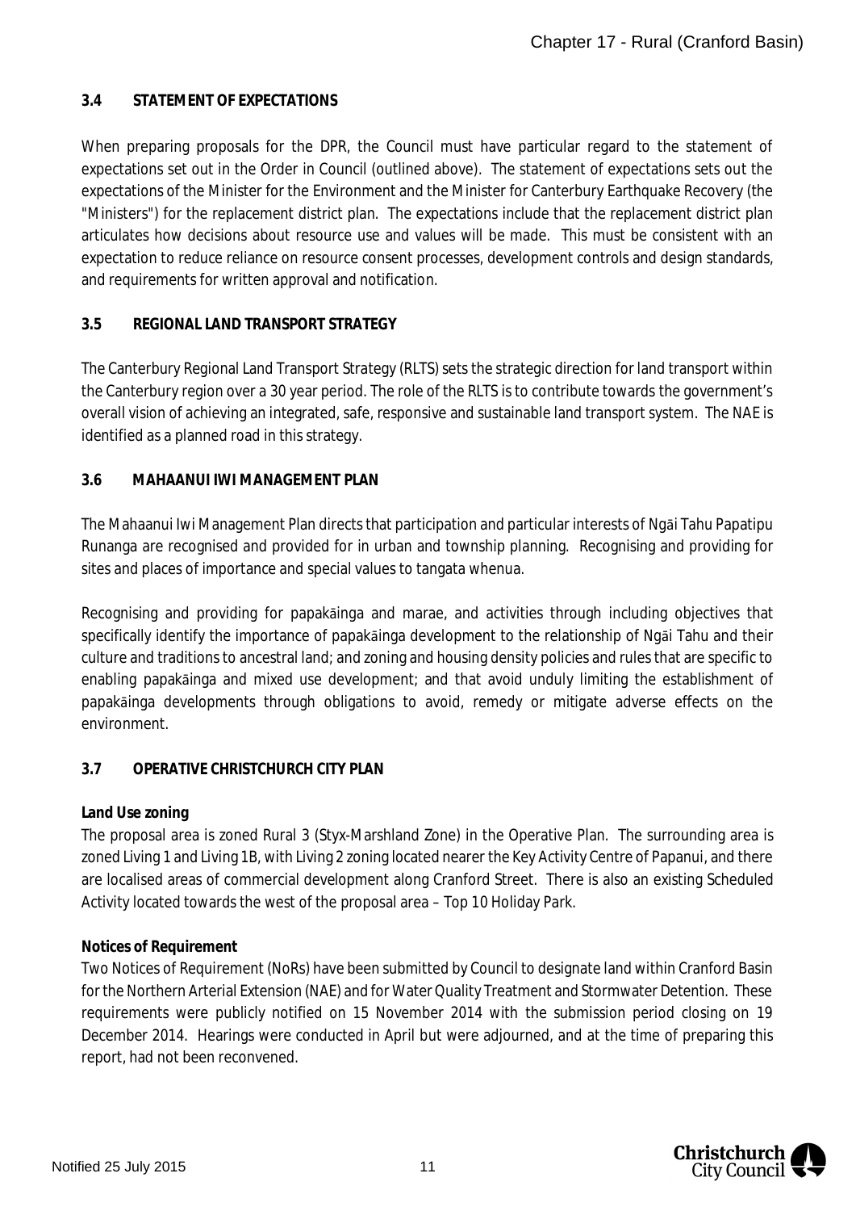## 3.4 STATEMENT OF EXPECTATIONS

When preparing proposals for the DPR, the Council must have particular regard to the statement of expectations set out in the Order in Council (outlined above). The statement of expectations sets out the expectations of the Minister for the Environment and the Minister for Canterbury Earthquake Recovery (the "Ministers") for the replacement district plan. The expectations include that the replacement district plan articulates how decisions about resource use and values will be made. This must be consistent with an expectation to reduce reliance on resource consent processes, development controls and design standards, and requirements for written approval and notification.

## 3.5 REGIONAL LAND TRANSPORT STRATEGY

The Canterbury Regional Land Transport Strategy (RLTS) sets the strategic direction for land transport within the Canterbury region over a 30 year period. The role of the RLTS is to contribute towards the government's overall vision of achieving an integrated, safe, responsive and sustainable land transport system. The NAE is identified as a planned road in this strategy.

## 3.6 MAHAANUI IWI MANAGEMENT PLAN

The Mahaanui Iwi Management Plan directs that participation and particular interests of Ngāi Tahu Papatipu Runanga are recognised and provided for in urban and township planning. Recognising and providing for sites and places of importance and special values to tangata whenua.

Recognising and providing for papakāinga and marae, and activities through including objectives that specifically identify the importance of papakāinga development to the relationship of Ngāi Tahu and their culture and traditions to ancestral land; and zoning and housing density policies and rules that are specific to enabling papakāinga and mixed use development; and that avoid unduly limiting the establishment of papakāinga developments through obligations to avoid, remedy or mitigate adverse effects on the environment.

## 3.7 OPERATIVE CHRISTCHURCH CITY PLAN

**Land Use zoning**

The proposal area is zoned Rural 3 (Styx-Marshland Zone) in the Operative Plan. The surrounding area is zoned Living 1 and Living 1B, with Living 2 zoning located nearer the Key Activity Centre of Papanui, and there are localised areas of commercial development along Cranford Street. There is also an existing Scheduled Activity located towards the west of the proposal area – Top 10 Holiday Park.

**Notices of Requirement**

Two Notices of Requirement (NoRs) have been submitted by Council to designate land within Cranford Basin for the Northern Arterial Extension (NAE) and for Water Quality Treatment and Stormwater Detention. These requirements were publicly notified on 15 November 2014 with the submission period closing on 19 December 2014. Hearings were conducted in April but were adjourned, and at the time of preparing this report, had not been reconvened.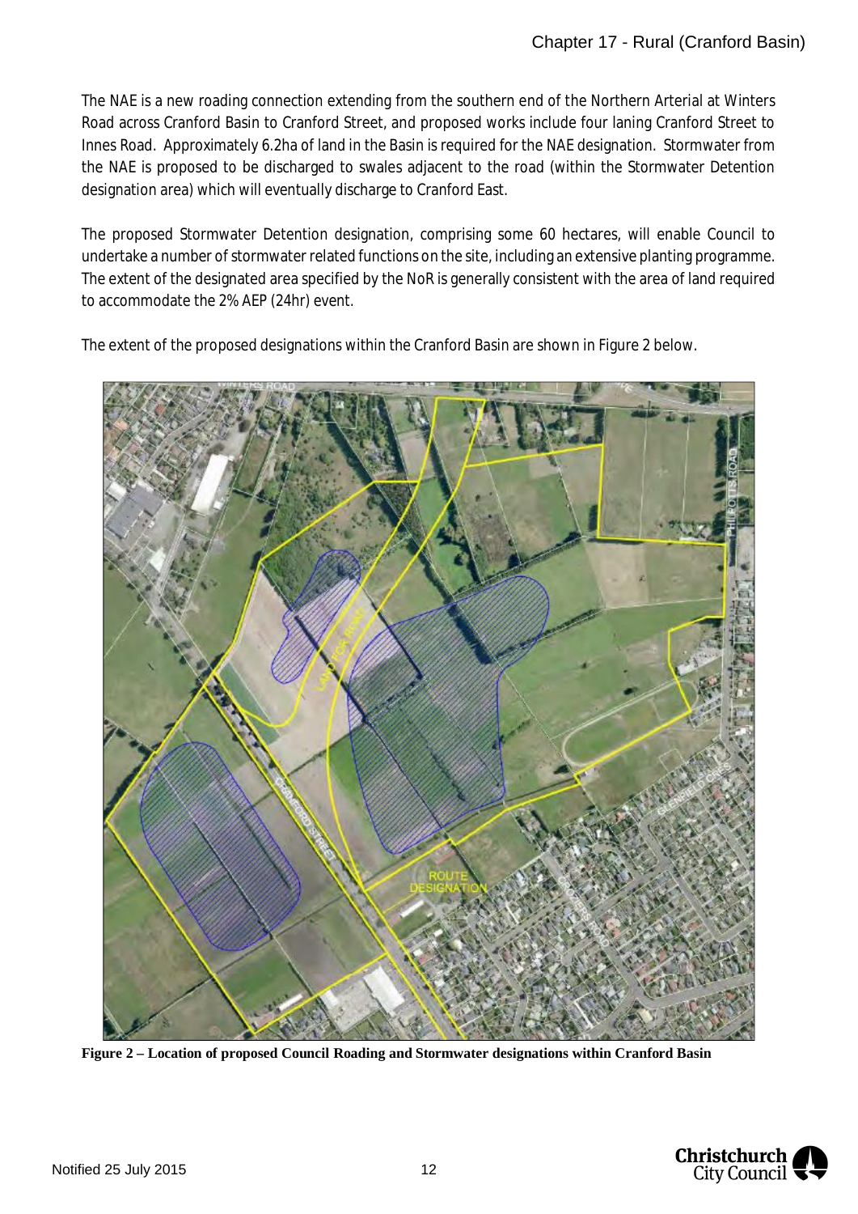The NAE is a new roading connection extending from the southern end of the Northern Arterial at Winters Road across Cranford Basin to Cranford Street, and proposed works include four laning Cranford Street to Innes Road. Approximately 6.2ha of land in the Basin is required for the NAE designation. Stormwater from the NAE is proposed to be discharged to swales adjacent to the road (within the Stormwater Detention designation area) which will eventually discharge to Cranford East.

The proposed Stormwater Detention designation, comprising some 60 hectares, will enable Council to undertake a number of stormwater related functions on the site, including an extensive planting programme. The extent of the designated area specified by the NoR is generally consistent with the area of land required to accommodate the 2% AEP (24hr) event.

The extent of the proposed designations within the Cranford Basin are shown in Figure 2 below.

**Figure 2 – Location of proposed Council Roading and Stormwater designations within Cranford Basin**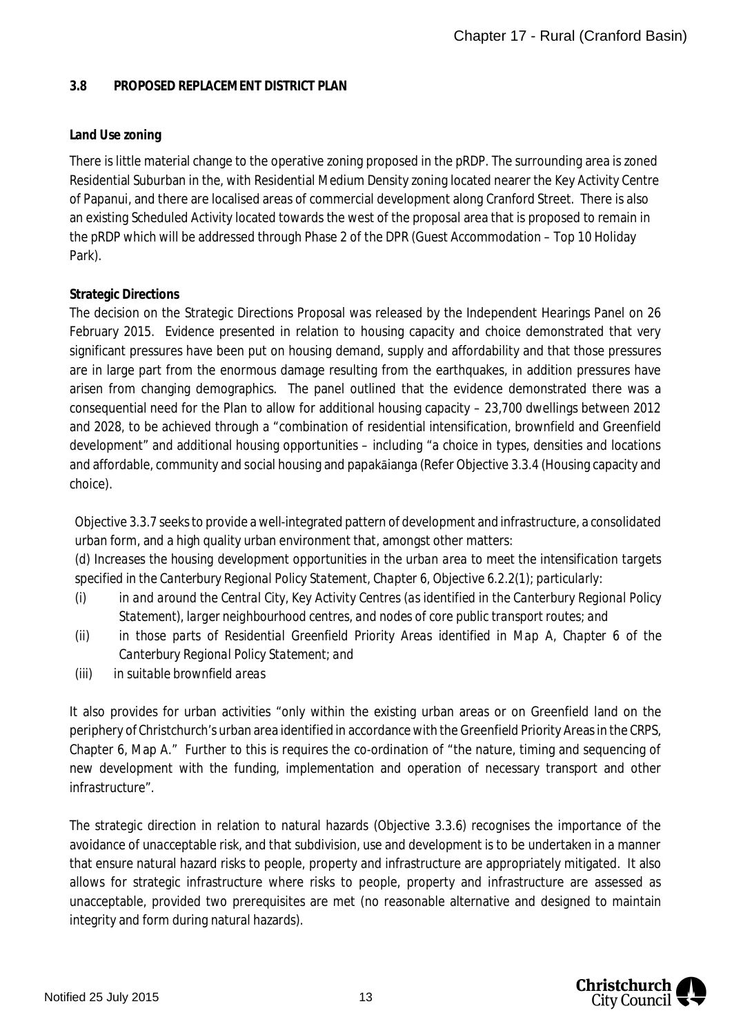### 3.8 PROPOSED REPLACEMENT DISTRICT PLAN

**Land Use zoning**

There is little material change to the operative zoning proposed in the pRDP. The surrounding area is zoned Residential Suburban in the, with Residential Medium Density zoning located nearer the Key Activity Centre of Papanui, and there are localised areas of commercial development along Cranford Street. There is also an existing Scheduled Activity located towards the west of the proposal area that is proposed to remain in the pRDP which will be addressed through Phase 2 of the DPR (Guest Accommodation – Top 10 Holiday Park).

**Strategic Directions**

The decision on the Strategic Directions Proposal was released by the Independent Hearings Panel on 26 February 2015. Evidence presented in relation to housing capacity and choice demonstrated that very significant pressures have been put on housing demand, supply and affordability and that those pressures are in large part from the enormous damage resulting from the earthquakes, in addition pressures have arisen from changing demographics. The panel outlined that the evidence demonstrated there was a consequential need for the Plan to allow for additional housing capacity – 23,700 dwellings between 2012 and 2028, to be achieved through a "combination of residential intensification, brownfield and Greenfield development" and additional housing opportunities – including "a choice in types, densities and locations and affordable, community and social housing and papakāianga (Refer Objective 3.3.4 (Housing capacity and choice).

Objective 3.3.7 seeks to provide a well-integrated pattern of development and infrastructure, a consolidated urban form, and a high quality urban environment that, amongst other matters:

*(d) Increases the housing development opportunities in the urban area to meet the intensification targets specified in the Canterbury Regional Policy Statement, Chapter 6, Objective 6.2.2(1); particularly:*

*(i) in and around the Central City, Key Activity Centres (as identified in the Canterbury Regional Policy Statement), larger neighbourhood centres, and nodes of core public transport routes; and*

*(ii) in those parts of Residential Greenfield Priority Areas identified in Map A, Chapter 6 of the Canterbury Regional Policy Statement; and*

*(iii) in suitable brownfield areas*

It also provides for urban activities "only within the existing urban areas or on Greenfield land on the periphery of Christchurch's urban area identified in accordance with the Greenfield Priority Areas in the CRPS, Chapter 6, Map A." Further to this is requires the co-ordination of "the nature, timing and sequencing of new development with the funding, implementation and operation of necessary transport and other infrastructure".

The strategic direction in relation to natural hazards (Objective 3.3.6) recognises the importance of the avoidance of unacceptable risk, and that subdivision, use and development is to be undertaken in a manner that ensure natural hazard risks to people, property and infrastructure are appropriately mitigated. It also allows for strategic infrastructure where risks to people, property and infrastructure are assessed as unacceptable, provided two prerequisites are met (no reasonable alternative and designed to maintain integrity and form during natural hazards).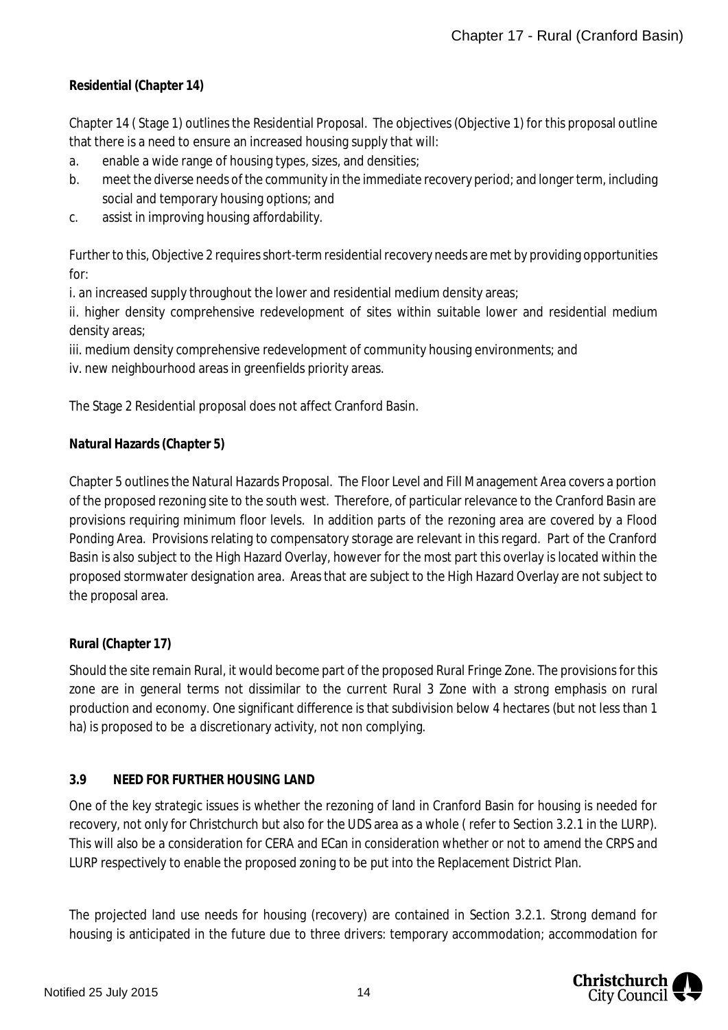**Residential (Chapter 14)**

Chapter 14 ( Stage 1) outlines the Residential Proposal. The objectives (Objective 1) for this proposal outline that there is a need to ensure an increased housing supply that will:

a. enable a wide range of housing types, sizes, and densities;
b. meet the diverse needs of the community in the immediate recovery period; and longer term, including social and temporary housing options; and
c. assist in improving housing affordability.

Further to this, Objective 2 requires short-term residential recovery needs are met by providing opportunities for:

i. an increased supply throughout the lower and residential medium density areas;
ii. higher density comprehensive redevelopment of sites within suitable lower and residential medium density areas;
iii. medium density comprehensive redevelopment of community housing environments; and
iv. new neighbourhood areas in greenfields priority areas.

The Stage 2 Residential proposal does not affect Cranford Basin.

**Natural Hazards (Chapter 5)**

Chapter 5 outlines the Natural Hazards Proposal. The Floor Level and Fill Management Area covers a portion of the proposed rezoning site to the south west. Therefore, of particular relevance to the Cranford Basin are provisions requiring minimum floor levels. In addition parts of the rezoning area are covered by a Flood Ponding Area. Provisions relating to compensatory storage are relevant in this regard. Part of the Cranford Basin is also subject to the High Hazard Overlay, however for the most part this overlay is located within the proposed stormwater designation area. Areas that are subject to the High Hazard Overlay are not subject to the proposal area.

**Rural (Chapter 17)**

Should the site remain Rural, it would become part of the proposed Rural Fringe Zone. The provisions for this zone are in general terms not dissimilar to the current Rural 3 Zone with a strong emphasis on rural production and economy. One significant difference is that subdivision below 4 hectares (but not less than 1 ha) is proposed to be a discretionary activity, not non complying.

**3.9 NEED FOR FURTHER HOUSING LAND**

One of the key strategic issues is whether the rezoning of land in Cranford Basin for housing is needed for recovery, not only for Christchurch but also for the UDS area as a whole ( refer to Section 3.2.1 in the LURP). This will also be a consideration for CERA and ECan in consideration whether or not to amend the CRPS and LURP respectively to enable the proposed zoning to be put into the Replacement District Plan.

The projected land use needs for housing (recovery) are contained in Section 3.2.1. Strong demand for housing is anticipated in the future due to three drivers: temporary accommodation; accommodation for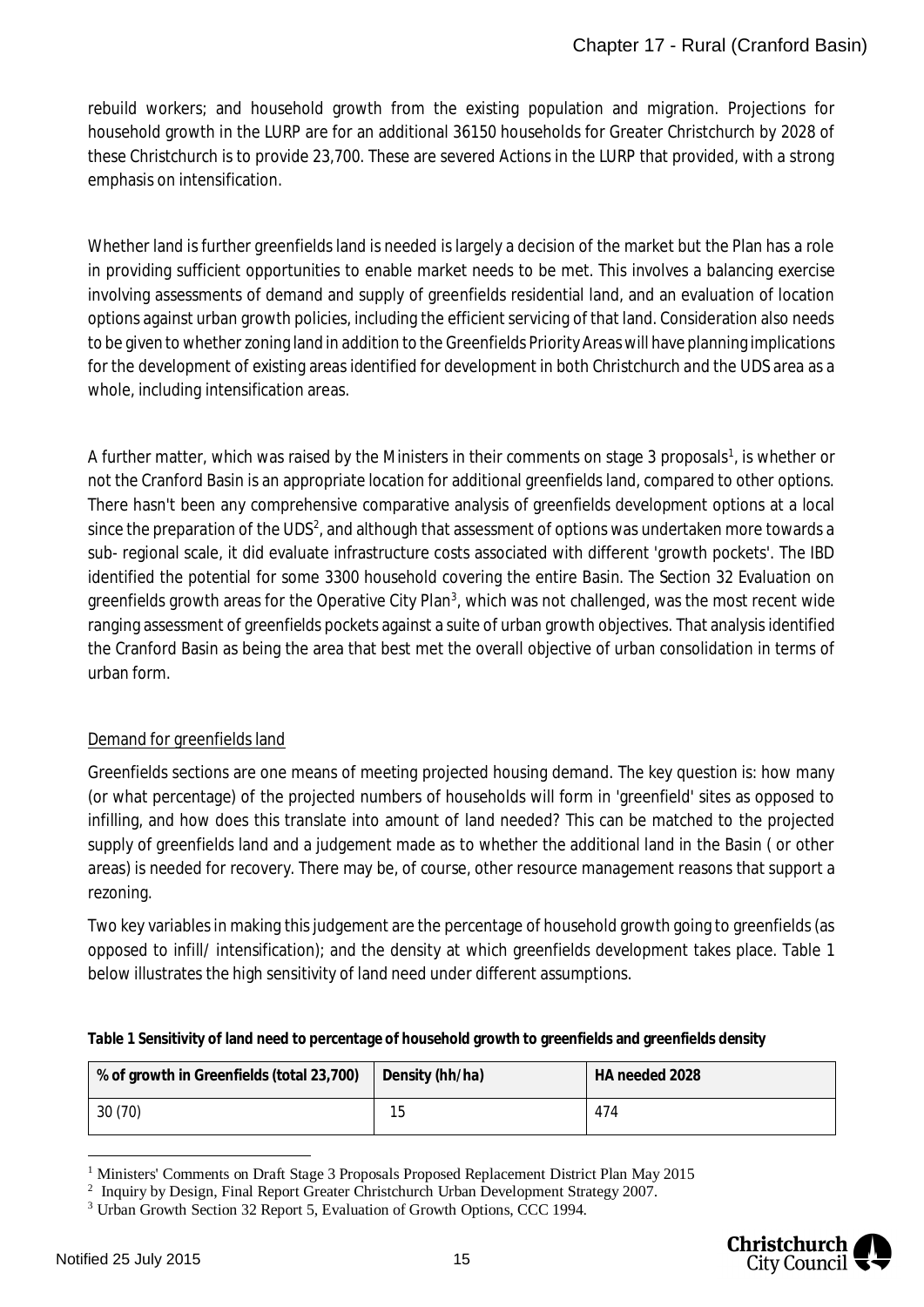rebuild workers; and household growth from the existing population and migration. Projections for household growth in the LURP are for an additional 36150 households for Greater Christchurch by 2028 of these Christchurch is to provide 23,700. These are severed Actions in the LURP that provided, with a strong emphasis on intensification.

Whether land is further greenfields land is needed is largely a decision of the market but the Plan has a role in providing sufficient opportunities to enable market needs to be met. This involves a balancing exercise involving assessments of demand and supply of greenfields residential land, and an evaluation of location options against urban growth policies, including the efficient servicing of that land. Consideration also needs to be given to whether zoning land in addition to the Greenfields Priority Areas will have planning implications for the development of existing areas identified for development in both Christchurch and the UDS area as a whole, including intensification areas.

A further matter, which was raised by the Ministers in their comments on stage 3 proposals[1], is whether or not the Cranford Basin is an appropriate location for additional greenfields land, compared to other options. There hasn't been any comprehensive comparative analysis of greenfields development options at a local since the preparation of the UDS[2], and although that assessment of options was undertaken more towards a sub- regional scale, it did evaluate infrastructure costs associated with different 'growth pockets'. The IBD identified the potential for some 3300 household covering the entire Basin. The Section 32 Evaluation on greenfields growth areas for the Operative City Plan[3], which was not challenged, was the most recent wide ranging assessment of greenfields pockets against a suite of urban growth objectives. That analysis identified the Cranford Basin as being the area that best met the overall objective of urban consolidation in terms of urban form.

Demand for greenfields land

Greenfields sections are one means of meeting projected housing demand. The key question is: how many (or what percentage) of the projected numbers of households will form in 'greenfield' sites as opposed to infilling, and how does this translate into amount of land needed? This can be matched to the projected supply of greenfields land and a judgement made as to whether the additional land in the Basin ( or other areas) is needed for recovery. There may be, of course, other resource management reasons that support a rezoning.

Two key variables in making this judgement are the percentage of household growth going to greenfields (as opposed to infill/ intensification); and the density at which greenfields development takes place. Table 1 below illustrates the high sensitivity of land need under different assumptions.

**Table 1 Sensitivity of land need to percentage of household growth to greenfields and greenfields density**

| % of growth in Greenfields (total 23,700) | Density (hh/ha) | HA needed 2028 |
|---|---|---|
| 30 (70) | 15 | 474 |

[1] Ministers' Comments on Draft Stage 3 Proposals Proposed Replacement District Plan May 2015

[2] Inquiry by Design, Final Report Greater Christchurch Urban Development Strategy 2007.

[3] Urban Growth Section 32 Report 5, Evaluation of Growth Options, CCC 1994.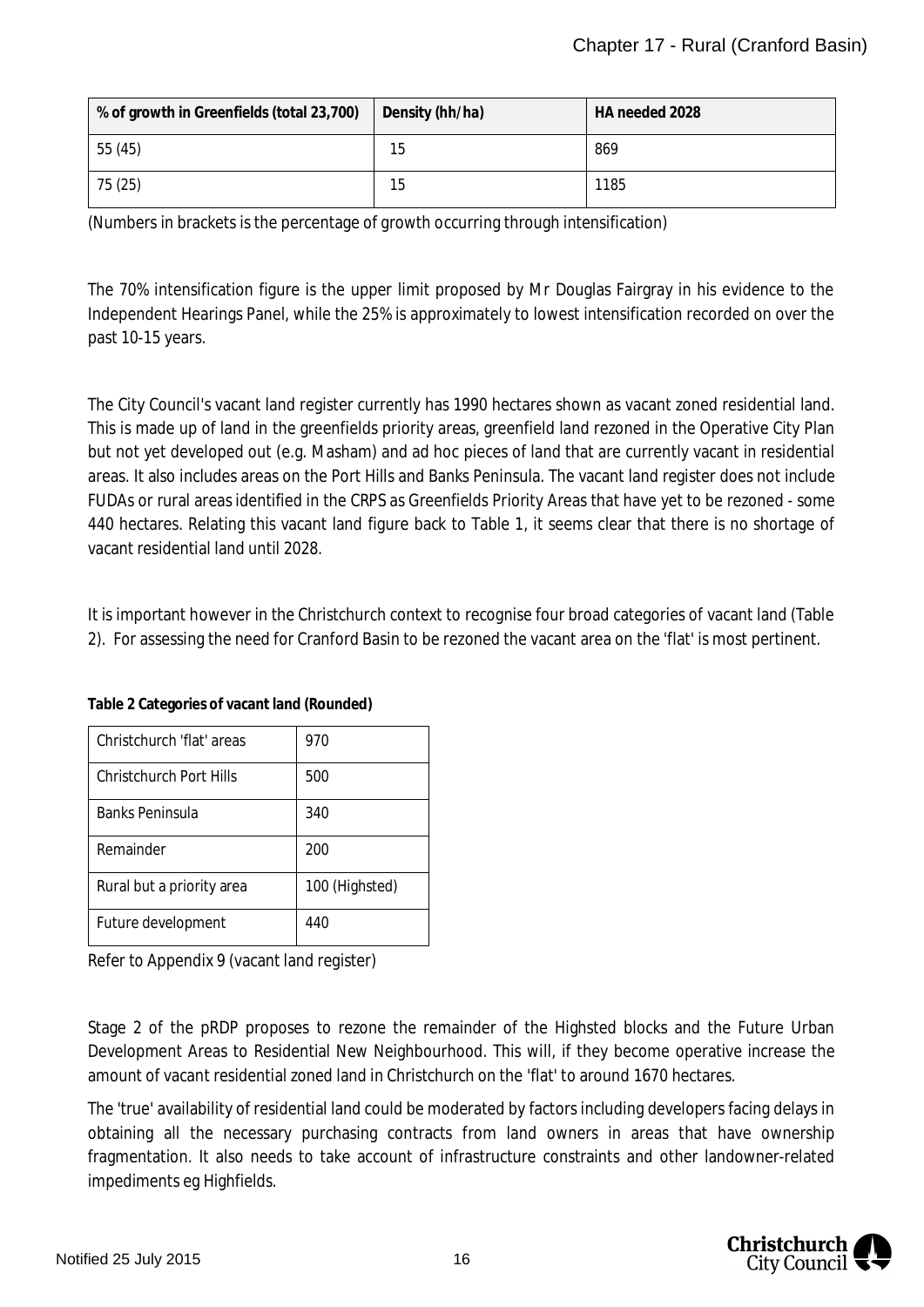| % of growth in Greenfields (total 23,700) | Density (hh/ha) | HA needed 2028 |
|---|---|---|
| 55 (45) | 15 | 869 |
| 75 (25) | 15 | 1185 |

(Numbers in brackets is the percentage of growth occurring through intensification)

The 70% intensification figure is the upper limit proposed by Mr Douglas Fairgray in his evidence to the Independent Hearings Panel, while the 25% is approximately to lowest intensification recorded on over the past 10-15 years.

The City Council's vacant land register currently has 1990 hectares shown as vacant zoned residential land. This is made up of land in the greenfields priority areas, greenfield land rezoned in the Operative City Plan but not yet developed out (e.g. Masham) and ad hoc pieces of land that are currently vacant in residential areas. It also includes areas on the Port Hills and Banks Peninsula. The vacant land register does not include FUDAs or rural areas identified in the CRPS as Greenfields Priority Areas that have yet to be rezoned - some 440 hectares. Relating this vacant land figure back to Table 1, it seems clear that there is no shortage of vacant residential land until 2028.

It is important however in the Christchurch context to recognise four broad categories of vacant land (Table 2). For assessing the need for Cranford Basin to be rezoned the vacant area on the 'flat' is most pertinent.

**Table 2 Categories of vacant land (Rounded)**

| | |
|---|---|
| Christchurch 'flat' areas | 970 |
| Christchurch Port Hills | 500 |
| Banks Peninsula | 340 |
| Remainder | 200 |
| Rural but a priority area | 100 (Highsted) |
| Future development | 440 |

Refer to Appendix 9 (vacant land register)

Stage 2 of the pRDP proposes to rezone the remainder of the Highsted blocks and the Future Urban Development Areas to Residential New Neighbourhood. This will, if they become operative increase the amount of vacant residential zoned land in Christchurch on the 'flat' to around 1670 hectares.

The 'true' availability of residential land could be moderated by factors including developers facing delays in obtaining all the necessary purchasing contracts from land owners in areas that have ownership fragmentation. It also needs to take account of infrastructure constraints and other landowner-related impediments eg Highfields.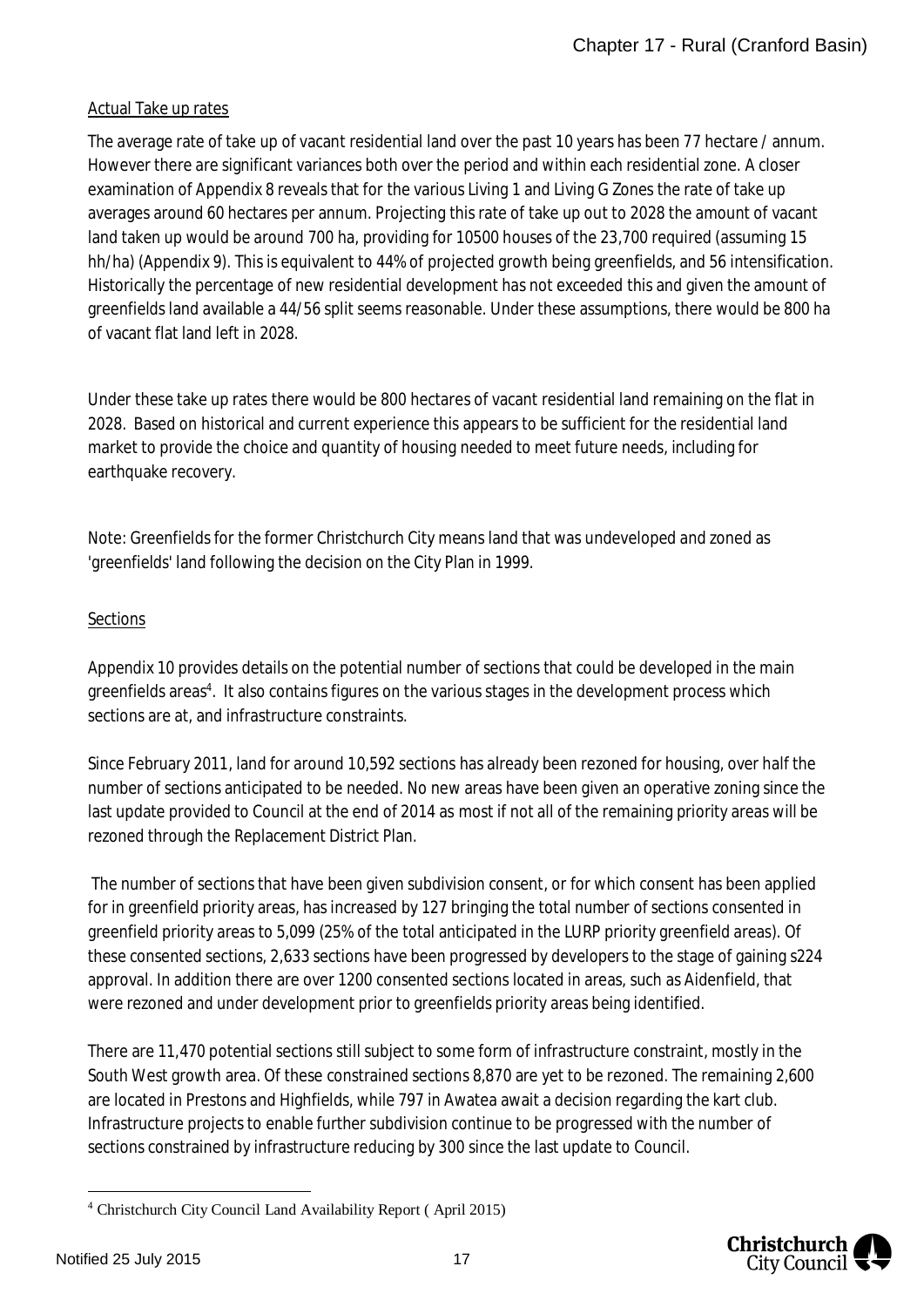Actual Take up rates

The average rate of take up of vacant residential land over the past 10 years has been 77 hectare / annum. However there are significant variances both over the period and within each residential zone. A closer examination of Appendix 8 reveals that for the various Living 1 and Living G Zones the rate of take up averages around 60 hectares per annum. Projecting this rate of take up out to 2028 the amount of vacant land taken up would be around 700 ha, providing for 10500 houses of the 23,700 required (assuming 15 hh/ha) (Appendix 9). This is equivalent to 44% of projected growth being greenfields, and 56 intensification. Historically the percentage of new residential development has not exceeded this and given the amount of greenfields land available a 44/56 split seems reasonable. Under these assumptions, there would be 800 ha of vacant flat land left in 2028.

Under these take up rates there would be 800 hectares of vacant residential land remaining on the flat in 2028. Based on historical and current experience this appears to be sufficient for the residential land market to provide the choice and quantity of housing needed to meet future needs, including for earthquake recovery.

Note: Greenfields for the former Christchurch City means land that was undeveloped and zoned as 'greenfields' land following the decision on the City Plan in 1999.

Sections

Appendix 10 provides details on the potential number of sections that could be developed in the main greenfields areas[4]. It also contains figures on the various stages in the development process which sections are at, and infrastructure constraints.

Since February 2011, land for around 10,592 sections has already been rezoned for housing, over half the number of sections anticipated to be needed. No new areas have been given an operative zoning since the last update provided to Council at the end of 2014 as most if not all of the remaining priority areas will be rezoned through the Replacement District Plan.

The number of sections that have been given subdivision consent, or for which consent has been applied for in greenfield priority areas, has increased by 127 bringing the total number of sections consented in greenfield priority areas to 5,099 (25% of the total anticipated in the LURP priority greenfield areas). Of these consented sections, 2,633 sections have been progressed by developers to the stage of gaining s224 approval. In addition there are over 1200 consented sections located in areas, such as Aidenfield, that were rezoned and under development prior to greenfields priority areas being identified.

There are 11,470 potential sections still subject to some form of infrastructure constraint, mostly in the South West growth area. Of these constrained sections 8,870 are yet to be rezoned. The remaining 2,600 are located in Prestons and Highfields, while 797 in Awatea await a decision regarding the kart club. Infrastructure projects to enable further subdivision continue to be progressed with the number of sections constrained by infrastructure reducing by 300 since the last update to Council.

[4] Christchurch City Council Land Availability Report ( April 2015)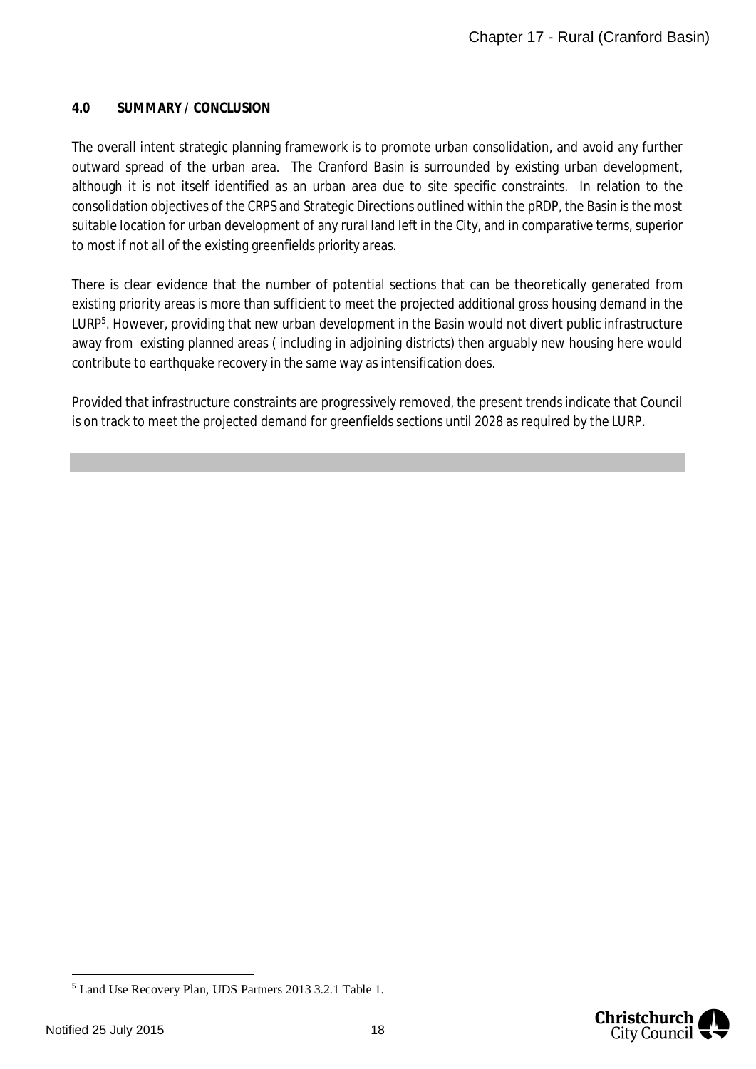## 4.0 SUMMARY / CONCLUSION

The overall intent strategic planning framework is to promote urban consolidation, and avoid any further outward spread of the urban area. The Cranford Basin is surrounded by existing urban development, although it is not itself identified as an urban area due to site specific constraints. In relation to the consolidation objectives of the CRPS and Strategic Directions outlined within the pRDP, the Basin is the most suitable location for urban development of any rural land left in the City, and in comparative terms, superior to most if not all of the existing greenfields priority areas.

There is clear evidence that the number of potential sections that can be theoretically generated from existing priority areas is more than sufficient to meet the projected additional gross housing demand in the LURP[5]. However, providing that new urban development in the Basin would not divert public infrastructure away from existing planned areas ( including in adjoining districts) then arguably new housing here would contribute to earthquake recovery in the same way as intensification does.

Provided that infrastructure constraints are progressively removed, the present trends indicate that Council is on track to meet the projected demand for greenfields sections until 2028 as required by the LURP.

---

[5] Land Use Recovery Plan, UDS Partners 2013 3.2.1 Table 1.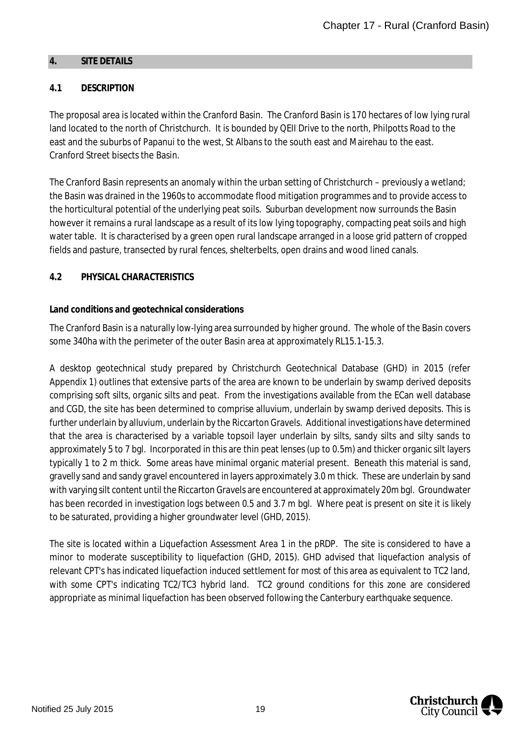## 4. SITE DETAILS

### 4.1 DESCRIPTION

The proposal area is located within the Cranford Basin. The Cranford Basin is 170 hectares of low lying rural land located to the north of Christchurch. It is bounded by QEII Drive to the north, Philpotts Road to the east and the suburbs of Papanui to the west, St Albans to the south east and Mairehau to the east. Cranford Street bisects the Basin.

The Cranford Basin represents an anomaly within the urban setting of Christchurch – previously a wetland; the Basin was drained in the 1960s to accommodate flood mitigation programmes and to provide access to the horticultural potential of the underlying peat soils. Suburban development now surrounds the Basin however it remains a rural landscape as a result of its low lying topography, compacting peat soils and high water table. It is characterised by a green open rural landscape arranged in a loose grid pattern of cropped fields and pasture, transected by rural fences, shelterbelts, open drains and wood lined canals.

### 4.2 PHYSICAL CHARACTERISTICS

**Land conditions and geotechnical considerations**

The Cranford Basin is a naturally low-lying area surrounded by higher ground. The whole of the Basin covers some 340ha with the perimeter of the outer Basin area at approximately RL15.1-15.3.

A desktop geotechnical study prepared by Christchurch Geotechnical Database (GHD) in 2015 (refer Appendix 1) outlines that extensive parts of the area are known to be underlain by swamp derived deposits comprising soft silts, organic silts and peat. From the investigations available from the ECan well database and CGD, the site has been determined to comprise alluvium, underlain by swamp derived deposits. This is further underlain by alluvium, underlain by the Riccarton Gravels. Additional investigations have determined that the area is characterised by a variable topsoil layer underlain by silts, sandy silts and silty sands to approximately 5 to 7 bgl. Incorporated in this are thin peat lenses (up to 0.5m) and thicker organic silt layers typically 1 to 2 m thick. Some areas have minimal organic material present. Beneath this material is sand, gravelly sand and sandy gravel encountered in layers approximately 3.0 m thick. These are underlain by sand with varying silt content until the Riccarton Gravels are encountered at approximately 20m bgl. Groundwater has been recorded in investigation logs between 0.5 and 3.7 m bgl. Where peat is present on site it is likely to be saturated, providing a higher groundwater level (GHD, 2015).

The site is located within a Liquefaction Assessment Area 1 in the pRDP. The site is considered to have a minor to moderate susceptibility to liquefaction (GHD, 2015). GHD advised that liquefaction analysis of relevant CPT's has indicated liquefaction induced settlement for most of this area as equivalent to TC2 land, with some CPT's indicating TC2/TC3 hybrid land. TC2 ground conditions for this zone are considered appropriate as minimal liquefaction has been observed following the Canterbury earthquake sequence.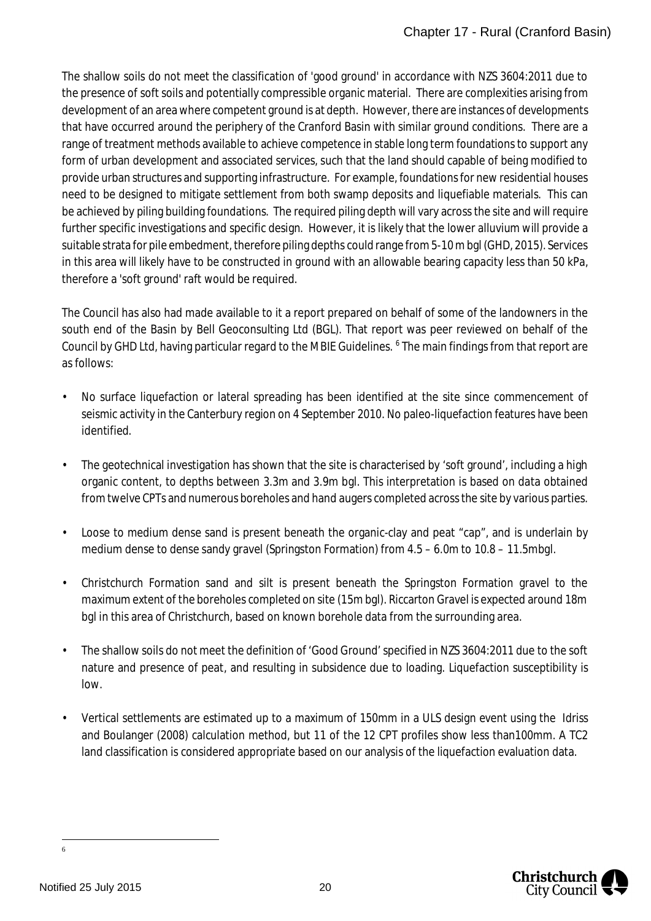The shallow soils do not meet the classification of 'good ground' in accordance with NZS 3604:2011 due to the presence of soft soils and potentially compressible organic material. There are complexities arising from development of an area where competent ground is at depth. However, there are instances of developments that have occurred around the periphery of the Cranford Basin with similar ground conditions. There are a range of treatment methods available to achieve competence in stable long term foundations to support any form of urban development and associated services, such that the land should capable of being modified to provide urban structures and supporting infrastructure. For example, foundations for new residential houses need to be designed to mitigate settlement from both swamp deposits and liquefiable materials. This can be achieved by piling building foundations. The required piling depth will vary across the site and will require further specific investigations and specific design. However, it is likely that the lower alluvium will provide a suitable strata for pile embedment, therefore piling depths could range from 5-10 m bgl (GHD, 2015). Services in this area will likely have to be constructed in ground with an allowable bearing capacity less than 50 kPa, therefore a 'soft ground' raft would be required.

The Council has also had made available to it a report prepared on behalf of some of the landowners in the south end of the Basin by Bell Geoconsulting Ltd (BGL). That report was peer reviewed on behalf of the Council by GHD Ltd, having particular regard to the MBIE Guidelines. [6] The main findings from that report are as follows:

- No surface liquefaction or lateral spreading has been identified at the site since commencement of seismic activity in the Canterbury region on 4 September 2010. No paleo-liquefaction features have been identified.
- The geotechnical investigation has shown that the site is characterised by 'soft ground', including a high organic content, to depths between 3.3m and 3.9m bgl. This interpretation is based on data obtained from twelve CPTs and numerous boreholes and hand augers completed across the site by various parties.
- Loose to medium dense sand is present beneath the organic-clay and peat "cap", and is underlain by medium dense to dense sandy gravel (Springston Formation) from 4.5 – 6.0m to 10.8 – 11.5mbgl.
- Christchurch Formation sand and silt is present beneath the Springston Formation gravel to the maximum extent of the boreholes completed on site (15m bgl). Riccarton Gravel is expected around 18m bgl in this area of Christchurch, based on known borehole data from the surrounding area.
- The shallow soils do not meet the definition of 'Good Ground' specified in NZS 3604:2011 due to the soft nature and presence of peat, and resulting in subsidence due to loading. Liquefaction susceptibility is low.
- Vertical settlements are estimated up to a maximum of 150mm in a ULS design event using the Idriss and Boulanger (2008) calculation method, but 11 of the 12 CPT profiles show less than100mm. A TC2 land classification is considered appropriate based on our analysis of the liquefaction evaluation data.

---

6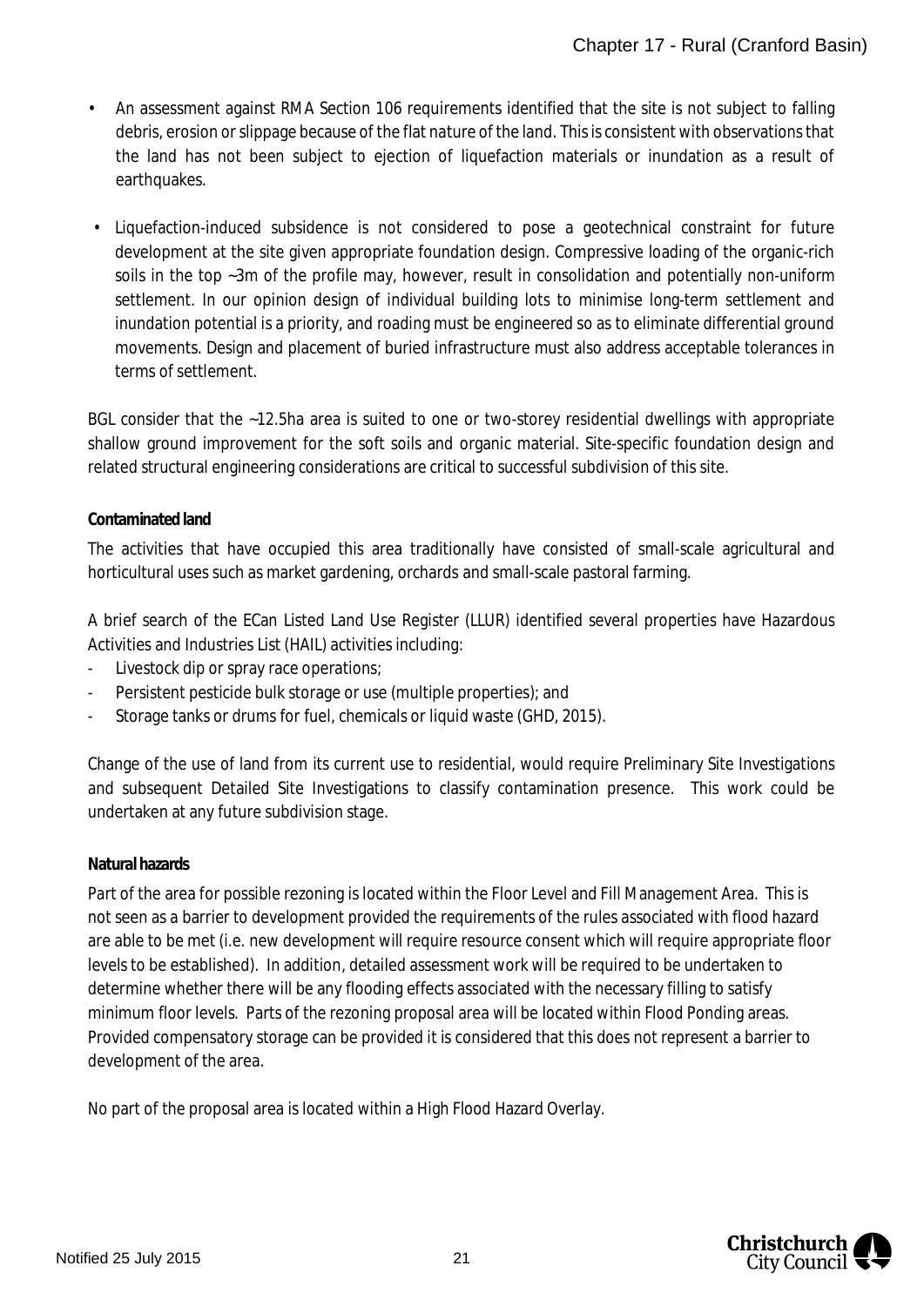- An assessment against RMA Section 106 requirements identified that the site is not subject to falling debris, erosion or slippage because of the flat nature of the land. This is consistent with observations that the land has not been subject to ejection of liquefaction materials or inundation as a result of earthquakes.
- Liquefaction-induced subsidence is not considered to pose a geotechnical constraint for future development at the site given appropriate foundation design. Compressive loading of the organic-rich soils in the top ~3m of the profile may, however, result in consolidation and potentially non-uniform settlement. In our opinion design of individual building lots to minimise long-term settlement and inundation potential is a priority, and roading must be engineered so as to eliminate differential ground movements. Design and placement of buried infrastructure must also address acceptable tolerances in terms of settlement.

BGL consider that the ~12.5ha area is suited to one or two-storey residential dwellings with appropriate shallow ground improvement for the soft soils and organic material. Site-specific foundation design and related structural engineering considerations are critical to successful subdivision of this site.

**Contaminated land**

The activities that have occupied this area traditionally have consisted of small-scale agricultural and horticultural uses such as market gardening, orchards and small-scale pastoral farming.

A brief search of the ECan Listed Land Use Register (LLUR) identified several properties have Hazardous Activities and Industries List (HAIL) activities including:

- Livestock dip or spray race operations;
- Persistent pesticide bulk storage or use (multiple properties); and
- Storage tanks or drums for fuel, chemicals or liquid waste (GHD, 2015).

Change of the use of land from its current use to residential, would require Preliminary Site Investigations and subsequent Detailed Site Investigations to classify contamination presence. This work could be undertaken at any future subdivision stage.

**Natural hazards**

Part of the area for possible rezoning is located within the Floor Level and Fill Management Area. This is not seen as a barrier to development provided the requirements of the rules associated with flood hazard are able to be met (i.e. new development will require resource consent which will require appropriate floor levels to be established). In addition, detailed assessment work will be required to be undertaken to determine whether there will be any flooding effects associated with the necessary filling to satisfy minimum floor levels. Parts of the rezoning proposal area will be located within Flood Ponding areas. Provided compensatory storage can be provided it is considered that this does not represent a barrier to development of the area.

No part of the proposal area is located within a High Flood Hazard Overlay.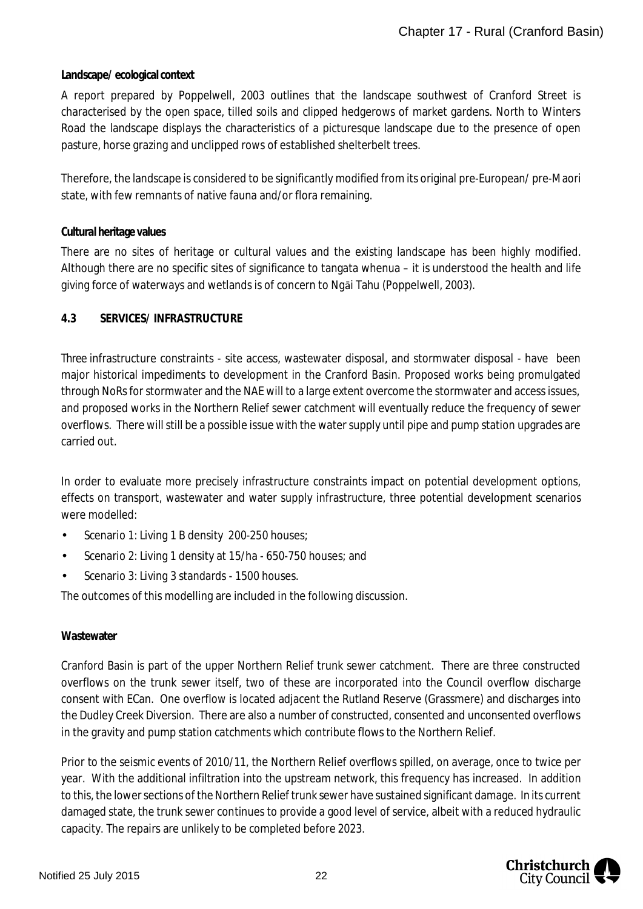**Landscape/ ecological context**

A report prepared by Poppelwell, 2003 outlines that the landscape southwest of Cranford Street is characterised by the open space, tilled soils and clipped hedgerows of market gardens. North to Winters Road the landscape displays the characteristics of a picturesque landscape due to the presence of open pasture, horse grazing and unclipped rows of established shelterbelt trees.

Therefore, the landscape is considered to be significantly modified from its original pre-European/ pre-Maori state, with few remnants of native fauna and/or flora remaining.

**Cultural heritage values**

There are no sites of heritage or cultural values and the existing landscape has been highly modified. Although there are no specific sites of significance to tangata whenua – it is understood the health and life giving force of waterways and wetlands is of concern to Ngāi Tahu (Poppelwell, 2003).

## 4.3 SERVICES/ INFRASTRUCTURE

Three infrastructure constraints - site access, wastewater disposal, and stormwater disposal - have been major historical impediments to development in the Cranford Basin. Proposed works being promulgated through NoRs for stormwater and the NAE will to a large extent overcome the stormwater and access issues, and proposed works in the Northern Relief sewer catchment will eventually reduce the frequency of sewer overflows. There will still be a possible issue with the water supply until pipe and pump station upgrades are carried out.

In order to evaluate more precisely infrastructure constraints impact on potential development options, effects on transport, wastewater and water supply infrastructure, three potential development scenarios were modelled:

- Scenario 1: Living 1 B density 200-250 houses;
- Scenario 2: Living 1 density at 15/ha - 650-750 houses; and
- Scenario 3: Living 3 standards - 1500 houses.

The outcomes of this modelling are included in the following discussion.

**Wastewater**

Cranford Basin is part of the upper Northern Relief trunk sewer catchment. There are three constructed overflows on the trunk sewer itself, two of these are incorporated into the Council overflow discharge consent with ECan. One overflow is located adjacent the Rutland Reserve (Grassmere) and discharges into the Dudley Creek Diversion. There are also a number of constructed, consented and unconsented overflows in the gravity and pump station catchments which contribute flows to the Northern Relief.

Prior to the seismic events of 2010/11, the Northern Relief overflows spilled, on average, once to twice per year. With the additional infiltration into the upstream network, this frequency has increased. In addition to this, the lower sections of the Northern Relief trunk sewer have sustained significant damage. In its current damaged state, the trunk sewer continues to provide a good level of service, albeit with a reduced hydraulic capacity. The repairs are unlikely to be completed before 2023.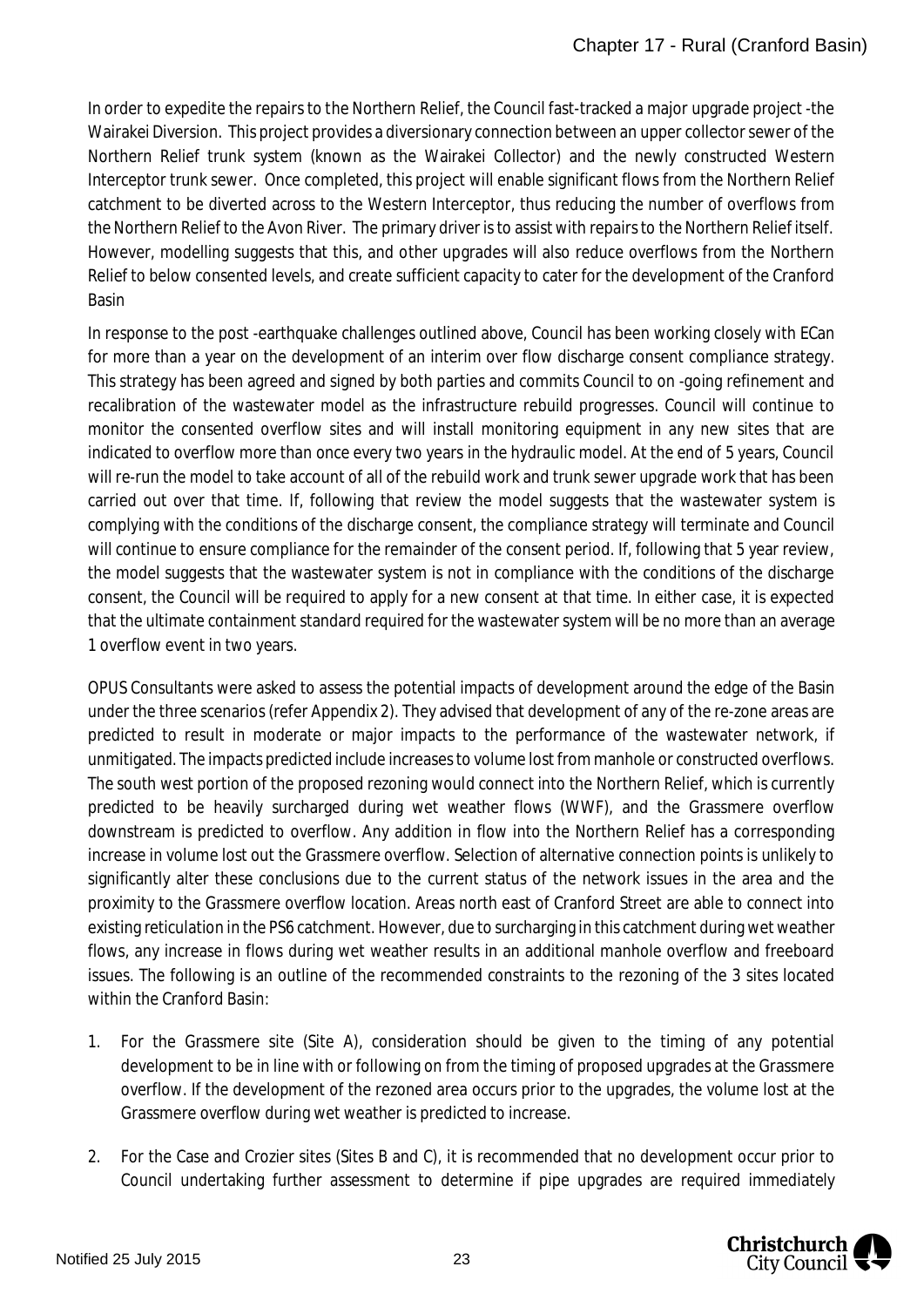In order to expedite the repairs to the Northern Relief, the Council fast-tracked a major upgrade project -the Wairakei Diversion. This project provides a diversionary connection between an upper collector sewer of the Northern Relief trunk system (known as the Wairakei Collector) and the newly constructed Western Interceptor trunk sewer. Once completed, this project will enable significant flows from the Northern Relief catchment to be diverted across to the Western Interceptor, thus reducing the number of overflows from the Northern Relief to the Avon River. The primary driver is to assist with repairs to the Northern Relief itself. However, modelling suggests that this, and other upgrades will also reduce overflows from the Northern Relief to below consented levels, and create sufficient capacity to cater for the development of the Cranford Basin

In response to the post -earthquake challenges outlined above, Council has been working closely with ECan for more than a year on the development of an interim over flow discharge consent compliance strategy. This strategy has been agreed and signed by both parties and commits Council to on -going refinement and recalibration of the wastewater model as the infrastructure rebuild progresses. Council will continue to monitor the consented overflow sites and will install monitoring equipment in any new sites that are indicated to overflow more than once every two years in the hydraulic model. At the end of 5 years, Council will re-run the model to take account of all of the rebuild work and trunk sewer upgrade work that has been carried out over that time. If, following that review the model suggests that the wastewater system is complying with the conditions of the discharge consent, the compliance strategy will terminate and Council will continue to ensure compliance for the remainder of the consent period. If, following that 5 year review, the model suggests that the wastewater system is not in compliance with the conditions of the discharge consent, the Council will be required to apply for a new consent at that time. In either case, it is expected that the ultimate containment standard required for the wastewater system will be no more than an average 1 overflow event in two years.

OPUS Consultants were asked to assess the potential impacts of development around the edge of the Basin under the three scenarios (refer Appendix 2). They advised that development of any of the re-zone areas are predicted to result in moderate or major impacts to the performance of the wastewater network, if unmitigated. The impacts predicted include increases to volume lost from manhole or constructed overflows. The south west portion of the proposed rezoning would connect into the Northern Relief, which is currently predicted to be heavily surcharged during wet weather flows (WWF), and the Grassmere overflow downstream is predicted to overflow. Any addition in flow into the Northern Relief has a corresponding increase in volume lost out the Grassmere overflow. Selection of alternative connection points is unlikely to significantly alter these conclusions due to the current status of the network issues in the area and the proximity to the Grassmere overflow location. Areas north east of Cranford Street are able to connect into existing reticulation in the PS6 catchment. However, due to surcharging in this catchment during wet weather flows, any increase in flows during wet weather results in an additional manhole overflow and freeboard issues. The following is an outline of the recommended constraints to the rezoning of the 3 sites located within the Cranford Basin:

1. For the Grassmere site (Site A), consideration should be given to the timing of any potential development to be in line with or following on from the timing of proposed upgrades at the Grassmere overflow. If the development of the rezoned area occurs prior to the upgrades, the volume lost at the Grassmere overflow during wet weather is predicted to increase.

2. For the Case and Crozier sites (Sites B and C), it is recommended that no development occur prior to Council undertaking further assessment to determine if pipe upgrades are required immediately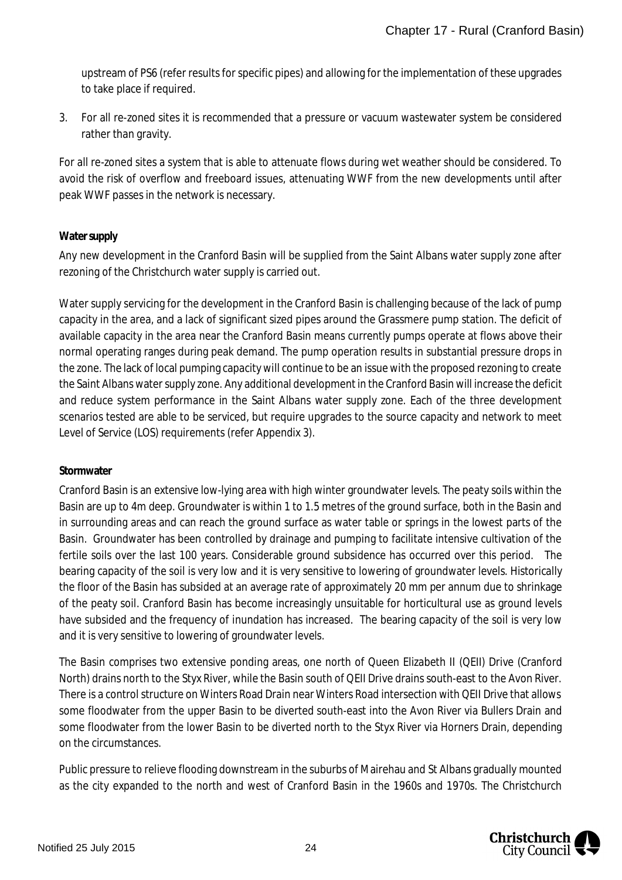upstream of PS6 (refer results for specific pipes) and allowing for the implementation of these upgrades to take place if required.

3. For all re-zoned sites it is recommended that a pressure or vacuum wastewater system be considered rather than gravity.

For all re-zoned sites a system that is able to attenuate flows during wet weather should be considered. To avoid the risk of overflow and freeboard issues, attenuating WWF from the new developments until after peak WWF passes in the network is necessary.

**Water supply**

Any new development in the Cranford Basin will be supplied from the Saint Albans water supply zone after rezoning of the Christchurch water supply is carried out.

Water supply servicing for the development in the Cranford Basin is challenging because of the lack of pump capacity in the area, and a lack of significant sized pipes around the Grassmere pump station. The deficit of available capacity in the area near the Cranford Basin means currently pumps operate at flows above their normal operating ranges during peak demand. The pump operation results in substantial pressure drops in the zone. The lack of local pumping capacity will continue to be an issue with the proposed rezoning to create the Saint Albans water supply zone. Any additional development in the Cranford Basin will increase the deficit and reduce system performance in the Saint Albans water supply zone. Each of the three development scenarios tested are able to be serviced, but require upgrades to the source capacity and network to meet Level of Service (LOS) requirements (refer Appendix 3).

**Stormwater**

Cranford Basin is an extensive low-lying area with high winter groundwater levels. The peaty soils within the Basin are up to 4m deep. Groundwater is within 1 to 1.5 metres of the ground surface, both in the Basin and in surrounding areas and can reach the ground surface as water table or springs in the lowest parts of the Basin. Groundwater has been controlled by drainage and pumping to facilitate intensive cultivation of the fertile soils over the last 100 years. Considerable ground subsidence has occurred over this period. The bearing capacity of the soil is very low and it is very sensitive to lowering of groundwater levels. Historically the floor of the Basin has subsided at an average rate of approximately 20 mm per annum due to shrinkage of the peaty soil. Cranford Basin has become increasingly unsuitable for horticultural use as ground levels have subsided and the frequency of inundation has increased. The bearing capacity of the soil is very low and it is very sensitive to lowering of groundwater levels.

The Basin comprises two extensive ponding areas, one north of Queen Elizabeth II (QEII) Drive (Cranford North) drains north to the Styx River, while the Basin south of QEII Drive drains south-east to the Avon River. There is a control structure on Winters Road Drain near Winters Road intersection with QEII Drive that allows some floodwater from the upper Basin to be diverted south-east into the Avon River via Bullers Drain and some floodwater from the lower Basin to be diverted north to the Styx River via Horners Drain, depending on the circumstances.

Public pressure to relieve flooding downstream in the suburbs of Mairehau and St Albans gradually mounted as the city expanded to the north and west of Cranford Basin in the 1960s and 1970s. The Christchurch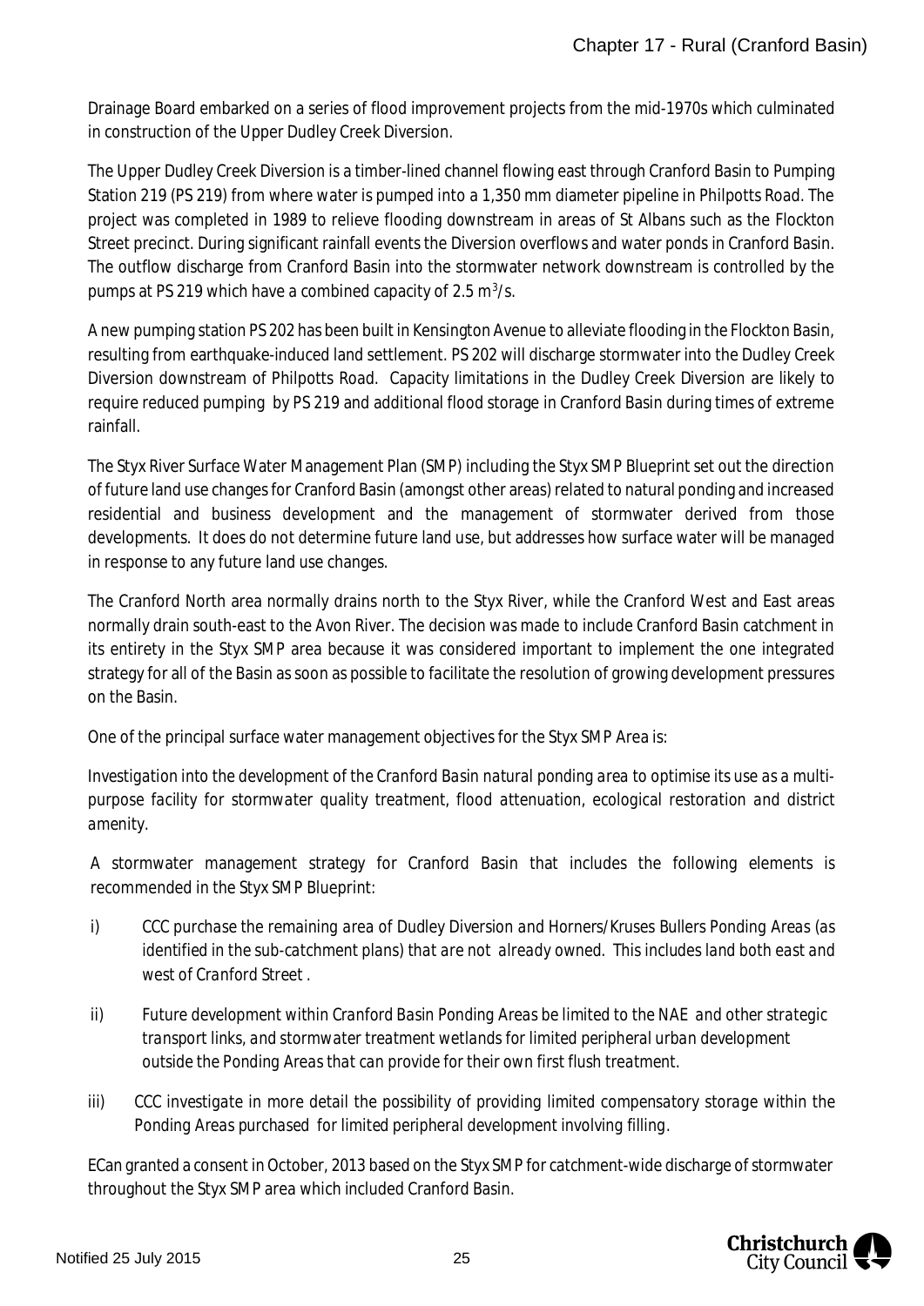Drainage Board embarked on a series of flood improvement projects from the mid-1970s which culminated in construction of the Upper Dudley Creek Diversion.

The Upper Dudley Creek Diversion is a timber-lined channel flowing east through Cranford Basin to Pumping Station 219 (PS 219) from where water is pumped into a 1,350 mm diameter pipeline in Philpotts Road. The project was completed in 1989 to relieve flooding downstream in areas of St Albans such as the Flockton Street precinct. During significant rainfall events the Diversion overflows and water ponds in Cranford Basin. The outflow discharge from Cranford Basin into the stormwater network downstream is controlled by the pumps at PS 219 which have a combined capacity of 2.5 $m^3$/s.

A new pumping station PS 202 has been built in Kensington Avenue to alleviate flooding in the Flockton Basin, resulting from earthquake-induced land settlement. PS 202 will discharge stormwater into the Dudley Creek Diversion downstream of Philpotts Road. Capacity limitations in the Dudley Creek Diversion are likely to require reduced pumping by PS 219 and additional flood storage in Cranford Basin during times of extreme rainfall.

The Styx River Surface Water Management Plan (SMP) including the Styx SMP Blueprint set out the direction of future land use changes for Cranford Basin (amongst other areas) related to natural ponding and increased residential and business development and the management of stormwater derived from those developments. It does do not determine future land use, but addresses how surface water will be managed in response to any future land use changes.

The Cranford North area normally drains north to the Styx River, while the Cranford West and East areas normally drain south-east to the Avon River. The decision was made to include Cranford Basin catchment in its entirety in the Styx SMP area because it was considered important to implement the one integrated strategy for all of the Basin as soon as possible to facilitate the resolution of growing development pressures on the Basin.

One of the principal surface water management objectives for the Styx SMP Area is:

*Investigation into the development of the Cranford Basin natural ponding area to optimise its use as a multi-purpose facility for stormwater quality treatment, flood attenuation, ecological restoration and district amenity.*

A stormwater management strategy for Cranford Basin that includes the following elements is recommended in the Styx SMP Blueprint:

i) *CCC purchase the remaining area of Dudley Diversion and Horners/Kruses Bullers Ponding Areas (as identified in the sub-catchment plans) that are not already owned. This includes land both east and west of Cranford Street .*

ii) *Future development within Cranford Basin Ponding Areas be limited to the NAE and other strategic transport links, and stormwater treatment wetlands for limited peripheral urban development outside the Ponding Areas that can provide for their own first flush treatment.*

iii) *CCC investigate in more detail the possibility of providing limited compensatory storage within the Ponding Areas purchased for limited peripheral development involving filling.*

ECan granted a consent in October, 2013 based on the Styx SMP for catchment-wide discharge of stormwater throughout the Styx SMP area which included Cranford Basin.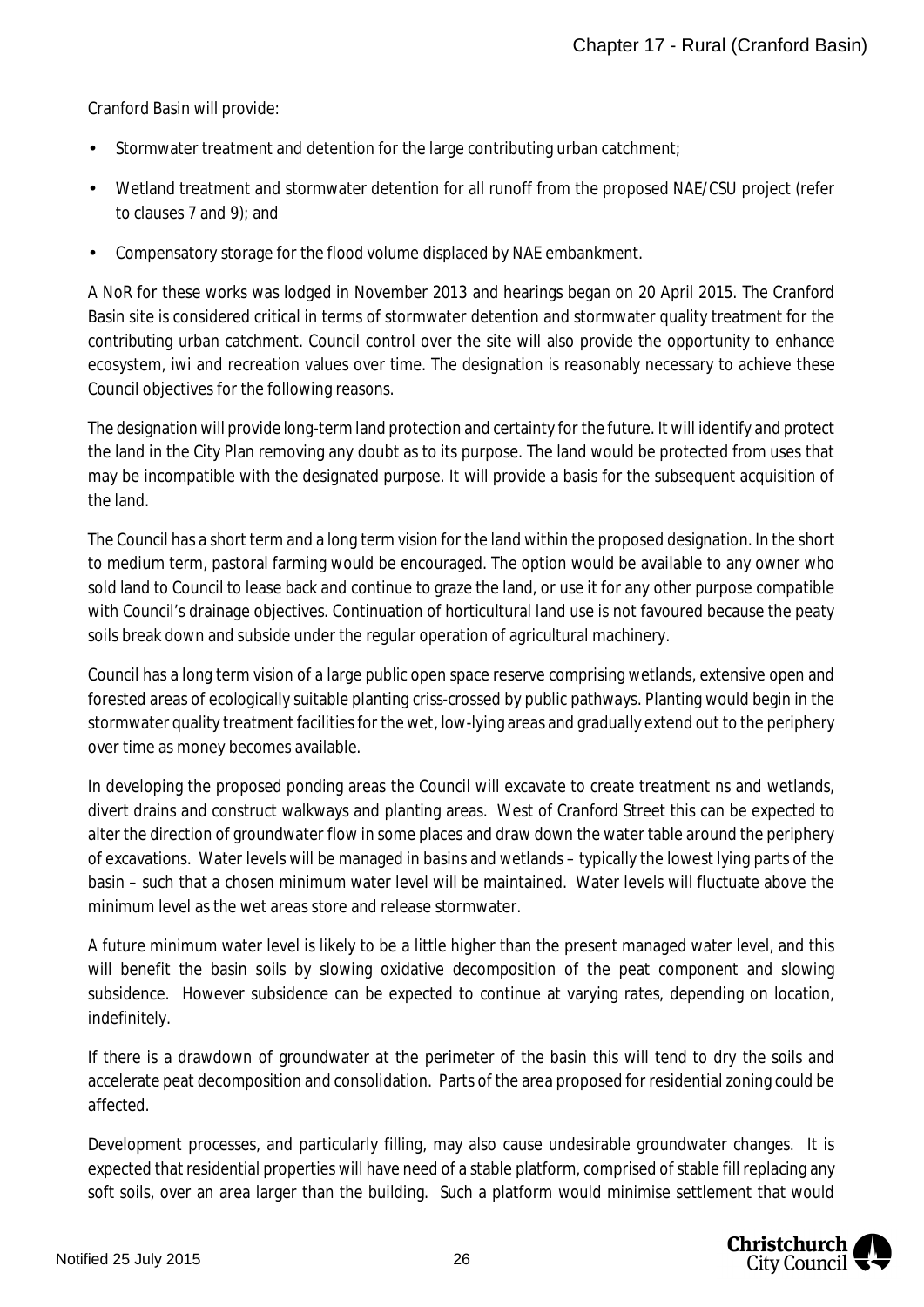Cranford Basin will provide:

- Stormwater treatment and detention for the large contributing urban catchment;
- Wetland treatment and stormwater detention for all runoff from the proposed NAE/CSU project (refer to clauses 7 and 9); and
- Compensatory storage for the flood volume displaced by NAE embankment.

A NoR for these works was lodged in November 2013 and hearings began on 20 April 2015. The Cranford Basin site is considered critical in terms of stormwater detention and stormwater quality treatment for the contributing urban catchment. Council control over the site will also provide the opportunity to enhance ecosystem, iwi and recreation values over time. The designation is reasonably necessary to achieve these Council objectives for the following reasons.

The designation will provide long-term land protection and certainty for the future. It will identify and protect the land in the City Plan removing any doubt as to its purpose. The land would be protected from uses that may be incompatible with the designated purpose. It will provide a basis for the subsequent acquisition of the land.

The Council has a short term and a long term vision for the land within the proposed designation. In the short to medium term, pastoral farming would be encouraged. The option would be available to any owner who sold land to Council to lease back and continue to graze the land, or use it for any other purpose compatible with Council's drainage objectives. Continuation of horticultural land use is not favoured because the peaty soils break down and subside under the regular operation of agricultural machinery.

Council has a long term vision of a large public open space reserve comprising wetlands, extensive open and forested areas of ecologically suitable planting criss-crossed by public pathways. Planting would begin in the stormwater quality treatment facilities for the wet, low-lying areas and gradually extend out to the periphery over time as money becomes available.

In developing the proposed ponding areas the Council will excavate to create treatment ns and wetlands, divert drains and construct walkways and planting areas. West of Cranford Street this can be expected to alter the direction of groundwater flow in some places and draw down the water table around the periphery of excavations. Water levels will be managed in basins and wetlands – typically the lowest lying parts of the basin – such that a chosen minimum water level will be maintained. Water levels will fluctuate above the minimum level as the wet areas store and release stormwater.

A future minimum water level is likely to be a little higher than the present managed water level, and this will benefit the basin soils by slowing oxidative decomposition of the peat component and slowing subsidence. However subsidence can be expected to continue at varying rates, depending on location, indefinitely.

If there is a drawdown of groundwater at the perimeter of the basin this will tend to dry the soils and accelerate peat decomposition and consolidation. Parts of the area proposed for residential zoning could be affected.

Development processes, and particularly filling, may also cause undesirable groundwater changes. It is expected that residential properties will have need of a stable platform, comprised of stable fill replacing any soft soils, over an area larger than the building. Such a platform would minimise settlement that would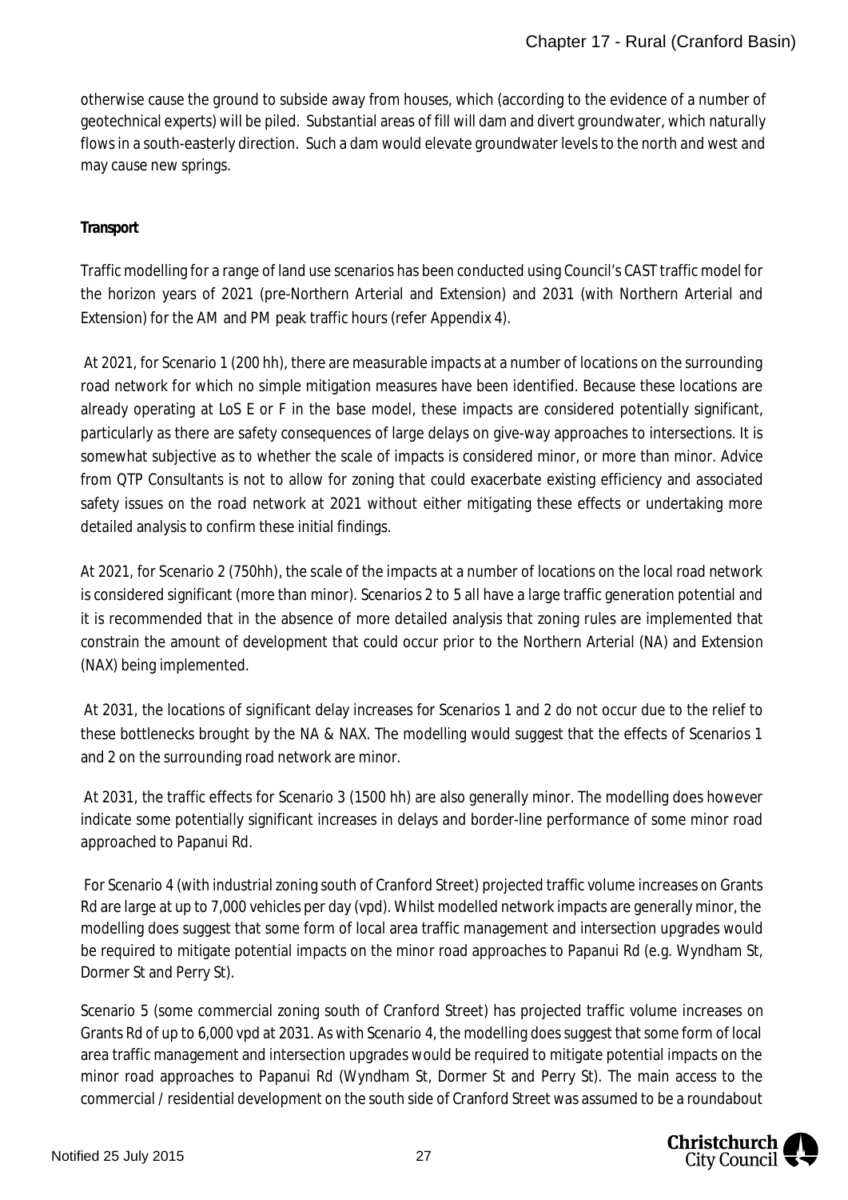otherwise cause the ground to subside away from houses, which (according to the evidence of a number of geotechnical experts) will be piled. Substantial areas of fill will dam and divert groundwater, which naturally flows in a south-easterly direction. Such a dam would elevate groundwater levels to the north and west and may cause new springs.

**Transport**

Traffic modelling for a range of land use scenarios has been conducted using Council's CAST traffic model for the horizon years of 2021 (pre-Northern Arterial and Extension) and 2031 (with Northern Arterial and Extension) for the AM and PM peak traffic hours (refer Appendix 4).

At 2021, for Scenario 1 (200 hh), there are measurable impacts at a number of locations on the surrounding road network for which no simple mitigation measures have been identified. Because these locations are already operating at LoS E or F in the base model, these impacts are considered potentially significant, particularly as there are safety consequences of large delays on give-way approaches to intersections. It is somewhat subjective as to whether the scale of impacts is considered minor, or more than minor. Advice from QTP Consultants is not to allow for zoning that could exacerbate existing efficiency and associated safety issues on the road network at 2021 without either mitigating these effects or undertaking more detailed analysis to confirm these initial findings.

At 2021, for Scenario 2 (750hh), the scale of the impacts at a number of locations on the local road network is considered significant (more than minor). Scenarios 2 to 5 all have a large traffic generation potential and it is recommended that in the absence of more detailed analysis that zoning rules are implemented that constrain the amount of development that could occur prior to the Northern Arterial (NA) and Extension (NAX) being implemented.

At 2031, the locations of significant delay increases for Scenarios 1 and 2 do not occur due to the relief to these bottlenecks brought by the NA & NAX. The modelling would suggest that the effects of Scenarios 1 and 2 on the surrounding road network are minor.

At 2031, the traffic effects for Scenario 3 (1500 hh) are also generally minor. The modelling does however indicate some potentially significant increases in delays and border-line performance of some minor road approached to Papanui Rd.

For Scenario 4 (with industrial zoning south of Cranford Street) projected traffic volume increases on Grants Rd are large at up to 7,000 vehicles per day (vpd). Whilst modelled network impacts are generally minor, the modelling does suggest that some form of local area traffic management and intersection upgrades would be required to mitigate potential impacts on the minor road approaches to Papanui Rd (e.g. Wyndham St, Dormer St and Perry St).

Scenario 5 (some commercial zoning south of Cranford Street) has projected traffic volume increases on Grants Rd of up to 6,000 vpd at 2031. As with Scenario 4, the modelling does suggest that some form of local area traffic management and intersection upgrades would be required to mitigate potential impacts on the minor road approaches to Papanui Rd (Wyndham St, Dormer St and Perry St). The main access to the commercial / residential development on the south side of Cranford Street was assumed to be a roundabout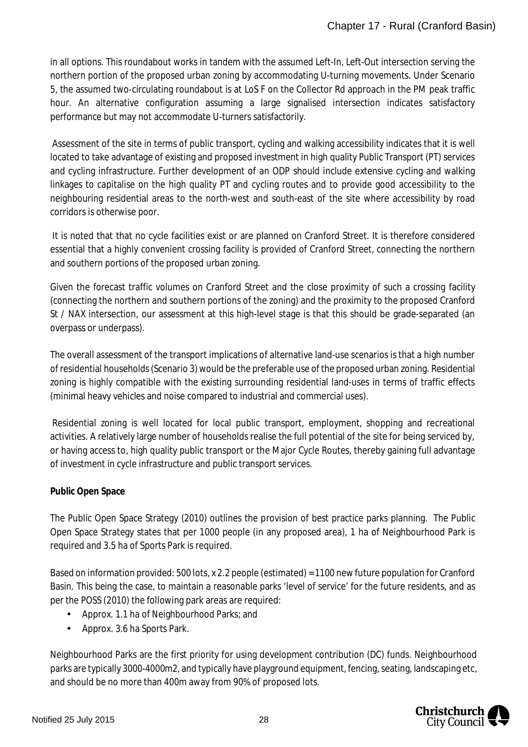in all options. This roundabout works in tandem with the assumed Left-In, Left-Out intersection serving the northern portion of the proposed urban zoning by accommodating U-turning movements. Under Scenario 5, the assumed two-circulating roundabout is at LoS F on the Collector Rd approach in the PM peak traffic hour. An alternative configuration assuming a large signalised intersection indicates satisfactory performance but may not accommodate U-turners satisfactorily.

Assessment of the site in terms of public transport, cycling and walking accessibility indicates that it is well located to take advantage of existing and proposed investment in high quality Public Transport (PT) services and cycling infrastructure. Further development of an ODP should include extensive cycling and walking linkages to capitalise on the high quality PT and cycling routes and to provide good accessibility to the neighbouring residential areas to the north-west and south-east of the site where accessibility by road corridors is otherwise poor.

It is noted that that no cycle facilities exist or are planned on Cranford Street. It is therefore considered essential that a highly convenient crossing facility is provided of Cranford Street, connecting the northern and southern portions of the proposed urban zoning.

Given the forecast traffic volumes on Cranford Street and the close proximity of such a crossing facility (connecting the northern and southern portions of the zoning) and the proximity to the proposed Cranford St / NAX intersection, our assessment at this high-level stage is that this should be grade-separated (an overpass or underpass).

The overall assessment of the transport implications of alternative land-use scenarios is that a high number of residential households (Scenario 3) would be the preferable use of the proposed urban zoning. Residential zoning is highly compatible with the existing surrounding residential land-uses in terms of traffic effects (minimal heavy vehicles and noise compared to industrial and commercial uses).

Residential zoning is well located for local public transport, employment, shopping and recreational activities. A relatively large number of households realise the full potential of the site for being serviced by, or having access to, high quality public transport or the Major Cycle Routes, thereby gaining full advantage of investment in cycle infrastructure and public transport services.

**Public Open Space**

The Public Open Space Strategy (2010) outlines the provision of best practice parks planning. The Public Open Space Strategy states that per 1000 people (in any proposed area), 1 ha of Neighbourhood Park is required and 3.5 ha of Sports Park is required.

Based on information provided: 500 lots, x 2.2 people (estimated) = 1100 new future population for Cranford Basin. This being the case, to maintain a reasonable parks 'level of service' for the future residents, and as per the POSS (2010) the following park areas are required:

- Approx. 1.1 ha of Neighbourhood Parks; and
- Approx. 3.6 ha Sports Park.

Neighbourhood Parks are the first priority for using development contribution (DC) funds. Neighbourhood parks are typically 3000-4000m2, and typically have playground equipment, fencing, seating, landscaping etc, and should be no more than 400m away from 90% of proposed lots.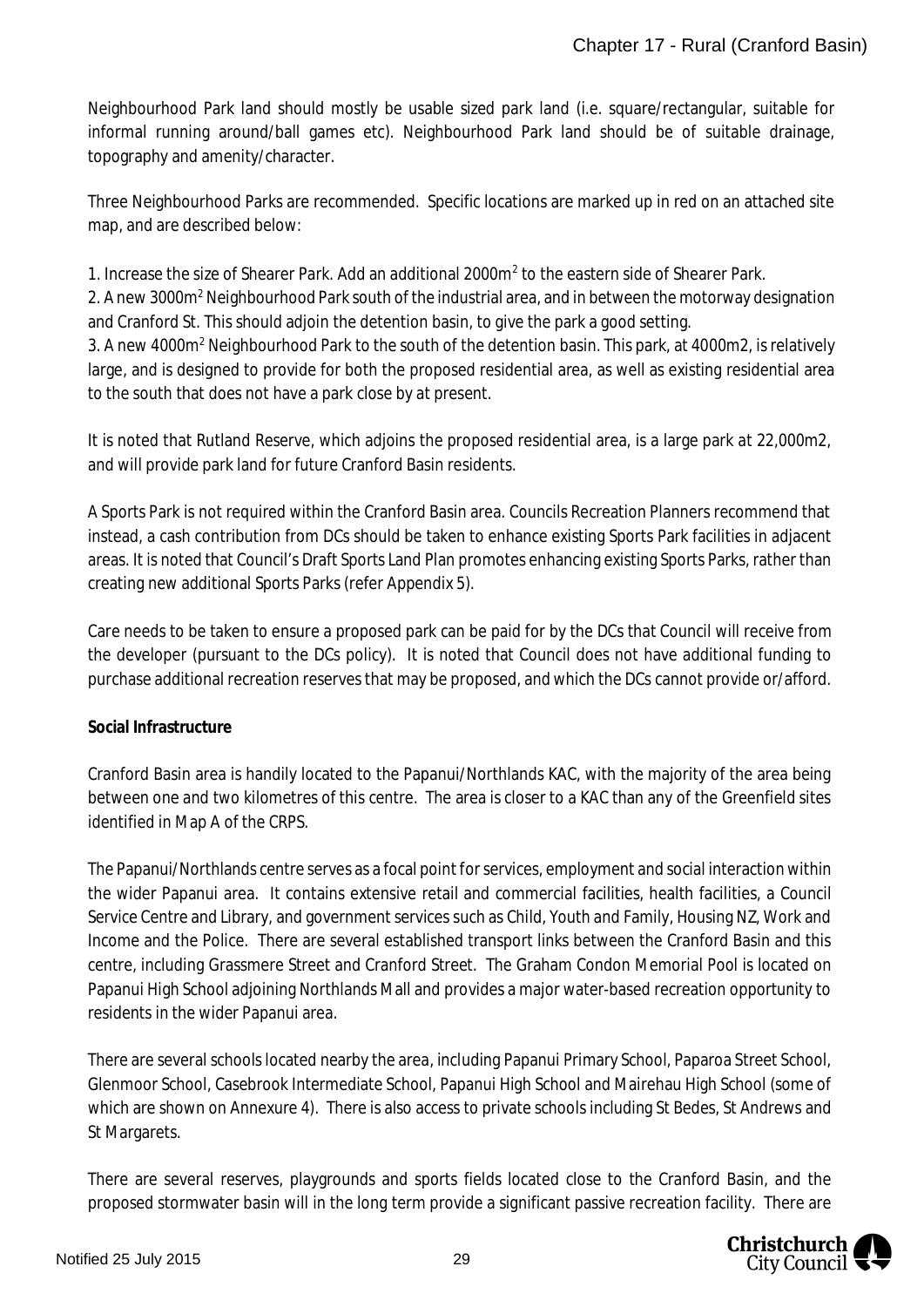Neighbourhood Park land should mostly be usable sized park land (i.e. square/rectangular, suitable for informal running around/ball games etc). Neighbourhood Park land should be of suitable drainage, topography and amenity/character.

Three Neighbourhood Parks are recommended. Specific locations are marked up in red on an attached site map, and are described below:

1. Increase the size of Shearer Park. Add an additional 2000m$^2$ to the eastern side of Shearer Park.
2. A new 3000m$^2$ Neighbourhood Park south of the industrial area, and in between the motorway designation and Cranford St. This should adjoin the detention basin, to give the park a good setting.
3. A new 4000m$^2$ Neighbourhood Park to the south of the detention basin. This park, at 4000m2, is relatively large, and is designed to provide for both the proposed residential area, as well as existing residential area to the south that does not have a park close by at present.

It is noted that Rutland Reserve, which adjoins the proposed residential area, is a large park at 22,000m2, and will provide park land for future Cranford Basin residents.

A Sports Park is not required within the Cranford Basin area. Councils Recreation Planners recommend that instead, a cash contribution from DCs should be taken to enhance existing Sports Park facilities in adjacent areas. It is noted that Council's Draft Sports Land Plan promotes enhancing existing Sports Parks, rather than creating new additional Sports Parks (refer Appendix 5).

Care needs to be taken to ensure a proposed park can be paid for by the DCs that Council will receive from the developer (pursuant to the DCs policy). It is noted that Council does not have additional funding to purchase additional recreation reserves that may be proposed, and which the DCs cannot provide or/afford.

**Social Infrastructure**

Cranford Basin area is handily located to the Papanui/Northlands KAC, with the majority of the area being between one and two kilometres of this centre. The area is closer to a KAC than any of the Greenfield sites identified in Map A of the CRPS.

The Papanui/Northlands centre serves as a focal point for services, employment and social interaction within the wider Papanui area. It contains extensive retail and commercial facilities, health facilities, a Council Service Centre and Library, and government services such as Child, Youth and Family, Housing NZ, Work and Income and the Police. There are several established transport links between the Cranford Basin and this centre, including Grassmere Street and Cranford Street. The Graham Condon Memorial Pool is located on Papanui High School adjoining Northlands Mall and provides a major water-based recreation opportunity to residents in the wider Papanui area.

There are several schools located nearby the area, including Papanui Primary School, Paparoa Street School, Glenmoor School, Casebrook Intermediate School, Papanui High School and Mairehau High School (some of which are shown on Annexure 4). There is also access to private schools including St Bedes, St Andrews and St Margarets.

There are several reserves, playgrounds and sports fields located close to the Cranford Basin, and the proposed stormwater basin will in the long term provide a significant passive recreation facility. There are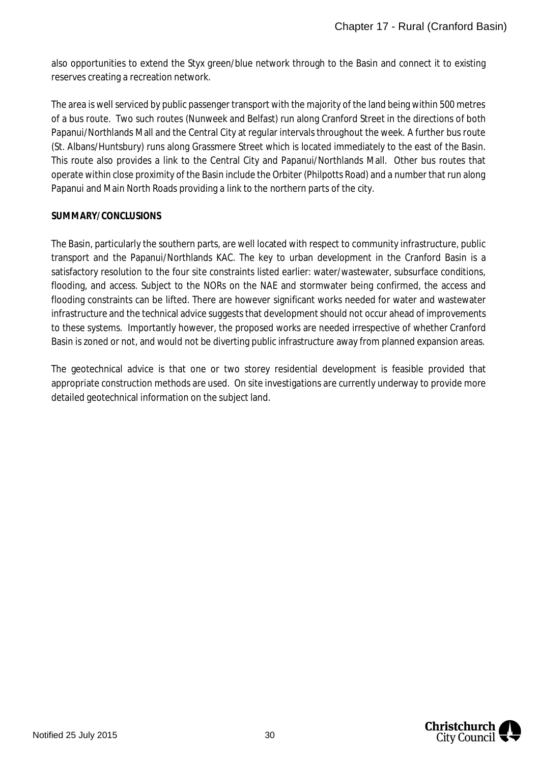also opportunities to extend the Styx green/blue network through to the Basin and connect it to existing reserves creating a recreation network.

The area is well serviced by public passenger transport with the majority of the land being within 500 metres of a bus route. Two such routes (Nunweek and Belfast) run along Cranford Street in the directions of both Papanui/Northlands Mall and the Central City at regular intervals throughout the week. A further bus route (St. Albans/Huntsbury) runs along Grassmere Street which is located immediately to the east of the Basin. This route also provides a link to the Central City and Papanui/Northlands Mall. Other bus routes that operate within close proximity of the Basin include the Orbiter (Philpotts Road) and a number that run along Papanui and Main North Roads providing a link to the northern parts of the city.

**SUMMARY/CONCLUSIONS**

The Basin, particularly the southern parts, are well located with respect to community infrastructure, public transport and the Papanui/Northlands KAC. The key to urban development in the Cranford Basin is a satisfactory resolution to the four site constraints listed earlier: water/wastewater, subsurface conditions, flooding, and access. Subject to the NORs on the NAE and stormwater being confirmed, the access and flooding constraints can be lifted. There are however significant works needed for water and wastewater infrastructure and the technical advice suggests that development should not occur ahead of improvements to these systems. Importantly however, the proposed works are needed irrespective of whether Cranford Basin is zoned or not, and would not be diverting public infrastructure away from planned expansion areas.

The geotechnical advice is that one or two storey residential development is feasible provided that appropriate construction methods are used. On site investigations are currently underway to provide more detailed geotechnical information on the subject land.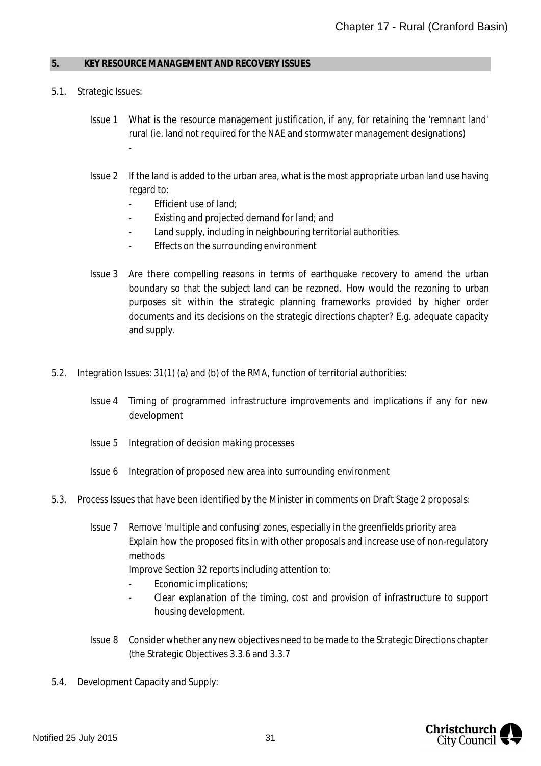## 5. KEY RESOURCE MANAGEMENT AND RECOVERY ISSUES

5.1. Strategic Issues:

Issue 1 What is the resource management justification, if any, for retaining the 'remnant land' rural (ie. land not required for the NAE and stormwater management designations)
-

Issue 2 If the land is added to the urban area, what is the most appropriate urban land use having regard to:

- Efficient use of land;
- Existing and projected demand for land; and
- Land supply, including in neighbouring territorial authorities.
- Effects on the surrounding environment

Issue 3 Are there compelling reasons in terms of earthquake recovery to amend the urban boundary so that the subject land can be rezoned. How would the rezoning to urban purposes sit within the strategic planning frameworks provided by higher order documents and its decisions on the strategic directions chapter? E.g. adequate capacity and supply.

5.2. Integration Issues: 31(1) (a) and (b) of the RMA, function of territorial authorities:

Issue 4 Timing of programmed infrastructure improvements and implications if any for new development

Issue 5 Integration of decision making processes

Issue 6 Integration of proposed new area into surrounding environment

5.3. Process Issues that have been identified by the Minister in comments on Draft Stage 2 proposals:

Issue 7 Remove 'multiple and confusing' zones, especially in the greenfields priority area
Explain how the proposed fits in with other proposals and increase use of non-regulatory methods
Improve Section 32 reports including attention to:

- Economic implications;
- Clear explanation of the timing, cost and provision of infrastructure to support housing development.

Issue 8 Consider whether any new objectives need to be made to the Strategic Directions chapter (the Strategic Objectives 3.3.6 and 3.3.7

5.4. Development Capacity and Supply: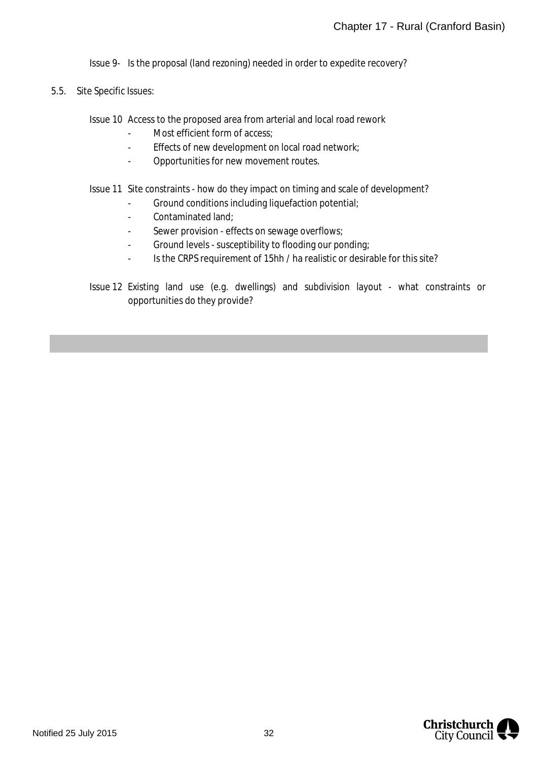Issue 9- Is the proposal (land rezoning) needed in order to expedite recovery?

5.5. Site Specific Issues:

Issue 10 Access to the proposed area from arterial and local road rework

- Most efficient form of access;
- Effects of new development on local road network;
- Opportunities for new movement routes.

Issue 11 Site constraints - how do they impact on timing and scale of development?

- Ground conditions including liquefaction potential;
- Contaminated land;
- Sewer provision - effects on sewage overflows;
- Ground levels - susceptibility to flooding our ponding;
- Is the CRPS requirement of 15hh / ha realistic or desirable for this site?

Issue 12 Existing land use (e.g. dwellings) and subdivision layout - what constraints or opportunities do they provide?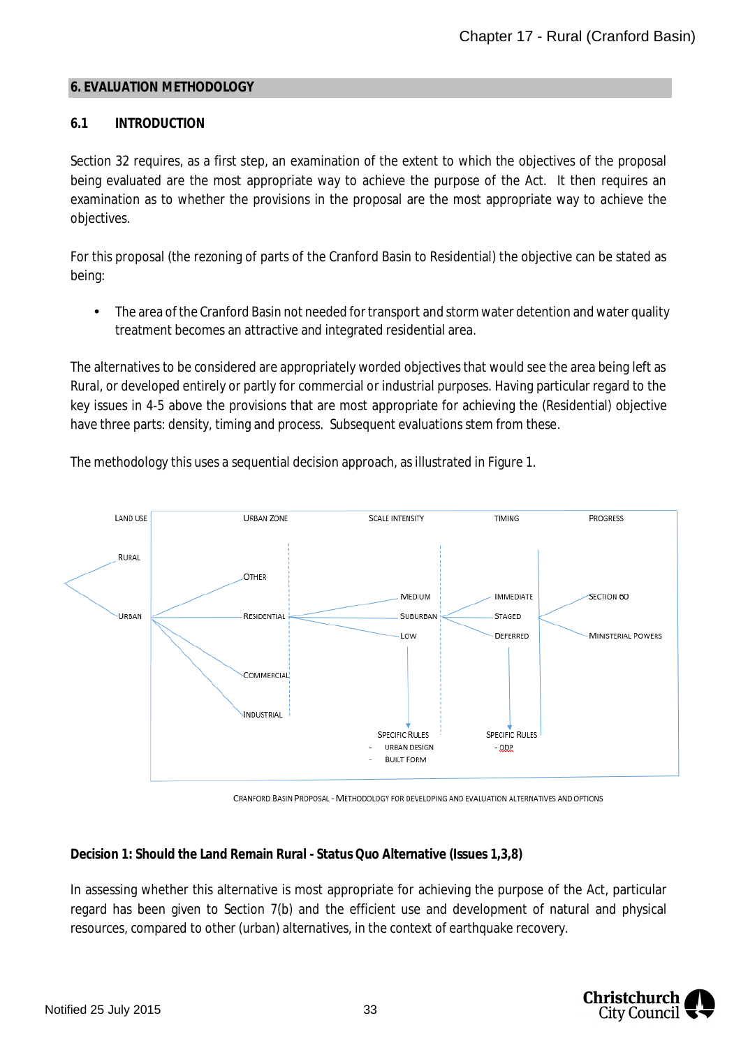## 6. EVALUATION METHODOLOGY

### 6.1 INTRODUCTION

Section 32 requires, as a first step, an examination of the extent to which the objectives of the proposal being evaluated are the most appropriate way to achieve the purpose of the Act. It then requires an examination as to whether the provisions in the proposal are the most appropriate way to achieve the objectives.

For this proposal (the rezoning of parts of the Cranford Basin to Residential) the objective can be stated as being:

- The area of the Cranford Basin not needed for transport and storm water detention and water quality treatment becomes an attractive and integrated residential area.

The alternatives to be considered are appropriately worded objectives that would see the area being left as Rural, or developed entirely or partly for commercial or industrial purposes. Having particular regard to the key issues in 4-5 above the provisions that are most appropriate for achieving the (Residential) objective have three parts: density, timing and process. Subsequent evaluations stem from these.

The methodology this uses a sequential decision approach, as illustrated in Figure 1.

LAND USE | URBAN ZONE | SCALE INTENSITY | TIMING | PROGRESS

RURAL

URBAN

OTHER

RESIDENTIAL

COMMERCIAL

INDUSTRIAL

MEDIUM

SUBURBAN

LOW

IMMEDIATE

STAGED

DEFERRED

SECTION 60

MINISTERIAL POWERS

SPECIFIC RULES
- URBAN DESIGN
- BUILT FORM

SPECIFIC RULES
- ODP

CRANFORD BASIN PROPOSAL - METHODOLOGY FOR DEVELOPING AND EVALUATION ALTERNATIVES AND OPTIONS

**Decision 1: Should the Land Remain Rural - Status Quo Alternative (Issues 1,3,8)**

In assessing whether this alternative is most appropriate for achieving the purpose of the Act, particular regard has been given to Section 7(b) and the efficient use and development of natural and physical resources, compared to other (urban) alternatives, in the context of earthquake recovery.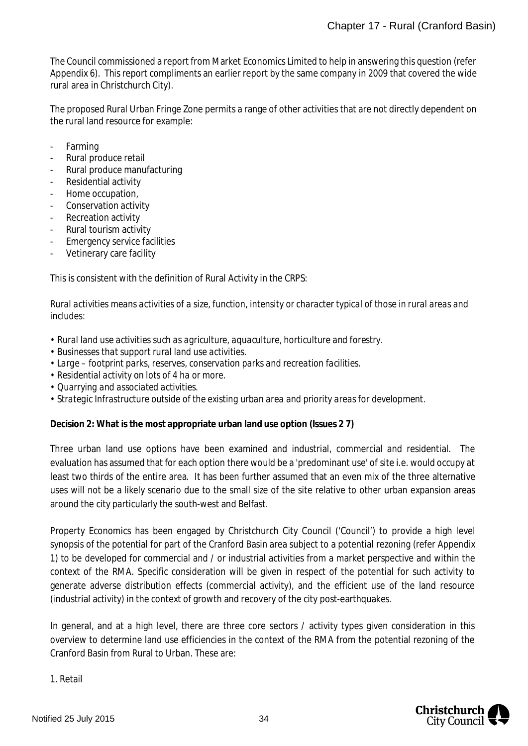The Council commissioned a report from Market Economics Limited to help in answering this question (refer Appendix 6). This report compliments an earlier report by the same company in 2009 that covered the wide rural area in Christchurch City).

The proposed Rural Urban Fringe Zone permits a range of other activities that are not directly dependent on the rural land resource for example:

- Farming
- Rural produce retail
- Rural produce manufacturing
- Residential activity
- Home occupation,
- Conservation activity
- Recreation activity
- Rural tourism activity
- Emergency service facilities
- Vetinerary care facility

This is consistent with the definition of Rural Activity in the CRPS:

*Rural activities means activities of a size, function, intensity or character typical of those in rural areas and includes:*

- *Rural land use activities such as agriculture, aquaculture, horticulture and forestry.*
- *Businesses that support rural land use activities.*
- *Large – footprint parks, reserves, conservation parks and recreation facilities.*
- *Residential activity on lots of 4 ha or more.*
- *Quarrying and associated activities.*
- *Strategic Infrastructure outside of the existing urban area and priority areas for development.*

**Decision 2: What is the most appropriate urban land use option (Issues 2 7)**

Three urban land use options have been examined and industrial, commercial and residential. The evaluation has assumed that for each option there would be a 'predominant use' of site i.e. would occupy at least two thirds of the entire area. It has been further assumed that an even mix of the three alternative uses will not be a likely scenario due to the small size of the site relative to other urban expansion areas around the city particularly the south-west and Belfast.

Property Economics has been engaged by Christchurch City Council ('Council') to provide a high level synopsis of the potential for part of the Cranford Basin area subject to a potential rezoning (refer Appendix 1) to be developed for commercial and / or industrial activities from a market perspective and within the context of the RMA. Specific consideration will be given in respect of the potential for such activity to generate adverse distribution effects (commercial activity), and the efficient use of the land resource (industrial activity) in the context of growth and recovery of the city post-earthquakes.

In general, and at a high level, there are three core sectors / activity types given consideration in this overview to determine land use efficiencies in the context of the RMA from the potential rezoning of the Cranford Basin from Rural to Urban. These are:

1. Retail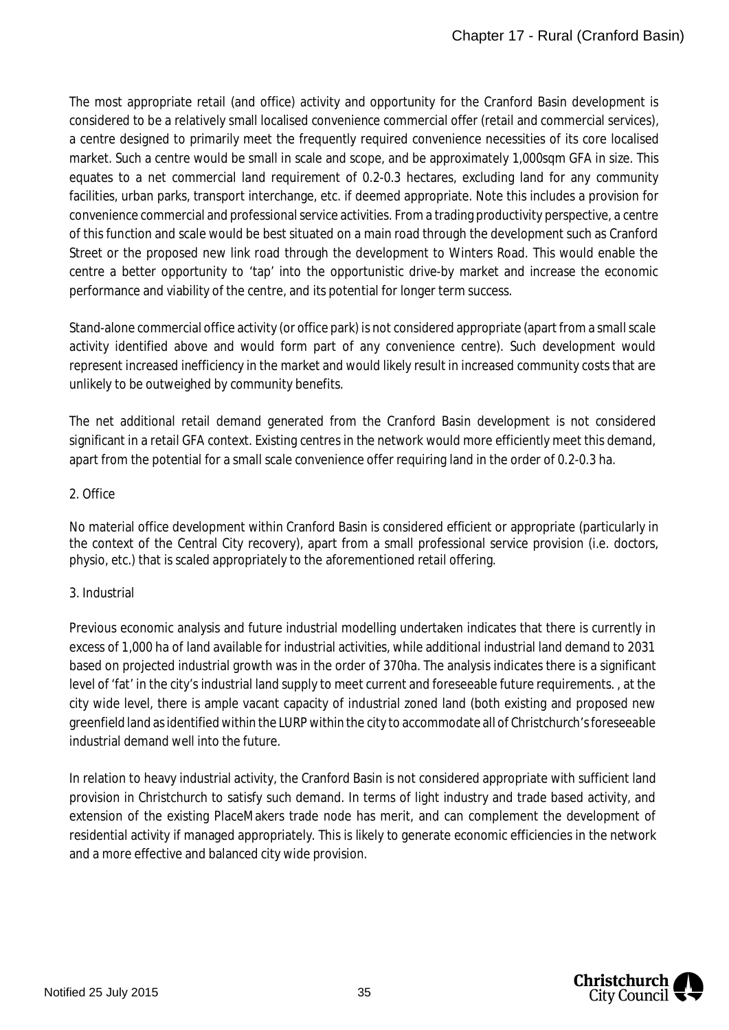The most appropriate retail (and office) activity and opportunity for the Cranford Basin development is considered to be a relatively small localised convenience commercial offer (retail and commercial services), a centre designed to primarily meet the frequently required convenience necessities of its core localised market. Such a centre would be small in scale and scope, and be approximately 1,000sqm GFA in size. This equates to a net commercial land requirement of 0.2-0.3 hectares, excluding land for any community facilities, urban parks, transport interchange, etc. if deemed appropriate. Note this includes a provision for convenience commercial and professional service activities. From a trading productivity perspective, a centre of this function and scale would be best situated on a main road through the development such as Cranford Street or the proposed new link road through the development to Winters Road. This would enable the centre a better opportunity to 'tap' into the opportunistic drive-by market and increase the economic performance and viability of the centre, and its potential for longer term success.

Stand-alone commercial office activity (or office park) is not considered appropriate (apart from a small scale activity identified above and would form part of any convenience centre). Such development would represent increased inefficiency in the market and would likely result in increased community costs that are unlikely to be outweighed by community benefits.

The net additional retail demand generated from the Cranford Basin development is not considered significant in a retail GFA context. Existing centres in the network would more efficiently meet this demand, apart from the potential for a small scale convenience offer requiring land in the order of 0.2-0.3 ha.

2. Office

No material office development within Cranford Basin is considered efficient or appropriate (particularly in the context of the Central City recovery), apart from a small professional service provision (i.e. doctors, physio, etc.) that is scaled appropriately to the aforementioned retail offering.

3. Industrial

Previous economic analysis and future industrial modelling undertaken indicates that there is currently in excess of 1,000 ha of land available for industrial activities, while additional industrial land demand to 2031 based on projected industrial growth was in the order of 370ha. The analysis indicates there is a significant level of 'fat' in the city's industrial land supply to meet current and foreseeable future requirements. , at the city wide level, there is ample vacant capacity of industrial zoned land (both existing and proposed new greenfield land as identified within the LURP within the city to accommodate all of Christchurch's foreseeable industrial demand well into the future.

In relation to heavy industrial activity, the Cranford Basin is not considered appropriate with sufficient land provision in Christchurch to satisfy such demand. In terms of light industry and trade based activity, and extension of the existing PlaceMakers trade node has merit, and can complement the development of residential activity if managed appropriately. This is likely to generate economic efficiencies in the network and a more effective and balanced city wide provision.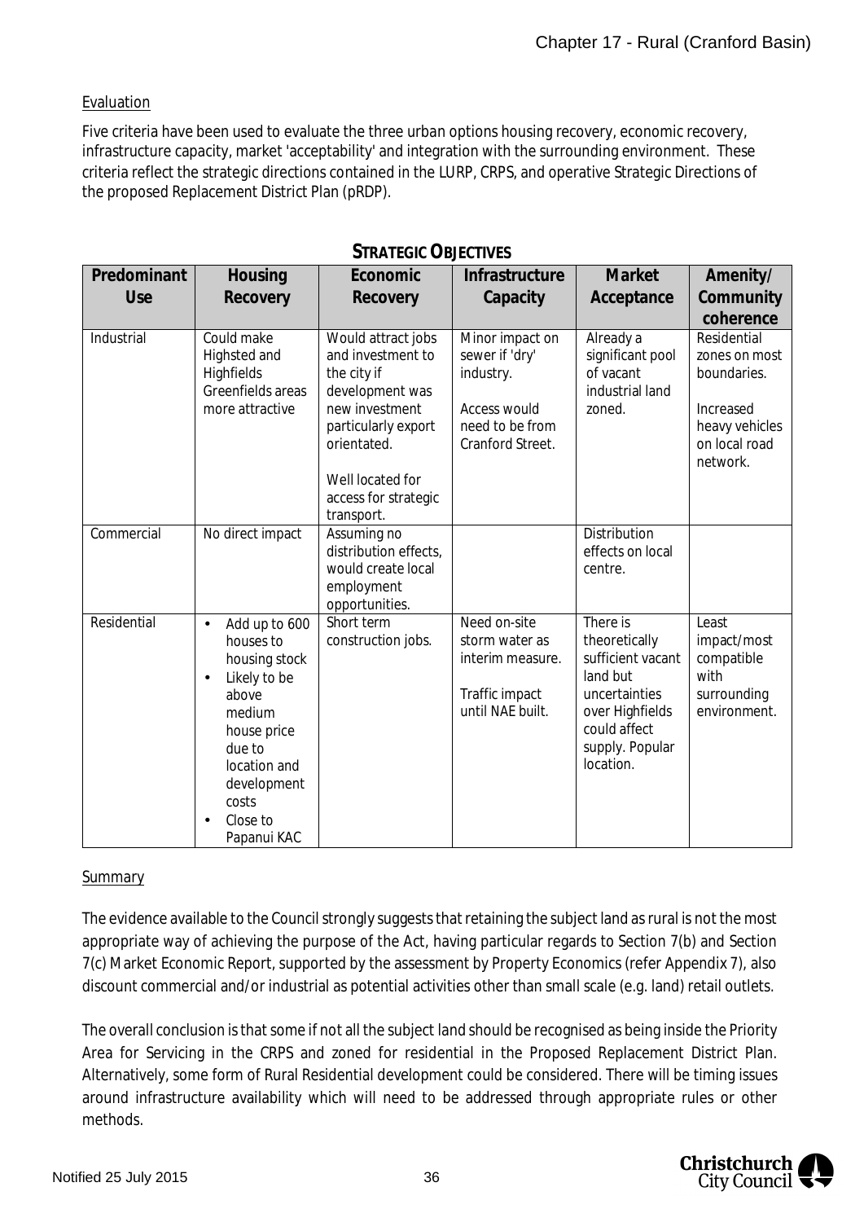Evaluation

Five criteria have been used to evaluate the three urban options housing recovery, economic recovery, infrastructure capacity, market 'acceptability' and integration with the surrounding environment. These criteria reflect the strategic directions contained in the LURP, CRPS, and operative Strategic Directions of the proposed Replacement District Plan (pRDP).

**STRATEGIC OBJECTIVES**

| Predominant Use | Housing Recovery | Economic Recovery | Infrastructure Capacity | Market Acceptance | Amenity/ Community coherence |
|---|---|---|---|---|---|
| Industrial | Could make Highsted and Highfields Greenfields areas more attractive | Would attract jobs and investment to the city if development was new investment particularly export orientated.<br><br>Well located for access for strategic transport. | Minor impact on sewer if 'dry' industry.<br><br>Access would need to be from Cranford Street. | Already a significant pool of vacant industrial land zoned. | Residential zones on most boundaries.<br><br>Increased heavy vehicles on local road network. |
| Commercial | No direct impact | Assuming no distribution effects, would create local employment opportunities. | | Distribution effects on local centre. | |
| Residential | • Add up to 600 houses to housing stock<br>• Likely to be above medium house price due to location and development costs<br>• Close to Papanui KAC | Short term construction jobs. | Need on-site storm water as interim measure.<br><br>Traffic impact until NAE built. | There is theoretically sufficient vacant land but uncertainties over Highfields could affect supply. Popular location. | Least impact/most compatible with surrounding environment. |

Summary

The evidence available to the Council strongly suggests that retaining the subject land as rural is not the most appropriate way of achieving the purpose of the Act, having particular regards to Section 7(b) and Section 7(c) Market Economic Report, supported by the assessment by Property Economics (refer Appendix 7), also discount commercial and/or industrial as potential activities other than small scale (e.g. land) retail outlets.

The overall conclusion is that some if not all the subject land should be recognised as being inside the Priority Area for Servicing in the CRPS and zoned for residential in the Proposed Replacement District Plan. Alternatively, some form of Rural Residential development could be considered. There will be timing issues around infrastructure availability which will need to be addressed through appropriate rules or other methods.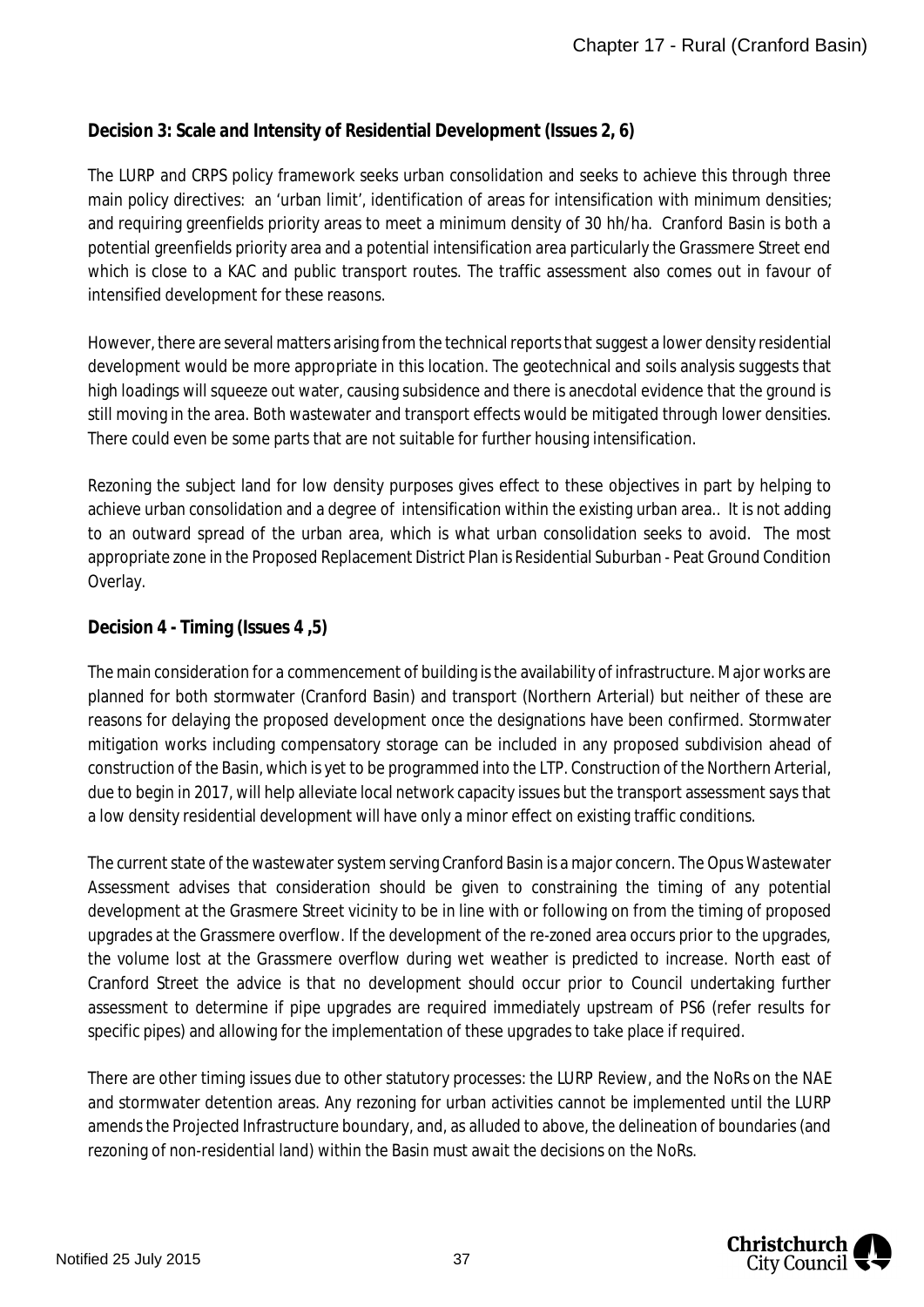**Decision 3: Scale and Intensity of Residential Development (Issues 2, 6)**

The LURP and CRPS policy framework seeks urban consolidation and seeks to achieve this through three main policy directives: an 'urban limit', identification of areas for intensification with minimum densities; and requiring greenfields priority areas to meet a minimum density of 30 hh/ha. Cranford Basin is both a potential greenfields priority area and a potential intensification area particularly the Grassmere Street end which is close to a KAC and public transport routes. The traffic assessment also comes out in favour of intensified development for these reasons.

However, there are several matters arising from the technical reports that suggest a lower density residential development would be more appropriate in this location. The geotechnical and soils analysis suggests that high loadings will squeeze out water, causing subsidence and there is anecdotal evidence that the ground is still moving in the area. Both wastewater and transport effects would be mitigated through lower densities. There could even be some parts that are not suitable for further housing intensification.

Rezoning the subject land for low density purposes gives effect to these objectives in part by helping to achieve urban consolidation and a degree of intensification within the existing urban area.. It is not adding to an outward spread of the urban area, which is what urban consolidation seeks to avoid. The most appropriate zone in the Proposed Replacement District Plan is Residential Suburban - Peat Ground Condition Overlay.

**Decision 4 - Timing (Issues 4 ,5)**

The main consideration for a commencement of building is the availability of infrastructure. Major works are planned for both stormwater (Cranford Basin) and transport (Northern Arterial) but neither of these are reasons for delaying the proposed development once the designations have been confirmed. Stormwater mitigation works including compensatory storage can be included in any proposed subdivision ahead of construction of the Basin, which is yet to be programmed into the LTP. Construction of the Northern Arterial, due to begin in 2017, will help alleviate local network capacity issues but the transport assessment says that a low density residential development will have only a minor effect on existing traffic conditions.

The current state of the wastewater system serving Cranford Basin is a major concern. The Opus Wastewater Assessment advises that consideration should be given to constraining the timing of any potential development at the Grasmere Street vicinity to be in line with or following on from the timing of proposed upgrades at the Grassmere overflow. If the development of the re-zoned area occurs prior to the upgrades, the volume lost at the Grassmere overflow during wet weather is predicted to increase. North east of Cranford Street the advice is that no development should occur prior to Council undertaking further assessment to determine if pipe upgrades are required immediately upstream of PS6 (refer results for specific pipes) and allowing for the implementation of these upgrades to take place if required.

There are other timing issues due to other statutory processes: the LURP Review, and the NoRs on the NAE and stormwater detention areas. Any rezoning for urban activities cannot be implemented until the LURP amends the Projected Infrastructure boundary, and, as alluded to above, the delineation of boundaries (and rezoning of non-residential land) within the Basin must await the decisions on the NoRs.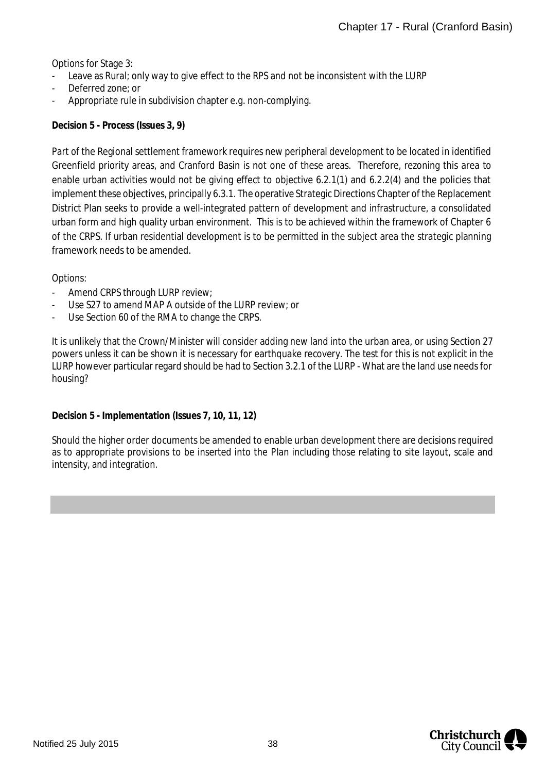Options for Stage 3:

- Leave as Rural; only way to give effect to the RPS and not be inconsistent with the LURP
- Deferred zone; or
- Appropriate rule in subdivision chapter e.g. non-complying.

**Decision 5 - Process (Issues 3, 9)**

Part of the Regional settlement framework requires new peripheral development to be located in identified Greenfield priority areas, and Cranford Basin is not one of these areas. Therefore, rezoning this area to enable urban activities would not be giving effect to objective 6.2.1(1) and 6.2.2(4) and the policies that implement these objectives, principally 6.3.1. The operative Strategic Directions Chapter of the Replacement District Plan seeks to provide a well-integrated pattern of development and infrastructure, a consolidated urban form and high quality urban environment. This is to be achieved within the framework of Chapter 6 of the CRPS. If urban residential development is to be permitted in the subject area the strategic planning framework needs to be amended.

Options:

- Amend CRPS through LURP review;
- Use S27 to amend MAP A outside of the LURP review; or
- Use Section 60 of the RMA to change the CRPS.

It is unlikely that the Crown/Minister will consider adding new land into the urban area, or using Section 27 powers unless it can be shown it is necessary for earthquake recovery. The test for this is not explicit in the LURP however particular regard should be had to Section 3.2.1 of the LURP - What are the land use needs for housing?

**Decision 5 - Implementation (Issues 7, 10, 11, 12)**

Should the higher order documents be amended to enable urban development there are decisions required as to appropriate provisions to be inserted into the Plan including those relating to site layout, scale and intensity, and integration.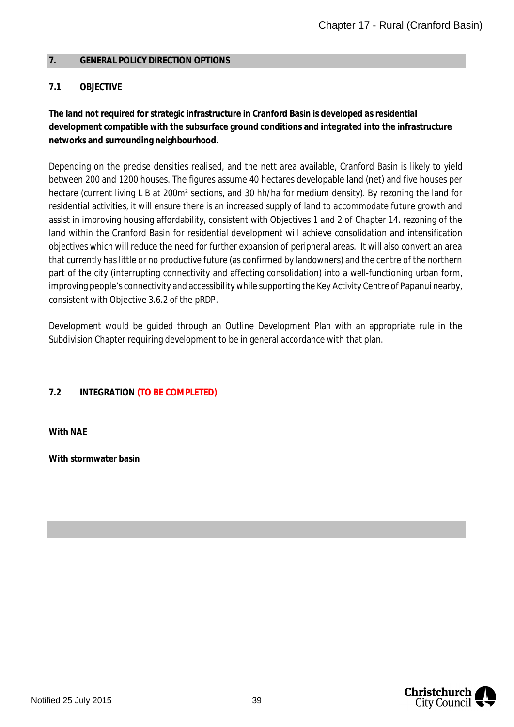## 7. GENERAL POLICY DIRECTION OPTIONS

### 7.1 OBJECTIVE

**The land not required for strategic infrastructure in Cranford Basin is developed as residential development compatible with the subsurface ground conditions and integrated into the infrastructure networks and surrounding neighbourhood.**

Depending on the precise densities realised, and the nett area available, Cranford Basin is likely to yield between 200 and 1200 houses. The figures assume 40 hectares developable land (net) and five houses per hectare (current living L B at 200m² sections, and 30 hh/ha for medium density). By rezoning the land for residential activities, it will ensure there is an increased supply of land to accommodate future growth and assist in improving housing affordability, consistent with Objectives 1 and 2 of Chapter 14. rezoning of the land within the Cranford Basin for residential development will achieve consolidation and intensification objectives which will reduce the need for further expansion of peripheral areas. It will also convert an area that currently has little or no productive future (as confirmed by landowners) and the centre of the northern part of the city (interrupting connectivity and affecting consolidation) into a well-functioning urban form, improving people's connectivity and accessibility while supporting the Key Activity Centre of Papanui nearby, consistent with Objective 3.6.2 of the pRDP.

Development would be guided through an Outline Development Plan with an appropriate rule in the Subdivision Chapter requiring development to be in general accordance with that plan.

### 7.2 INTEGRATION (TO BE COMPLETED)

**With NAE**

**With stormwater basin**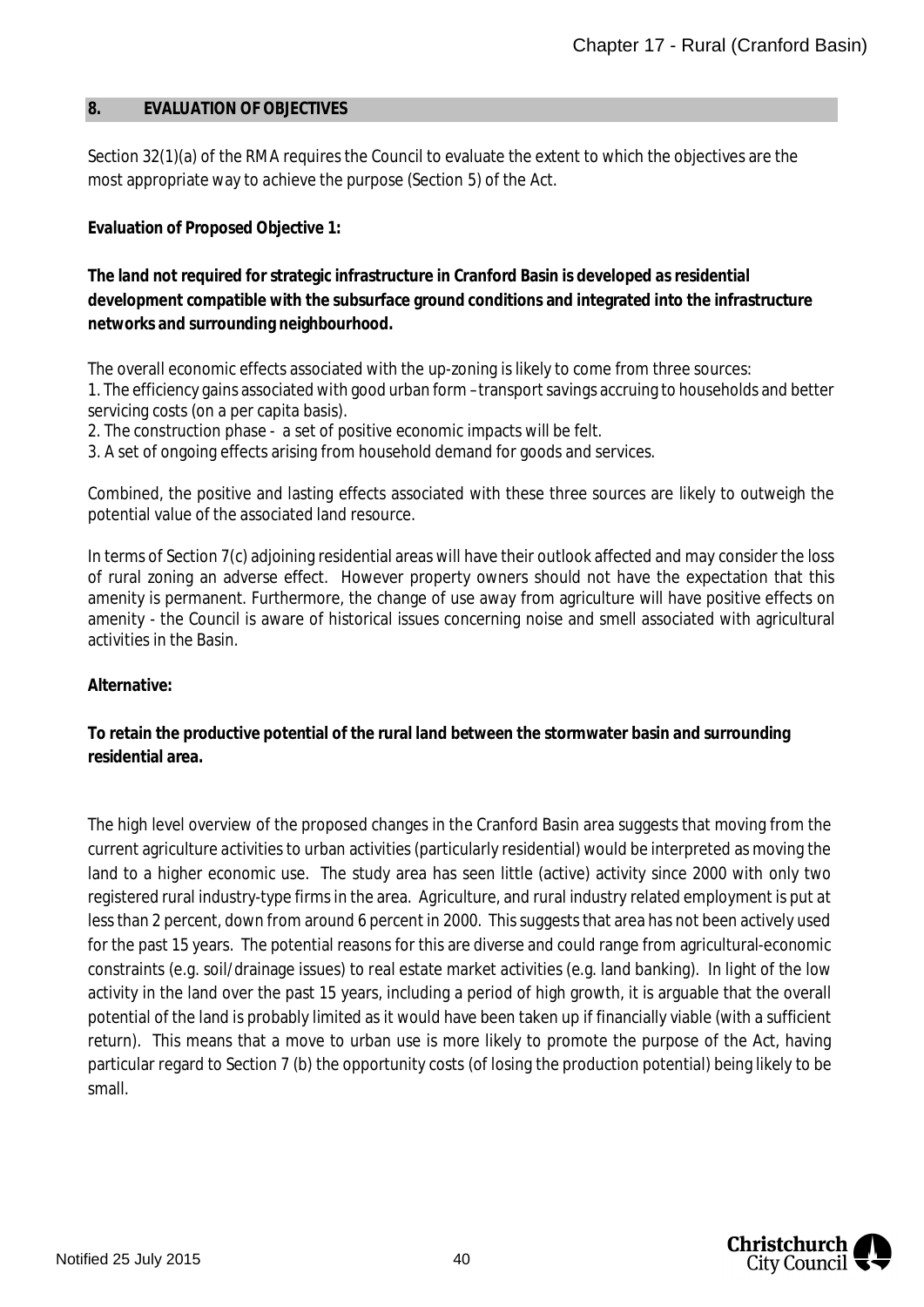## 8. EVALUATION OF OBJECTIVES

Section 32(1)(a) of the RMA requires the Council to evaluate the extent to which the objectives are the most appropriate way to achieve the purpose (Section 5) of the Act.

**Evaluation of Proposed Objective 1:**

**The land not required for strategic infrastructure in Cranford Basin is developed as residential development compatible with the subsurface ground conditions and integrated into the infrastructure networks and surrounding neighbourhood.**

The overall economic effects associated with the up-zoning is likely to come from three sources:

1. The efficiency gains associated with good urban form – transport savings accruing to households and better servicing costs (on a per capita basis).
2. The construction phase - a set of positive economic impacts will be felt.
3. A set of ongoing effects arising from household demand for goods and services.

Combined, the positive and lasting effects associated with these three sources are likely to outweigh the potential value of the associated land resource.

In terms of Section 7(c) adjoining residential areas will have their outlook affected and may consider the loss of rural zoning an adverse effect. However property owners should not have the expectation that this amenity is permanent. Furthermore, the change of use away from agriculture will have positive effects on amenity - the Council is aware of historical issues concerning noise and smell associated with agricultural activities in the Basin.

**Alternative:**

**To retain the productive potential of the rural land between the stormwater basin and surrounding residential area.**

The high level overview of the proposed changes in the Cranford Basin area suggests that moving from the current agriculture activities to urban activities (particularly residential) would be interpreted as moving the land to a higher economic use. The study area has seen little (active) activity since 2000 with only two registered rural industry-type firms in the area. Agriculture, and rural industry related employment is put at less than 2 percent, down from around 6 percent in 2000. This suggests that area has not been actively used for the past 15 years. The potential reasons for this are diverse and could range from agricultural-economic constraints (e.g. soil/drainage issues) to real estate market activities (e.g. land banking). In light of the low activity in the land over the past 15 years, including a period of high growth, it is arguable that the overall potential of the land is probably limited as it would have been taken up if financially viable (with a sufficient return). This means that a move to urban use is more likely to promote the purpose of the Act, having particular regard to Section 7 (b) the opportunity costs (of losing the production potential) being likely to be small.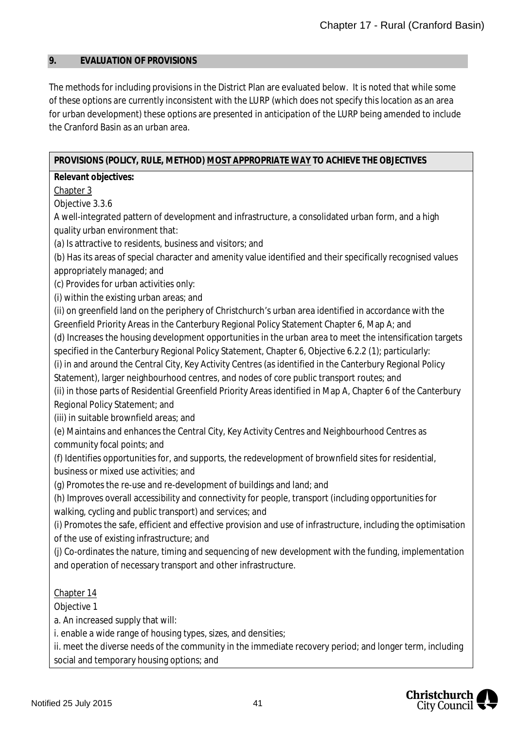## 9. EVALUATION OF PROVISIONS

The methods for including provisions in the District Plan are evaluated below. It is noted that while some of these options are currently inconsistent with the LURP (which does not specify this location as an area for urban development) these options are presented in anticipation of the LURP being amended to include the Cranford Basin as an urban area.

| **PROVISIONS (POLICY, RULE, METHOD) <u>MOST APPROPRIATE WAY</u> TO ACHIEVE THE OBJECTIVES** |
|---|
| **Relevant objectives:**<br><u>Chapter 3</u><br>Objective 3.3.6<br>A well-integrated pattern of development and infrastructure, a consolidated urban form, and a high quality urban environment that:<br>(a) Is attractive to residents, business and visitors; and<br>(b) Has its areas of special character and amenity value identified and their specifically recognised values appropriately managed; and<br>(c) Provides for urban activities only:<br>(i) within the existing urban areas; and<br>(ii) on greenfield land on the periphery of Christchurch's urban area identified in accordance with the Greenfield Priority Areas in the Canterbury Regional Policy Statement Chapter 6, Map A; and<br>(d) Increases the housing development opportunities in the urban area to meet the intensification targets specified in the Canterbury Regional Policy Statement, Chapter 6, Objective 6.2.2 (1); particularly:<br>(i) in and around the Central City, Key Activity Centres (as identified in the Canterbury Regional Policy Statement), larger neighbourhood centres, and nodes of core public transport routes; and<br>(ii) in those parts of Residential Greenfield Priority Areas identified in Map A, Chapter 6 of the Canterbury Regional Policy Statement; and<br>(iii) in suitable brownfield areas; and<br>(e) Maintains and enhances the Central City, Key Activity Centres and Neighbourhood Centres as community focal points; and<br>(f) Identifies opportunities for, and supports, the redevelopment of brownfield sites for residential, business or mixed use activities; and<br>(g) Promotes the re-use and re-development of buildings and land; and<br>(h) Improves overall accessibility and connectivity for people, transport (including opportunities for walking, cycling and public transport) and services; and<br>(i) Promotes the safe, efficient and effective provision and use of infrastructure, including the optimisation of the use of existing infrastructure; and<br>(j) Co-ordinates the nature, timing and sequencing of new development with the funding, implementation and operation of necessary transport and other infrastructure.<br><br><u>Chapter 14</u><br>Objective 1<br>a. An increased supply that will:<br>i. enable a wide range of housing types, sizes, and densities;<br>ii. meet the diverse needs of the community in the immediate recovery period; and longer term, including social and temporary housing options; and |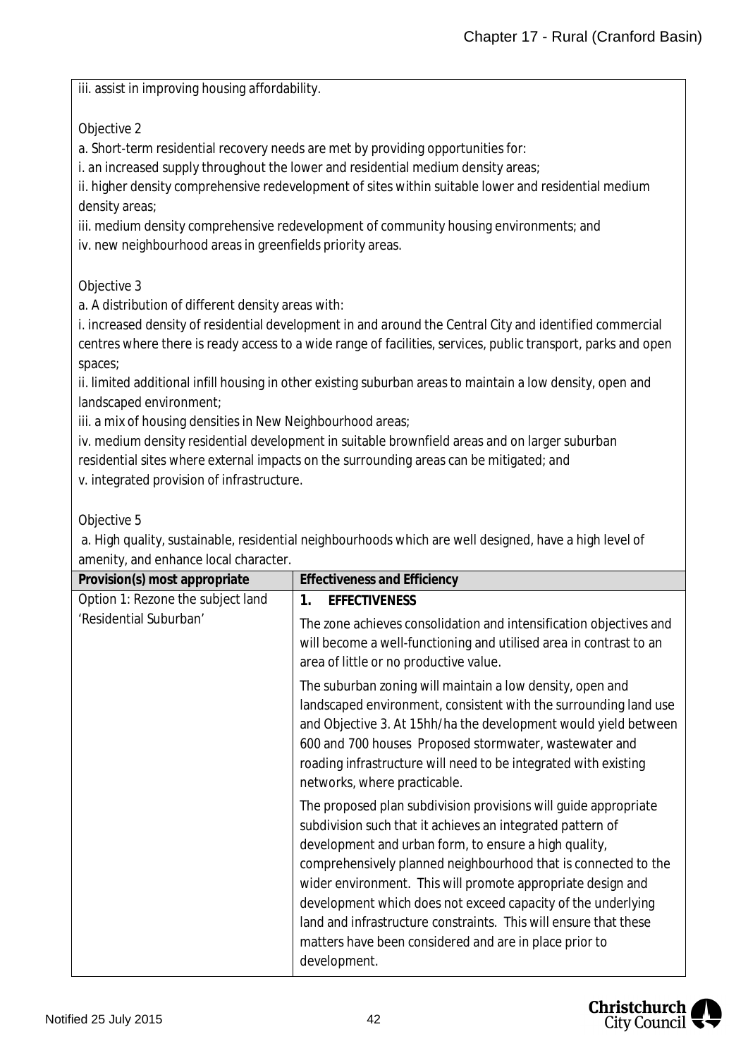iii. assist in improving housing affordability.

Objective 2

a. Short-term residential recovery needs are met by providing opportunities for:

i. an increased supply throughout the lower and residential medium density areas;

ii. higher density comprehensive redevelopment of sites within suitable lower and residential medium density areas;

iii. medium density comprehensive redevelopment of community housing environments; and

iv. new neighbourhood areas in greenfields priority areas.

Objective 3

a. A distribution of different density areas with:

i. increased density of residential development in and around the Central City and identified commercial centres where there is ready access to a wide range of facilities, services, public transport, parks and open spaces;

ii. limited additional infill housing in other existing suburban areas to maintain a low density, open and landscaped environment;

iii. a mix of housing densities in New Neighbourhood areas;

iv. medium density residential development in suitable brownfield areas and on larger suburban residential sites where external impacts on the surrounding areas can be mitigated; and

v. integrated provision of infrastructure.

Objective 5

a. High quality, sustainable, residential neighbourhoods which are well designed, have a high level of amenity, and enhance local character.

| Provision(s) most appropriate | Effectiveness and Efficiency |
|---|---|
| Option 1: Rezone the subject land 'Residential Suburban' | **1. EFFECTIVENESS**<br><br>The zone achieves consolidation and intensification objectives and will become a well-functioning and utilised area in contrast to an area of little or no productive value.<br><br>The suburban zoning will maintain a low density, open and landscaped environment, consistent with the surrounding land use and Objective 3. At 15hh/ha the development would yield between 600 and 700 houses Proposed stormwater, wastewater and roading infrastructure will need to be integrated with existing networks, where practicable.<br><br>The proposed plan subdivision provisions will guide appropriate subdivision such that it achieves an integrated pattern of development and urban form, to ensure a high quality, comprehensively planned neighbourhood that is connected to the wider environment. This will promote appropriate design and development which does not exceed capacity of the underlying land and infrastructure constraints. This will ensure that these matters have been considered and are in place prior to development. |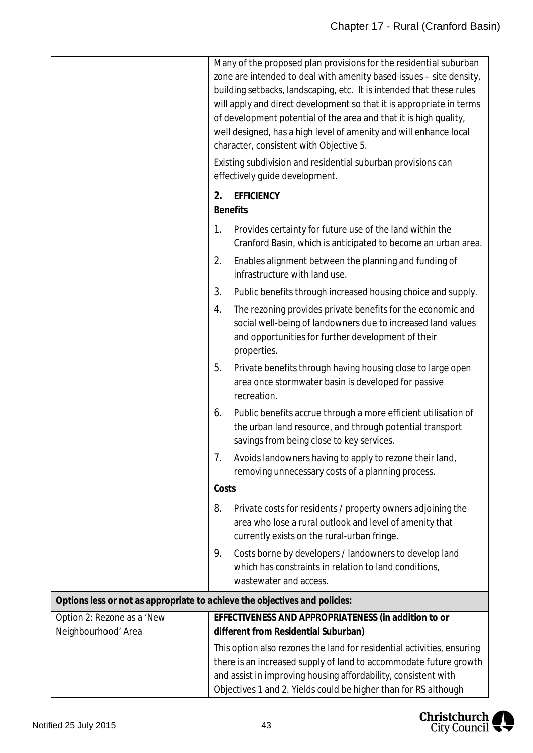| | |
|---|---|
| | Many of the proposed plan provisions for the residential suburban zone are intended to deal with amenity based issues – site density, building setbacks, landscaping, etc. It is intended that these rules will apply and direct development so that it is appropriate in terms of development potential of the area and that it is high quality, well designed, has a high level of amenity and will enhance local character, consistent with Objective 5.<br><br>Existing subdivision and residential suburban provisions can effectively guide development.<br><br>**2. EFFICIENCY**<br>**Benefits**<br><br>1. Provides certainty for future use of the land within the Cranford Basin, which is anticipated to become an urban area.<br>2. Enables alignment between the planning and funding of infrastructure with land use.<br>3. Public benefits through increased housing choice and supply.<br>4. The rezoning provides private benefits for the economic and social well-being of landowners due to increased land values and opportunities for further development of their properties.<br>5. Private benefits through having housing close to large open area once stormwater basin is developed for passive recreation.<br>6. Public benefits accrue through a more efficient utilisation of the urban land resource, and through potential transport savings from being close to key services.<br>7. Avoids landowners having to apply to rezone their land, removing unnecessary costs of a planning process.<br><br>**Costs**<br><br>8. Private costs for residents / property owners adjoining the area who lose a rural outlook and level of amenity that currently exists on the rural-urban fringe.<br>9. Costs borne by developers / landowners to develop land which has constraints in relation to land conditions, wastewater and access. |
| **Options less or not as appropriate to achieve the objectives and policies:** | |
| Option 2: Rezone as a 'New Neighbourhood' Area | **EFFECTIVENESS AND APPROPRIATENESS (in addition to or different from Residential Suburban)**<br><br>This option also rezones the land for residential activities, ensuring there is an increased supply of land to accommodate future growth and assist in improving housing affordability, consistent with Objectives 1 and 2. Yields could be higher than for RS although |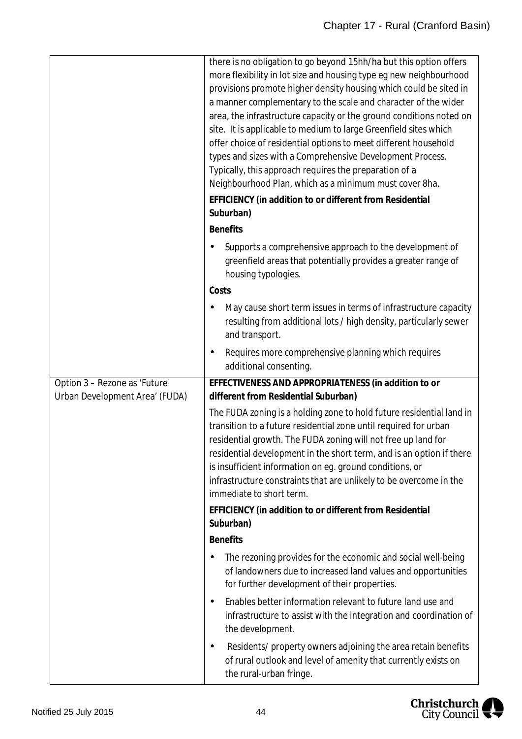| | |
|---|---|
| | there is no obligation to go beyond 15hh/ha but this option offers more flexibility in lot size and housing type eg new neighbourhood provisions promote higher density housing which could be sited in a manner complementary to the scale and character of the wider area, the infrastructure capacity or the ground conditions noted on site. It is applicable to medium to large Greenfield sites which offer choice of residential options to meet different household types and sizes with a Comprehensive Development Process. Typically, this approach requires the preparation of a Neighbourhood Plan, which as a minimum must cover 8ha.<br><br>**EFFICIENCY (in addition to or different from Residential Suburban)**<br><br>**Benefits**<br><br>• Supports a comprehensive approach to the development of greenfield areas that potentially provides a greater range of housing typologies.<br><br>**Costs**<br><br>• May cause short term issues in terms of infrastructure capacity resulting from additional lots / high density, particularly sewer and transport.<br>• Requires more comprehensive planning which requires additional consenting. |
| Option 3 – Rezone as 'Future Urban Development Area' (FUDA) | **EFFECTIVENESS AND APPROPRIATENESS (in addition to or different from Residential Suburban)**<br><br>The FUDA zoning is a holding zone to hold future residential land in transition to a future residential zone until required for urban residential growth. The FUDA zoning will not free up land for residential development in the short term, and is an option if there is insufficient information on eg. ground conditions, or infrastructure constraints that are unlikely to be overcome in the immediate to short term.<br><br>**EFFICIENCY (in addition to or different from Residential Suburban)**<br><br>**Benefits**<br><br>• The rezoning provides for the economic and social well-being of landowners due to increased land values and opportunities for further development of their properties.<br>• Enables better information relevant to future land use and infrastructure to assist with the integration and coordination of the development.<br>• Residents/ property owners adjoining the area retain benefits of rural outlook and level of amenity that currently exists on the rural-urban fringe. |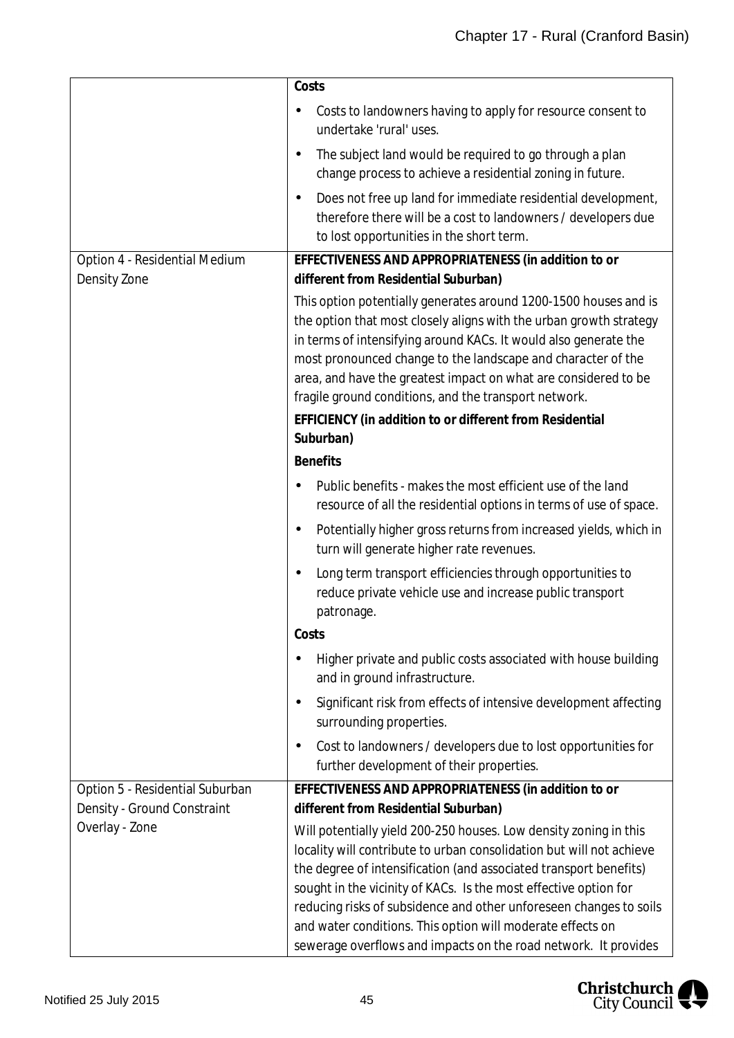| | |
|---|---|
| | **Costs**<br>• Costs to landowners having to apply for resource consent to undertake 'rural' uses.<br>• The subject land would be required to go through a plan change process to achieve a residential zoning in future.<br>• Does not free up land for immediate residential development, therefore there will be a cost to landowners / developers due to lost opportunities in the short term. |
| Option 4 - Residential Medium Density Zone | **EFFECTIVENESS AND APPROPRIATENESS (in addition to or different from Residential Suburban)**<br>This option potentially generates around 1200-1500 houses and is the option that most closely aligns with the urban growth strategy in terms of intensifying around KACs. It would also generate the most pronounced change to the landscape and character of the area, and have the greatest impact on what are considered to be fragile ground conditions, and the transport network.<br>**EFFICIENCY (in addition to or different from Residential Suburban)**<br>**Benefits**<br>• Public benefits - makes the most efficient use of the land resource of all the residential options in terms of use of space.<br>• Potentially higher gross returns from increased yields, which in turn will generate higher rate revenues.<br>• Long term transport efficiencies through opportunities to reduce private vehicle use and increase public transport patronage.<br>**Costs**<br>• Higher private and public costs associated with house building and in ground infrastructure.<br>• Significant risk from effects of intensive development affecting surrounding properties.<br>• Cost to landowners / developers due to lost opportunities for further development of their properties. |
| Option 5 - Residential Suburban Density - Ground Constraint Overlay - Zone | **EFFECTIVENESS AND APPROPRIATENESS (in addition to or different from Residential Suburban)**<br>Will potentially yield 200-250 houses. Low density zoning in this locality will contribute to urban consolidation but will not achieve the degree of intensification (and associated transport benefits) sought in the vicinity of KACs. Is the most effective option for reducing risks of subsidence and other unforeseen changes to soils and water conditions. This option will moderate effects on sewerage overflows and impacts on the road network. It provides |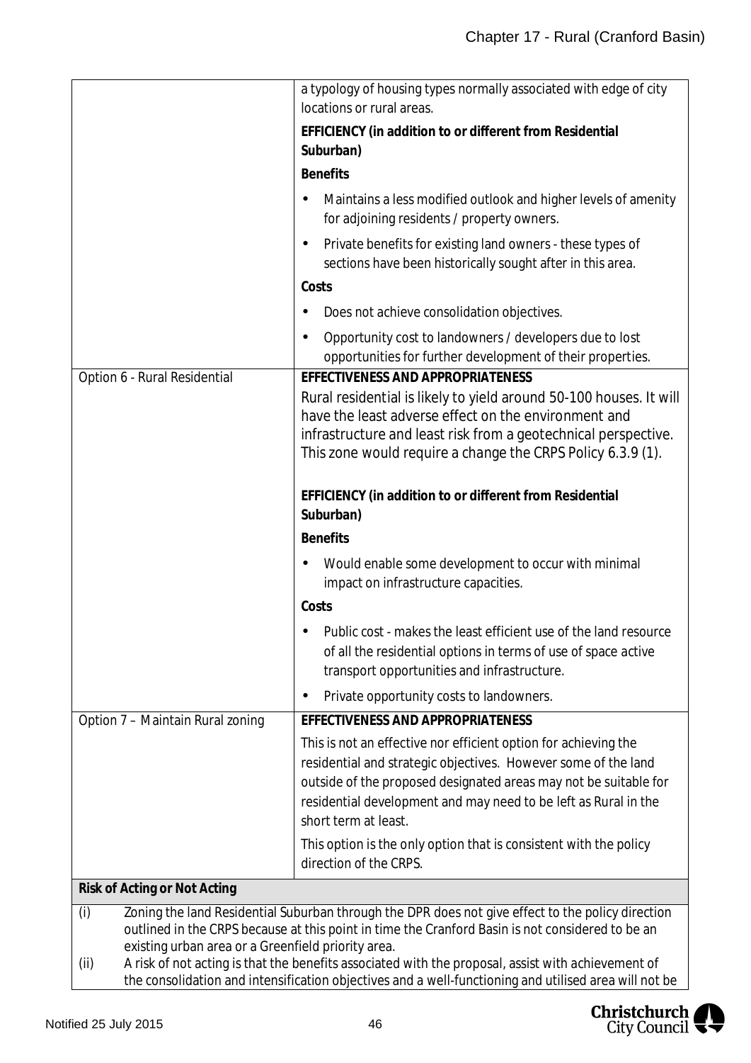| | |
|---|---|
| | a typology of housing types normally associated with edge of city locations or rural areas.<br><br>**EFFICIENCY (in addition to or different from Residential Suburban)**<br><br>**Benefits**<br><br>• Maintains a less modified outlook and higher levels of amenity for adjoining residents / property owners.<br><br>• Private benefits for existing land owners - these types of sections have been historically sought after in this area.<br><br>**Costs**<br><br>• Does not achieve consolidation objectives.<br><br>• Opportunity cost to landowners / developers due to lost opportunities for further development of their properties. |
| Option 6 - Rural Residential | **EFFECTIVENESS AND APPROPRIATENESS**<br><br>Rural residential is likely to yield around 50-100 houses. It will have the least adverse effect on the environment and infrastructure and least risk from a geotechnical perspective. This zone would require a change the CRPS Policy 6.3.9 (1).<br><br>**EFFICIENCY (in addition to or different from Residential Suburban)**<br><br>**Benefits**<br><br>• Would enable some development to occur with minimal impact on infrastructure capacities.<br><br>**Costs**<br><br>• Public cost - makes the least efficient use of the land resource of all the residential options in terms of use of space active transport opportunities and infrastructure.<br><br>• Private opportunity costs to landowners. |
| Option 7 – Maintain Rural zoning | **EFFECTIVENESS AND APPROPRIATENESS**<br><br>This is not an effective nor efficient option for achieving the residential and strategic objectives. However some of the land outside of the proposed designated areas may not be suitable for residential development and may need to be left as Rural in the short term at least.<br><br>This option is the only option that is consistent with the policy direction of the CRPS. |
| **Risk of Acting or Not Acting** | |
| (i) Zoning the land Residential Suburban through the DPR does not give effect to the policy direction outlined in the CRPS because at this point in time the Cranford Basin is not considered to be an existing urban area or a Greenfield priority area.<br><br>(ii) A risk of not acting is that the benefits associated with the proposal, assist with achievement of the consolidation and intensification objectives and a well-functioning and utilised area will not be | |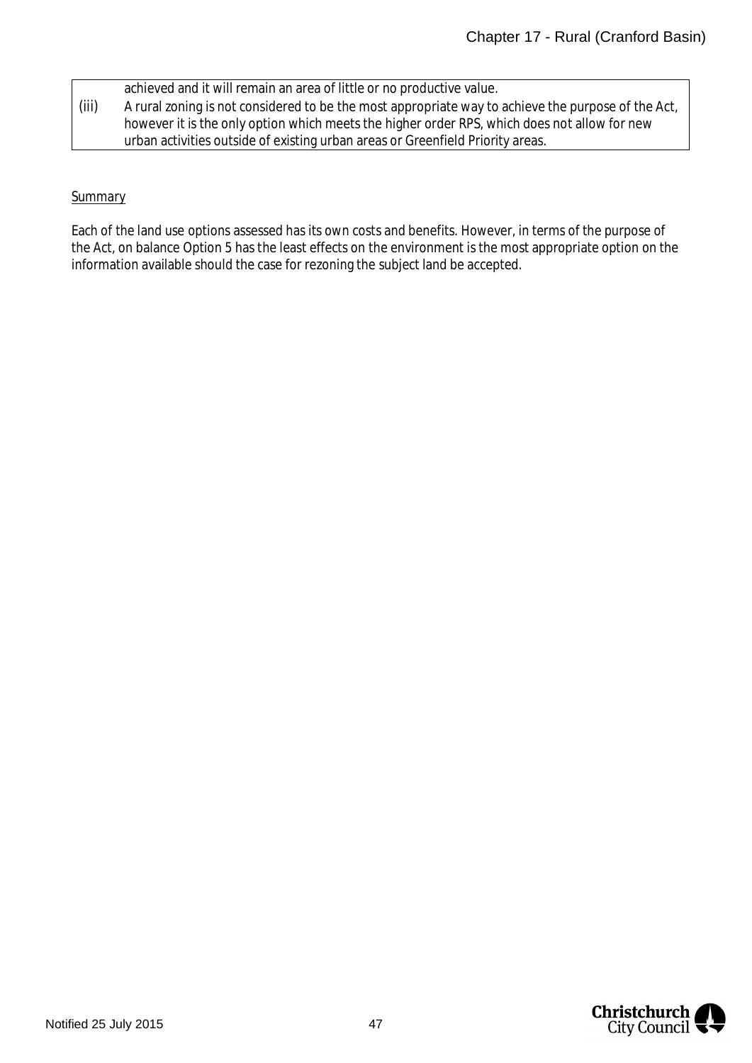| | |
|---|---|
| | achieved and it will remain an area of little or no productive value. |
| (iii) | A rural zoning is not considered to be the most appropriate way to achieve the purpose of the Act, however it is the only option which meets the higher order RPS, which does not allow for new urban activities outside of existing urban areas or Greenfield Priority areas. |

Summary

Each of the land use options assessed has its own costs and benefits. However, in terms of the purpose of the Act, on balance Option 5 has the least effects on the environment is the most appropriate option on the information available should the case for rezoning the subject land be accepted.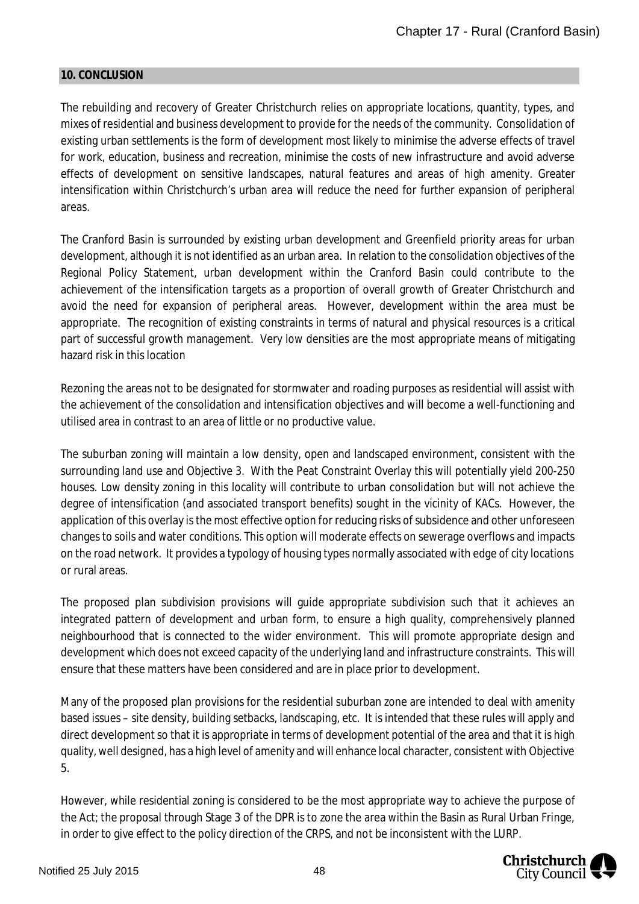## 10. CONCLUSION

The rebuilding and recovery of Greater Christchurch relies on appropriate locations, quantity, types, and mixes of residential and business development to provide for the needs of the community. Consolidation of existing urban settlements is the form of development most likely to minimise the adverse effects of travel for work, education, business and recreation, minimise the costs of new infrastructure and avoid adverse effects of development on sensitive landscapes, natural features and areas of high amenity. Greater intensification within Christchurch's urban area will reduce the need for further expansion of peripheral areas.

The Cranford Basin is surrounded by existing urban development and Greenfield priority areas for urban development, although it is not identified as an urban area. In relation to the consolidation objectives of the Regional Policy Statement, urban development within the Cranford Basin could contribute to the achievement of the intensification targets as a proportion of overall growth of Greater Christchurch and avoid the need for expansion of peripheral areas. However, development within the area must be appropriate. The recognition of existing constraints in terms of natural and physical resources is a critical part of successful growth management. Very low densities are the most appropriate means of mitigating hazard risk in this location

Rezoning the areas not to be designated for stormwater and roading purposes as residential will assist with the achievement of the consolidation and intensification objectives and will become a well-functioning and utilised area in contrast to an area of little or no productive value.

The suburban zoning will maintain a low density, open and landscaped environment, consistent with the surrounding land use and Objective 3. With the Peat Constraint Overlay this will potentially yield 200-250 houses. Low density zoning in this locality will contribute to urban consolidation but will not achieve the degree of intensification (and associated transport benefits) sought in the vicinity of KACs. However, the application of this overlay is the most effective option for reducing risks of subsidence and other unforeseen changes to soils and water conditions. This option will moderate effects on sewerage overflows and impacts on the road network. It provides a typology of housing types normally associated with edge of city locations or rural areas.

The proposed plan subdivision provisions will guide appropriate subdivision such that it achieves an integrated pattern of development and urban form, to ensure a high quality, comprehensively planned neighbourhood that is connected to the wider environment. This will promote appropriate design and development which does not exceed capacity of the underlying land and infrastructure constraints. This will ensure that these matters have been considered and are in place prior to development.

Many of the proposed plan provisions for the residential suburban zone are intended to deal with amenity based issues – site density, building setbacks, landscaping, etc. It is intended that these rules will apply and direct development so that it is appropriate in terms of development potential of the area and that it is high quality, well designed, has a high level of amenity and will enhance local character, consistent with Objective 5.

However, while residential zoning is considered to be the most appropriate way to achieve the purpose of the Act; the proposal through Stage 3 of the DPR is to zone the area within the Basin as Rural Urban Fringe, in order to give effect to the policy direction of the CRPS, and not be inconsistent with the LURP.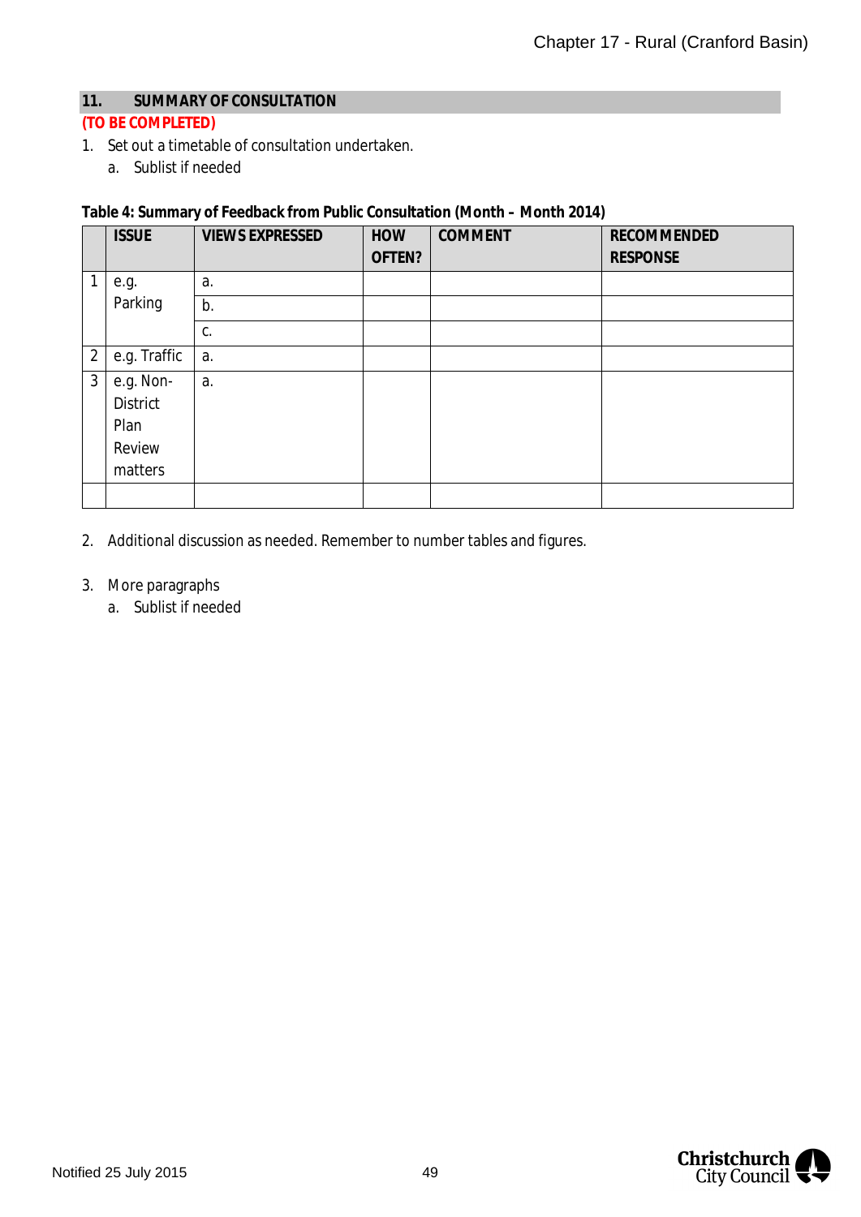## 11. SUMMARY OF CONSULTATION

**(TO BE COMPLETED)**

1. Set out a timetable of consultation undertaken.
   a. Sublist if needed

**Table 4: Summary of Feedback from Public Consultation (Month – Month 2014)**

| | ISSUE | VIEWS EXPRESSED | HOW OFTEN? | COMMENT | RECOMMENDED RESPONSE |
|---|---|---|---|---|---|
| 1 | e.g. Parking | a. | | | |
| | | b. | | | |
| | | c. | | | |
| 2 | e.g. Traffic | a. | | | |
| 3 | e.g. Non-District Plan Review matters | a. | | | |
| | | | | | |

2. Additional discussion as needed. Remember to number tables and figures.

3. More paragraphs
   a. Sublist if needed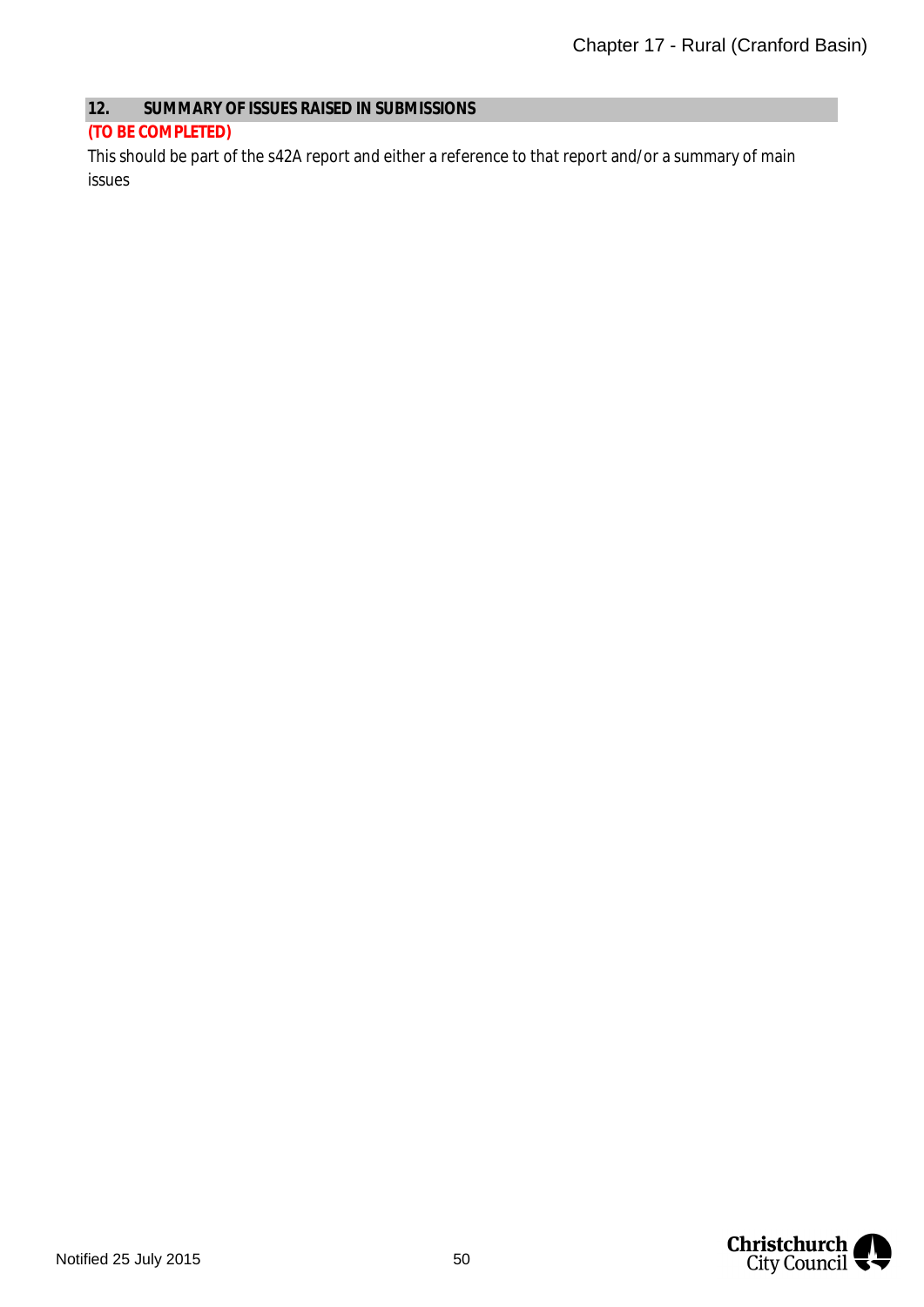## 12. SUMMARY OF ISSUES RAISED IN SUBMISSIONS

***(TO BE COMPLETED)***

This should be part of the s42A report and either a reference to that report and/or a summary of main issues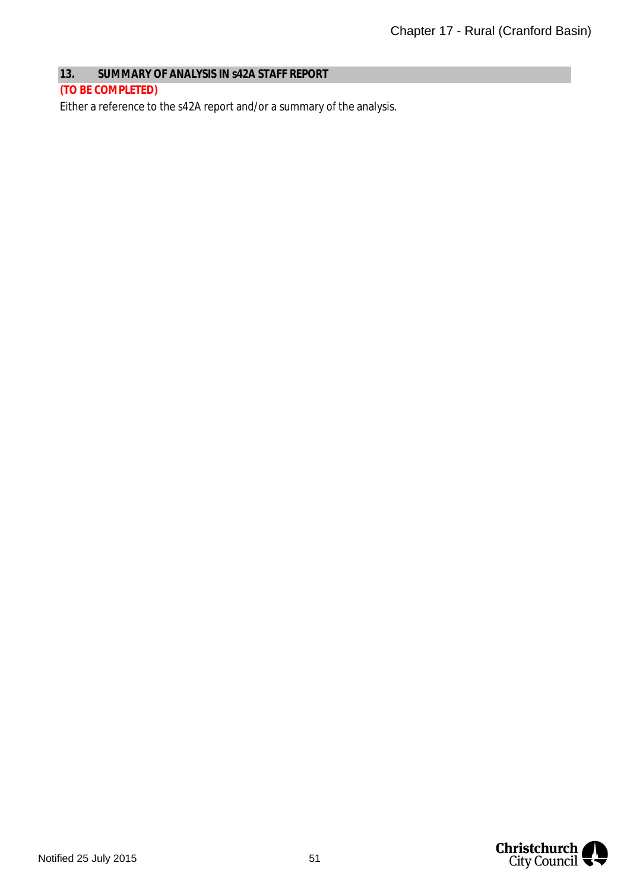## 13. SUMMARY OF ANALYSIS IN s42A STAFF REPORT

**(TO BE COMPLETED)**

Either a reference to the s42A report and/or a summary of the analysis.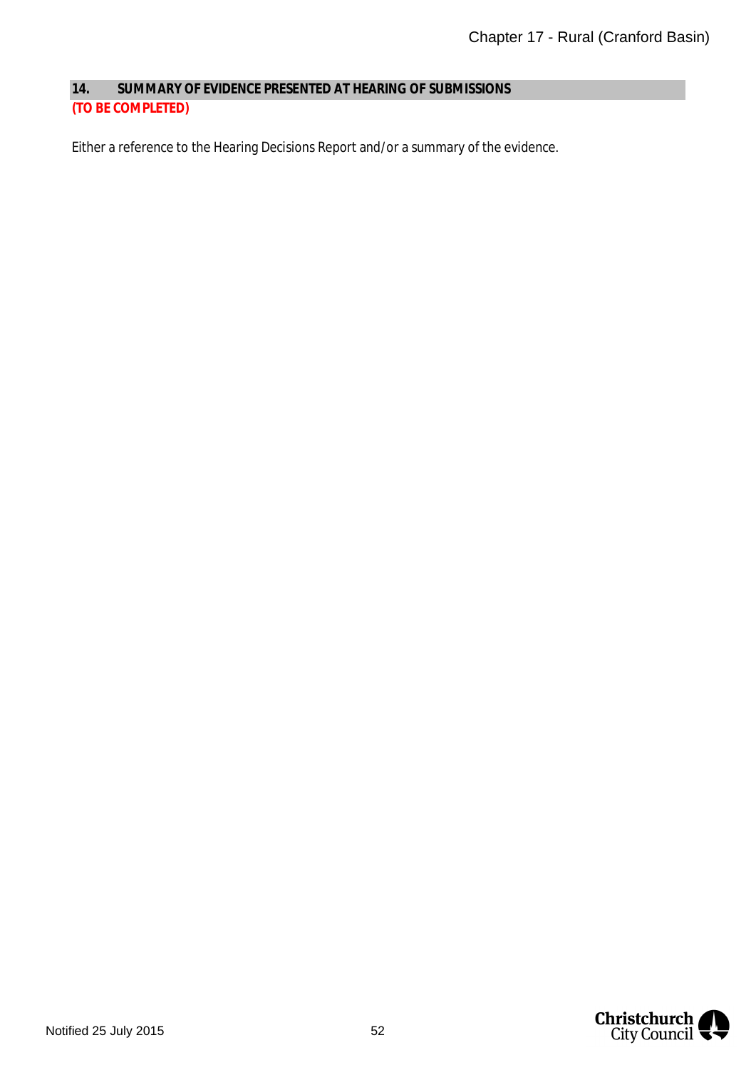## 14. SUMMARY OF EVIDENCE PRESENTED AT HEARING OF SUBMISSIONS

***(TO BE COMPLETED)***

Either a reference to the Hearing Decisions Report and/or a summary of the evidence.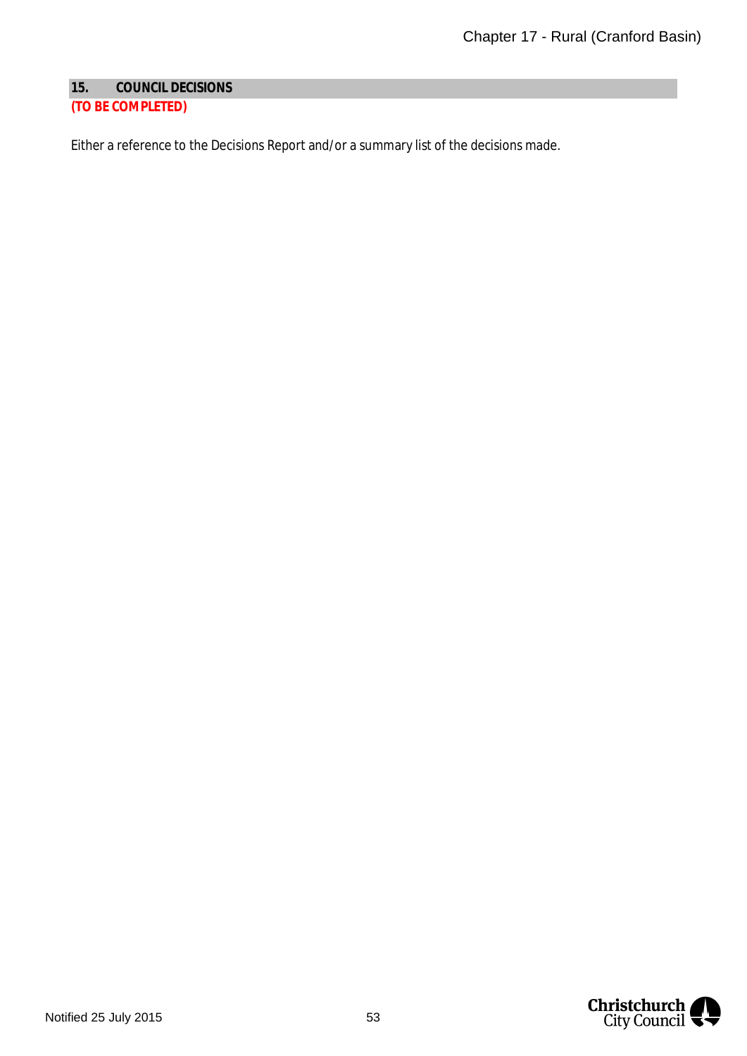## 15. COUNCIL DECISIONS

**(TO BE COMPLETED)**

Either a reference to the Decisions Report and/or a summary list of the decisions made.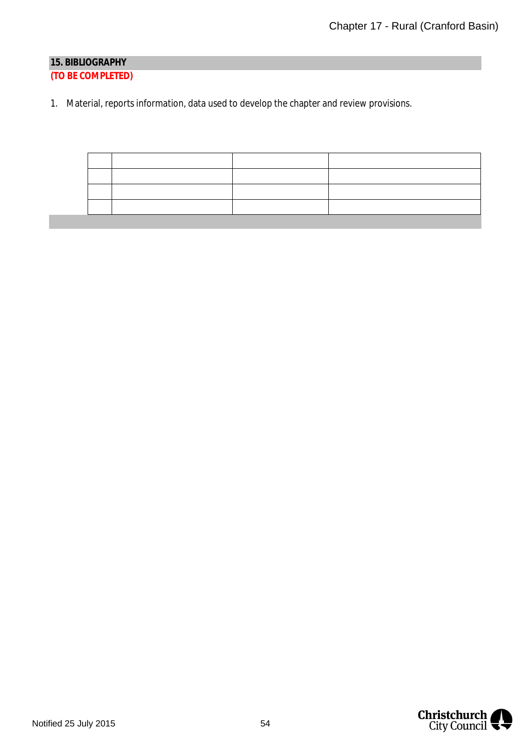## 15. BIBLIOGRAPHY

**(TO BE COMPLETED)**

1. Material, reports information, data used to develop the chapter and review provisions.

| | | | |
|---|---|---|---|
| | | | |
| | | | |
| | | | |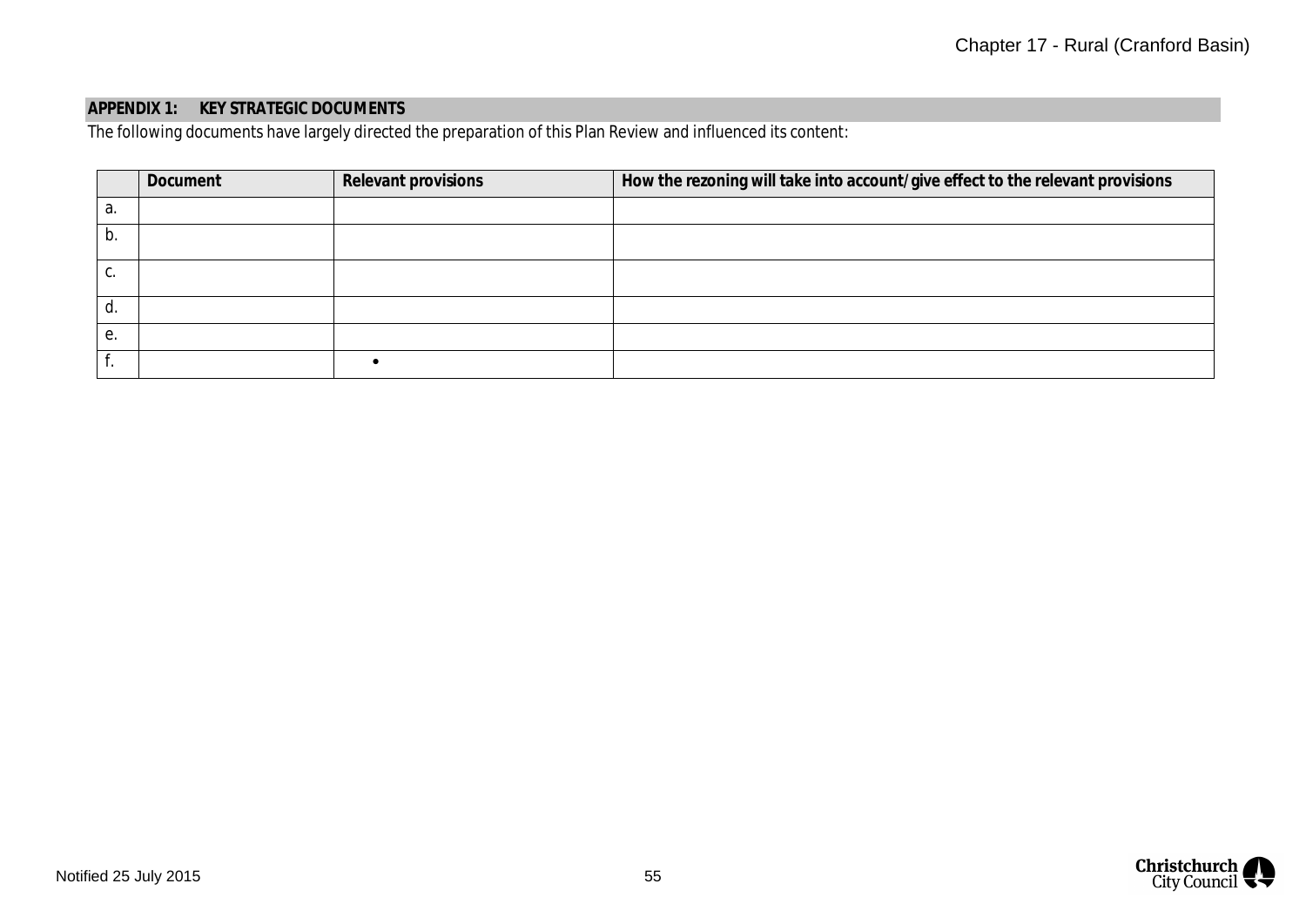**APPENDIX 1: KEY STRATEGIC DOCUMENTS**

The following documents have largely directed the preparation of this Plan Review and influenced its content:

| | Document | Relevant provisions | How the rezoning will take into account/give effect to the relevant provisions |
|---|---|---|---|
| a. | | | |
| b. | | | |
| c. | | | |
| d. | | | |
| e. | | | |
| f. | | • | |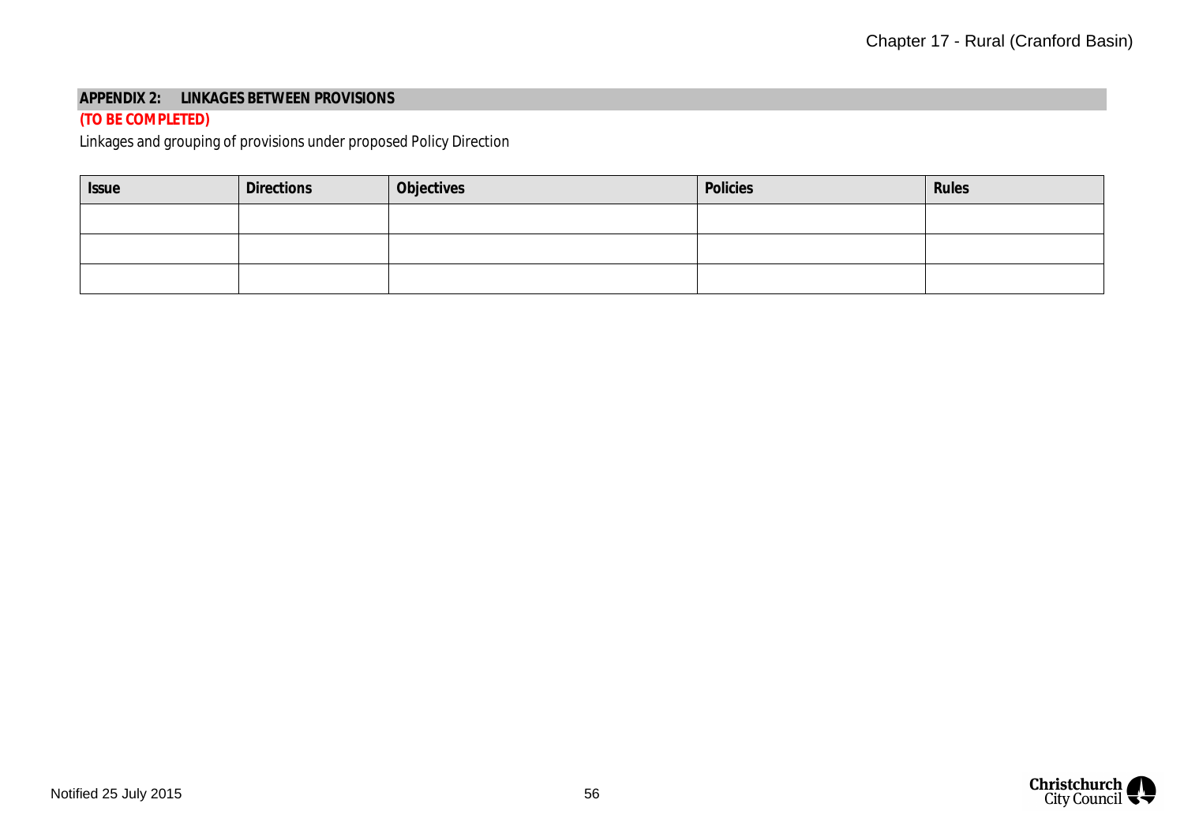## APPENDIX 2: LINKAGES BETWEEN PROVISIONS

**(TO BE COMPLETED)**

Linkages and grouping of provisions under proposed Policy Direction

| Issue | Directions | Objectives | Policies | Rules |
|---|---|---|---|---|
| | | | | |
| | | | | |
| | | | | |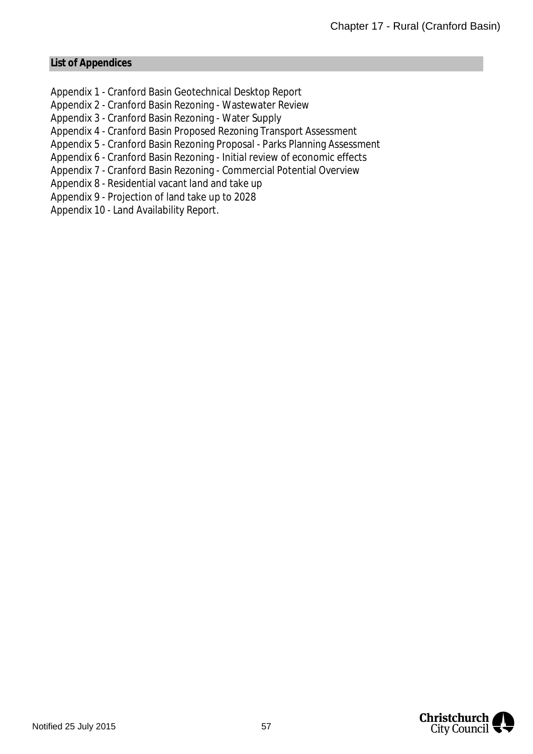## List of Appendices

Appendix 1 - Cranford Basin Geotechnical Desktop Report
Appendix 2 - Cranford Basin Rezoning - Wastewater Review
Appendix 3 - Cranford Basin Rezoning - Water Supply
Appendix 4 - Cranford Basin Proposed Rezoning Transport Assessment
Appendix 5 - Cranford Basin Rezoning Proposal - Parks Planning Assessment
Appendix 6 - Cranford Basin Rezoning - Initial review of economic effects
Appendix 7 - Cranford Basin Rezoning - Commercial Potential Overview
Appendix 8 - Residential vacant land and take up
Appendix 9 - Projection of land take up to 2028
Appendix 10 - Land Availability Report.